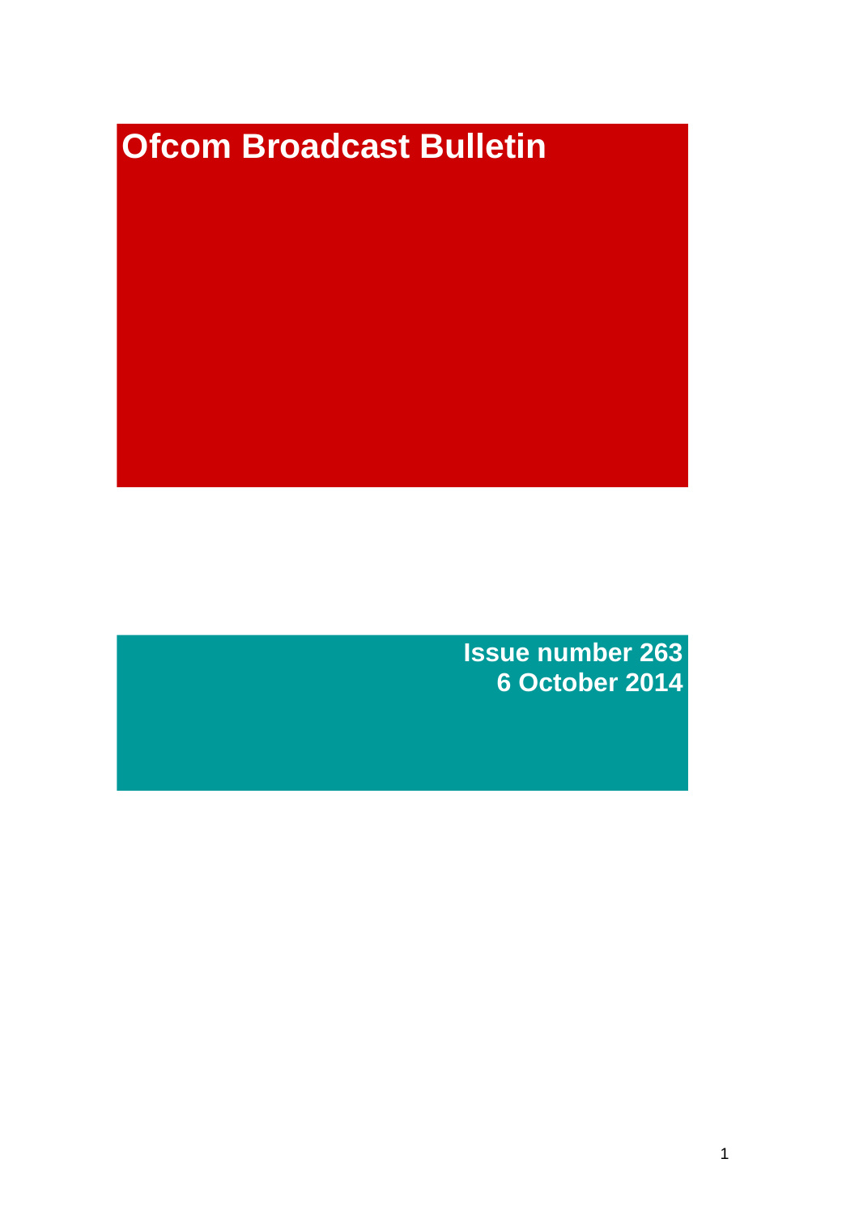# Ofcom Broadcast Bulletin

**Issue number 263**
**6 October 2014**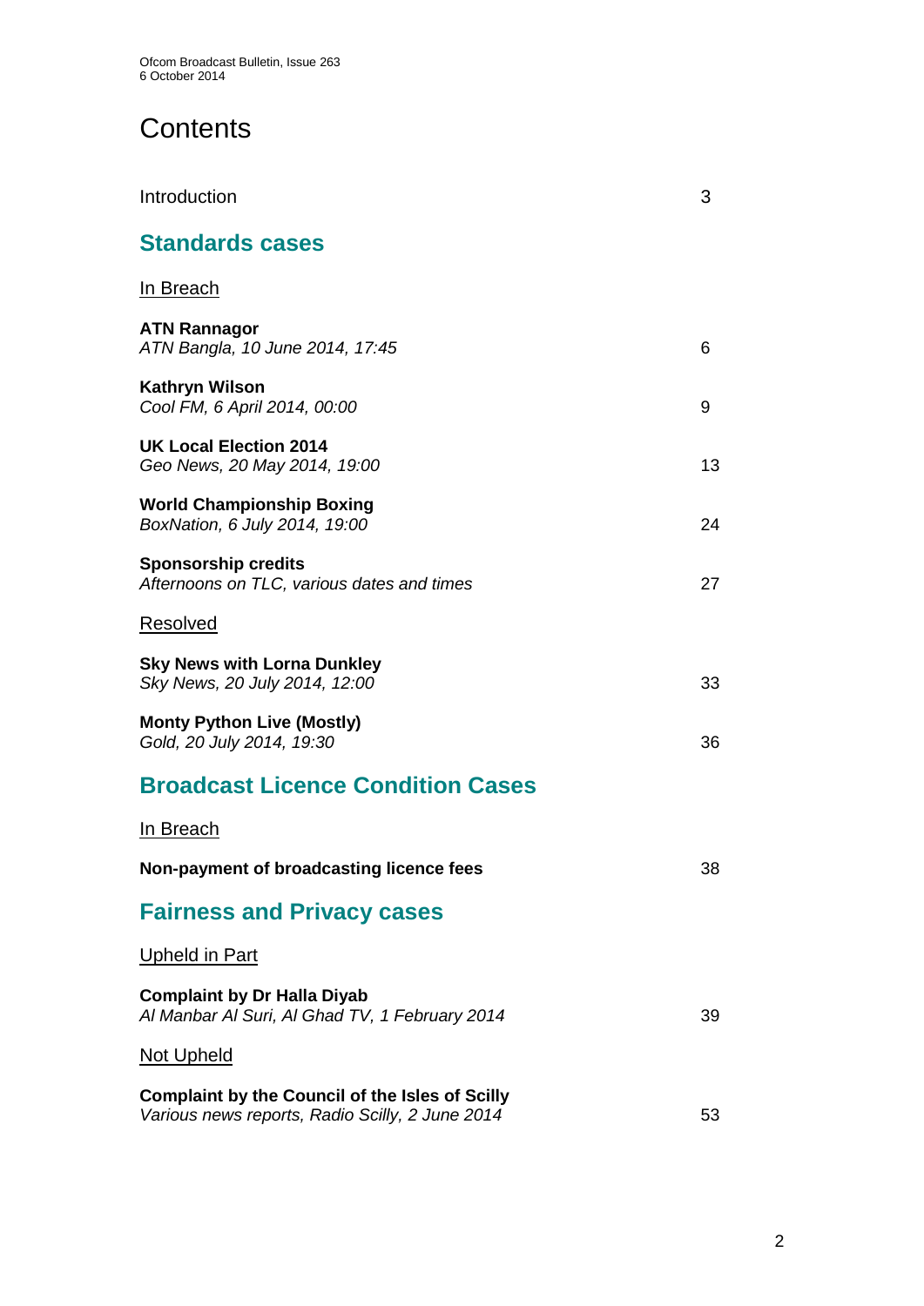# Contents

Introduction 3

## Standards cases

In Breach

**ATN Rannagor**
*ATN Bangla, 10 June 2014, 17:45* 6

**Kathryn Wilson**
*Cool FM, 6 April 2014, 00:00* 9

**UK Local Election 2014**
*Geo News, 20 May 2014, 19:00* 13

**World Championship Boxing**
*BoxNation, 6 July 2014, 19:00* 24

**Sponsorship credits**
*Afternoons on TLC, various dates and times* 27

Resolved

**Sky News with Lorna Dunkley**
*Sky News, 20 July 2014, 12:00* 33

**Monty Python Live (Mostly)**
*Gold, 20 July 2014, 19:30* 36

## Broadcast Licence Condition Cases

In Breach

**Non-payment of broadcasting licence fees** 38

## Fairness and Privacy cases

Upheld in Part

**Complaint by Dr Halla Diyab**
*Al Manbar Al Suri, Al Ghad TV, 1 February 2014* 39

Not Upheld

**Complaint by the Council of the Isles of Scilly**
*Various news reports, Radio Scilly, 2 June 2014* 53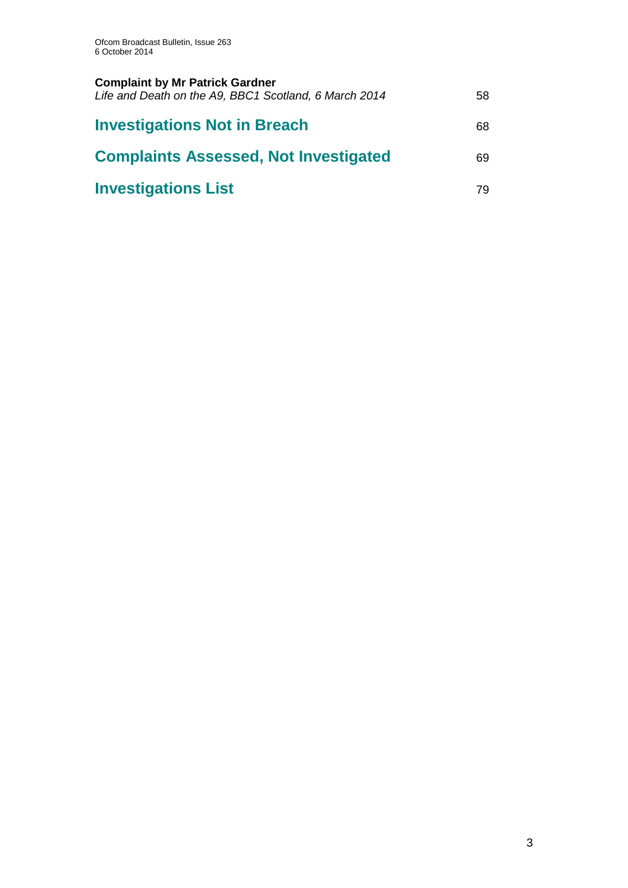**Complaint by Mr Patrick Gardner**
*Life and Death on the A9, BBC1 Scotland, 6 March 2014* 58

## Investigations Not in Breach 68

## Complaints Assessed, Not Investigated 69

## Investigations List 79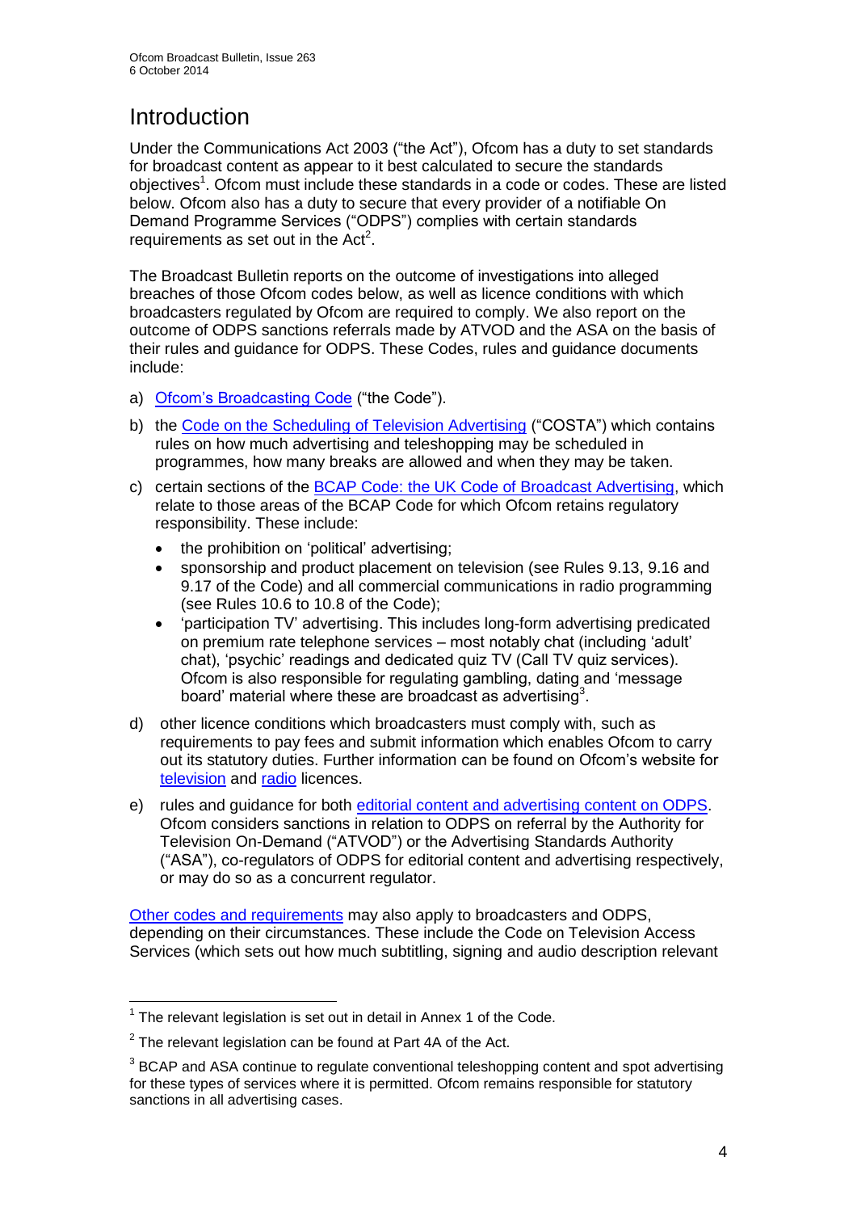# Introduction

Under the Communications Act 2003 ("the Act"), Ofcom has a duty to set standards for broadcast content as appear to it best calculated to secure the standards objectives[1]. Ofcom must include these standards in a code or codes. These are listed below. Ofcom also has a duty to secure that every provider of a notifiable On Demand Programme Services ("ODPS") complies with certain standards requirements as set out in the Act[2].

The Broadcast Bulletin reports on the outcome of investigations into alleged breaches of those Ofcom codes below, as well as licence conditions with which broadcasters regulated by Ofcom are required to comply. We also report on the outcome of ODPS sanctions referrals made by ATVOD and the ASA on the basis of their rules and guidance for ODPS. These Codes, rules and guidance documents include:

a) Ofcom's Broadcasting Code ("the Code").

b) the Code on the Scheduling of Television Advertising ("COSTA") which contains rules on how much advertising and teleshopping may be scheduled in programmes, how many breaks are allowed and when they may be taken.

c) certain sections of the BCAP Code: the UK Code of Broadcast Advertising, which relate to those areas of the BCAP Code for which Ofcom retains regulatory responsibility. These include:
   - the prohibition on 'political' advertising;
   - sponsorship and product placement on television (see Rules 9.13, 9.16 and 9.17 of the Code) and all commercial communications in radio programming (see Rules 10.6 to 10.8 of the Code);
   - 'participation TV' advertising. This includes long-form advertising predicated on premium rate telephone services – most notably chat (including 'adult' chat), 'psychic' readings and dedicated quiz TV (Call TV quiz services). Ofcom is also responsible for regulating gambling, dating and 'message board' material where these are broadcast as advertising[3].

d) other licence conditions which broadcasters must comply with, such as requirements to pay fees and submit information which enables Ofcom to carry out its statutory duties. Further information can be found on Ofcom's website for television and radio licences.

e) rules and guidance for both editorial content and advertising content on ODPS. Ofcom considers sanctions in relation to ODPS on referral by the Authority for Television On-Demand ("ATVOD") or the Advertising Standards Authority ("ASA"), co-regulators of ODPS for editorial content and advertising respectively, or may do so as a concurrent regulator.

Other codes and requirements may also apply to broadcasters and ODPS, depending on their circumstances. These include the Code on Television Access Services (which sets out how much subtitling, signing and audio description relevant

---

[1] The relevant legislation is set out in detail in Annex 1 of the Code.

[2] The relevant legislation can be found at Part 4A of the Act.

[3] BCAP and ASA continue to regulate conventional teleshopping content and spot advertising for these types of services where it is permitted. Ofcom remains responsible for statutory sanctions in all advertising cases.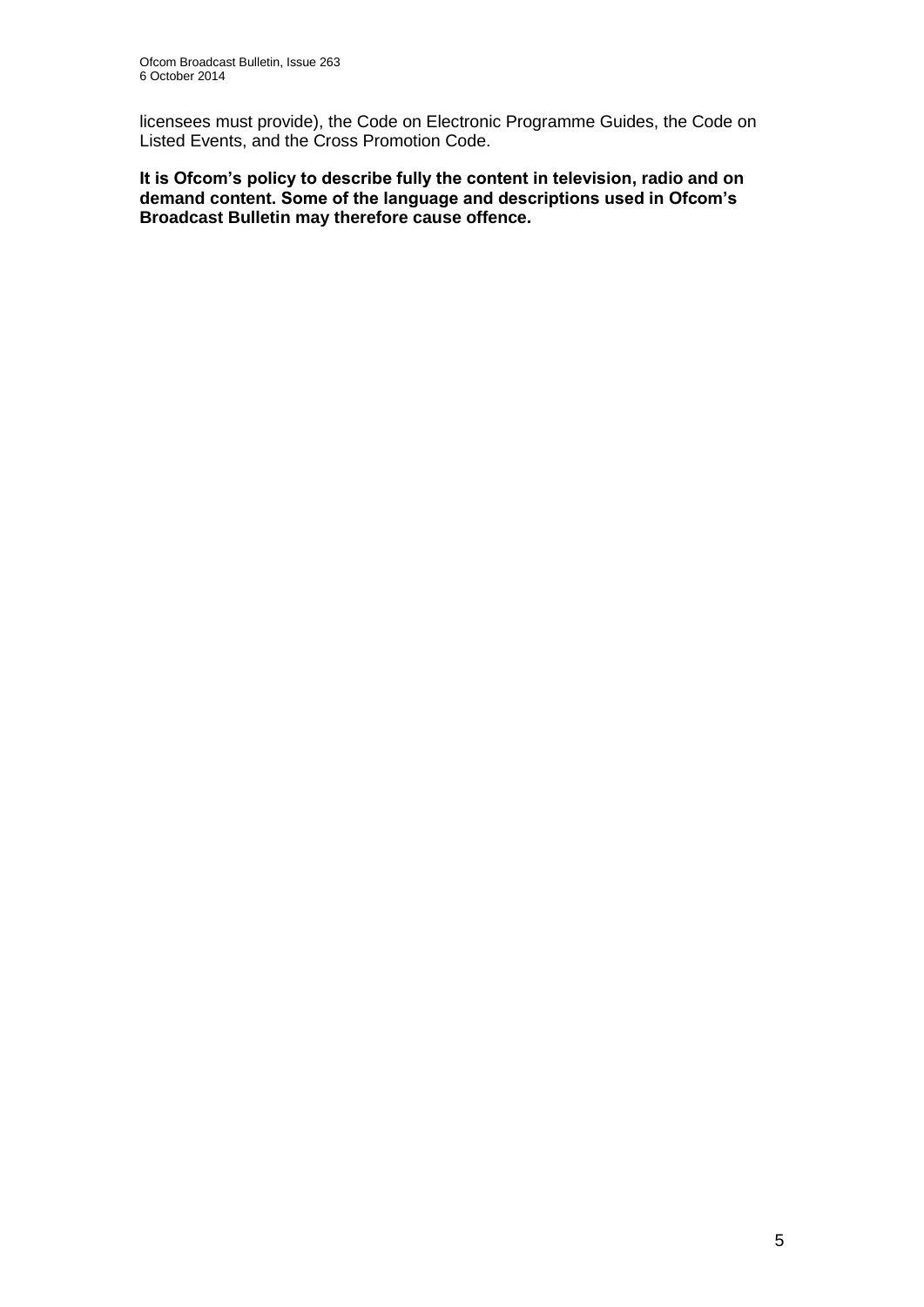licensees must provide), the Code on Electronic Programme Guides, the Code on Listed Events, and the Cross Promotion Code.

**It is Ofcom's policy to describe fully the content in television, radio and on demand content. Some of the language and descriptions used in Ofcom's Broadcast Bulletin may therefore cause offence.**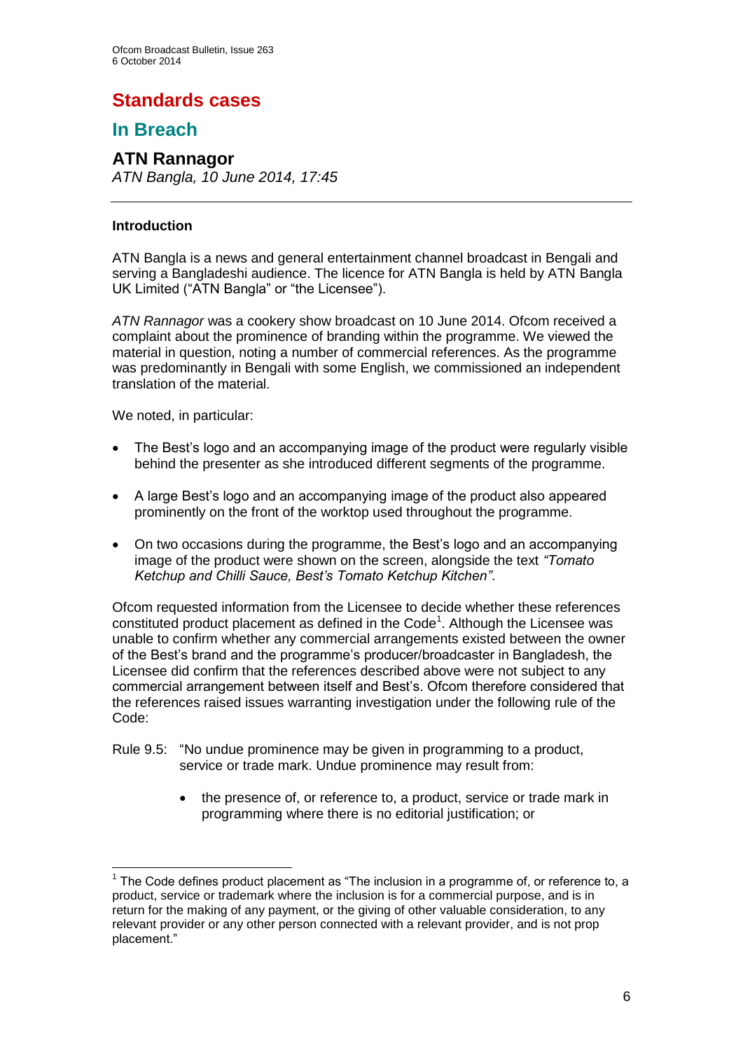# Standards cases

## In Breach

### ATN Rannagor

*ATN Bangla, 10 June 2014, 17:45*

---

**Introduction**

ATN Bangla is a news and general entertainment channel broadcast in Bengali and serving a Bangladeshi audience. The licence for ATN Bangla is held by ATN Bangla UK Limited ("ATN Bangla" or "the Licensee").

*ATN Rannagor* was a cookery show broadcast on 10 June 2014. Ofcom received a complaint about the prominence of branding within the programme. We viewed the material in question, noting a number of commercial references. As the programme was predominantly in Bengali with some English, we commissioned an independent translation of the material.

We noted, in particular:

- The Best's logo and an accompanying image of the product were regularly visible behind the presenter as she introduced different segments of the programme.
- A large Best's logo and an accompanying image of the product also appeared prominently on the front of the worktop used throughout the programme.
- On two occasions during the programme, the Best's logo and an accompanying image of the product were shown on the screen, alongside the text *"Tomato Ketchup and Chilli Sauce, Best's Tomato Ketchup Kitchen"*.

Ofcom requested information from the Licensee to decide whether these references constituted product placement as defined in the Code[1]. Although the Licensee was unable to confirm whether any commercial arrangements existed between the owner of the Best's brand and the programme's producer/broadcaster in Bangladesh, the Licensee did confirm that the references described above were not subject to any commercial arrangement between itself and Best's. Ofcom therefore considered that the references raised issues warranting investigation under the following rule of the Code:

Rule 9.5: "No undue prominence may be given in programming to a product, service or trade mark. Undue prominence may result from:

- the presence of, or reference to, a product, service or trade mark in programming where there is no editorial justification; or

---

[1] The Code defines product placement as "The inclusion in a programme of, or reference to, a product, service or trademark where the inclusion is for a commercial purpose, and is in return for the making of any payment, or the giving of other valuable consideration, to any relevant provider or any other person connected with a relevant provider, and is not prop placement."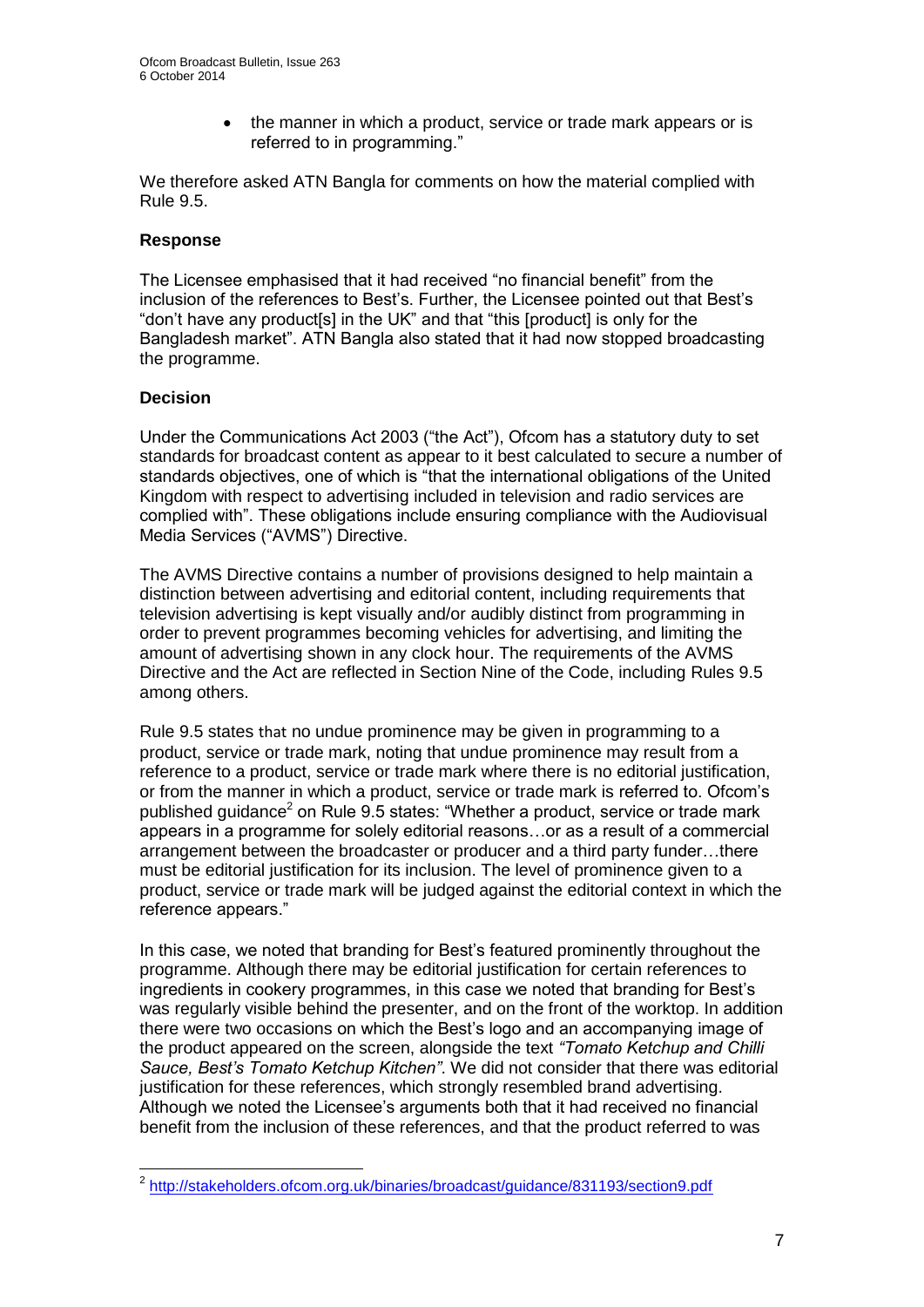- the manner in which a product, service or trade mark appears or is referred to in programming."

We therefore asked ATN Bangla for comments on how the material complied with Rule 9.5.

**Response**

The Licensee emphasised that it had received "no financial benefit" from the inclusion of the references to Best's. Further, the Licensee pointed out that Best's "don't have any product[s] in the UK" and that "this [product] is only for the Bangladesh market". ATN Bangla also stated that it had now stopped broadcasting the programme.

**Decision**

Under the Communications Act 2003 ("the Act"), Ofcom has a statutory duty to set standards for broadcast content as appear to it best calculated to secure a number of standards objectives, one of which is "that the international obligations of the United Kingdom with respect to advertising included in television and radio services are complied with". These obligations include ensuring compliance with the Audiovisual Media Services ("AVMS") Directive.

The AVMS Directive contains a number of provisions designed to help maintain a distinction between advertising and editorial content, including requirements that television advertising is kept visually and/or audibly distinct from programming in order to prevent programmes becoming vehicles for advertising, and limiting the amount of advertising shown in any clock hour. The requirements of the AVMS Directive and the Act are reflected in Section Nine of the Code, including Rules 9.5 among others.

Rule 9.5 states that no undue prominence may be given in programming to a product, service or trade mark, noting that undue prominence may result from a reference to a product, service or trade mark where there is no editorial justification, or from the manner in which a product, service or trade mark is referred to. Ofcom's published guidance[2] on Rule 9.5 states: "Whether a product, service or trade mark appears in a programme for solely editorial reasons…or as a result of a commercial arrangement between the broadcaster or producer and a third party funder…there must be editorial justification for its inclusion. The level of prominence given to a product, service or trade mark will be judged against the editorial context in which the reference appears."

In this case, we noted that branding for Best's featured prominently throughout the programme. Although there may be editorial justification for certain references to ingredients in cookery programmes, in this case we noted that branding for Best's was regularly visible behind the presenter, and on the front of the worktop. In addition there were two occasions on which the Best's logo and an accompanying image of the product appeared on the screen, alongside the text *"Tomato Ketchup and Chilli Sauce, Best's Tomato Ketchup Kitchen"*. We did not consider that there was editorial justification for these references, which strongly resembled brand advertising. Although we noted the Licensee's arguments both that it had received no financial benefit from the inclusion of these references, and that the product referred to was

[2] http://stakeholders.ofcom.org.uk/binaries/broadcast/guidance/831193/section9.pdf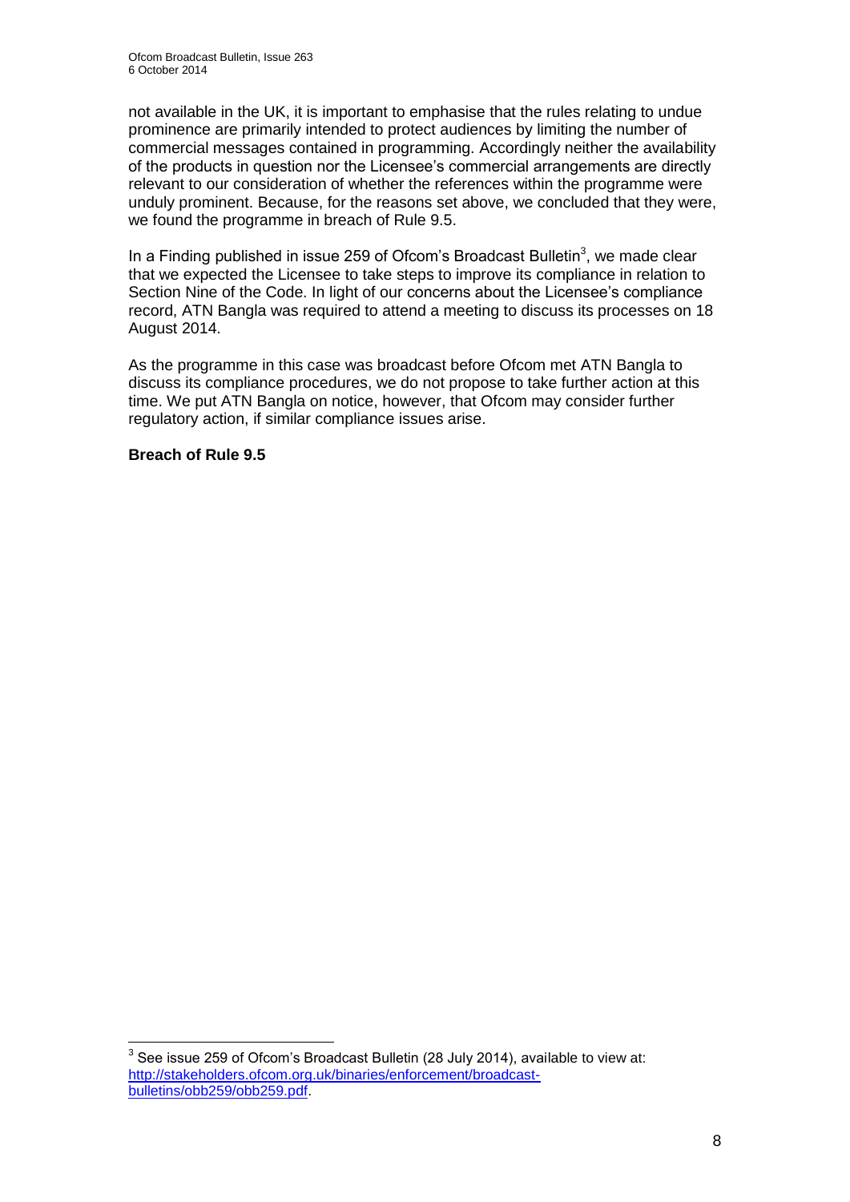not available in the UK, it is important to emphasise that the rules relating to undue prominence are primarily intended to protect audiences by limiting the number of commercial messages contained in programming. Accordingly neither the availability of the products in question nor the Licensee's commercial arrangements are directly relevant to our consideration of whether the references within the programme were unduly prominent. Because, for the reasons set above, we concluded that they were, we found the programme in breach of Rule 9.5.

In a Finding published in issue 259 of Ofcom's Broadcast Bulletin[3], we made clear that we expected the Licensee to take steps to improve its compliance in relation to Section Nine of the Code. In light of our concerns about the Licensee's compliance record, ATN Bangla was required to attend a meeting to discuss its processes on 18 August 2014.

As the programme in this case was broadcast before Ofcom met ATN Bangla to discuss its compliance procedures, we do not propose to take further action at this time. We put ATN Bangla on notice, however, that Ofcom may consider further regulatory action, if similar compliance issues arise.

**Breach of Rule 9.5**

---

[3] See issue 259 of Ofcom's Broadcast Bulletin (28 July 2014), available to view at: http://stakeholders.ofcom.org.uk/binaries/enforcement/broadcast-bulletins/obb259/obb259.pdf.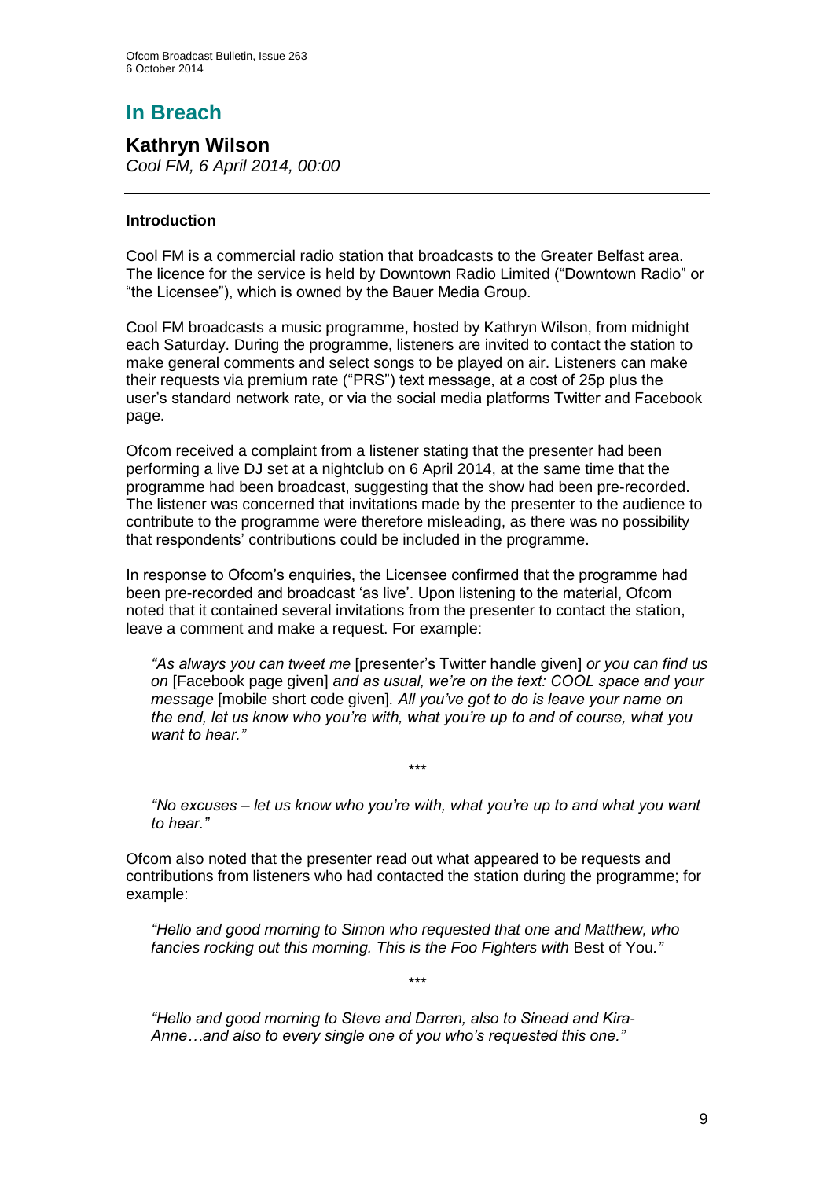# In Breach

## Kathryn Wilson

*Cool FM, 6 April 2014, 00:00*

---

### Introduction

Cool FM is a commercial radio station that broadcasts to the Greater Belfast area. The licence for the service is held by Downtown Radio Limited ("Downtown Radio" or "the Licensee"), which is owned by the Bauer Media Group.

Cool FM broadcasts a music programme, hosted by Kathryn Wilson, from midnight each Saturday. During the programme, listeners are invited to contact the station to make general comments and select songs to be played on air. Listeners can make their requests via premium rate ("PRS") text message, at a cost of 25p plus the user's standard network rate, or via the social media platforms Twitter and Facebook page.

Ofcom received a complaint from a listener stating that the presenter had been performing a live DJ set at a nightclub on 6 April 2014, at the same time that the programme had been broadcast, suggesting that the show had been pre-recorded. The listener was concerned that invitations made by the presenter to the audience to contribute to the programme were therefore misleading, as there was no possibility that respondents' contributions could be included in the programme.

In response to Ofcom's enquiries, the Licensee confirmed that the programme had been pre-recorded and broadcast 'as live'. Upon listening to the material, Ofcom noted that it contained several invitations from the presenter to contact the station, leave a comment and make a request. For example:

> *"As always you can tweet me* [presenter's Twitter handle given] *or you can find us on* [Facebook page given] *and as usual, we're on the text: COOL space and your message* [mobile short code given]*. All you've got to do is leave your name on the end, let us know who you're with, what you're up to and of course, what you want to hear."*
>
> \*\*\*
>
> *"No excuses – let us know who you're with, what you're up to and what you want to hear."*

Ofcom also noted that the presenter read out what appeared to be requests and contributions from listeners who had contacted the station during the programme; for example:

> *"Hello and good morning to Simon who requested that one and Matthew, who fancies rocking out this morning. This is the Foo Fighters with* Best of You*."*
>
> \*\*\*
>
> *"Hello and good morning to Steve and Darren, also to Sinead and Kira-Anne…and also to every single one of you who's requested this one."*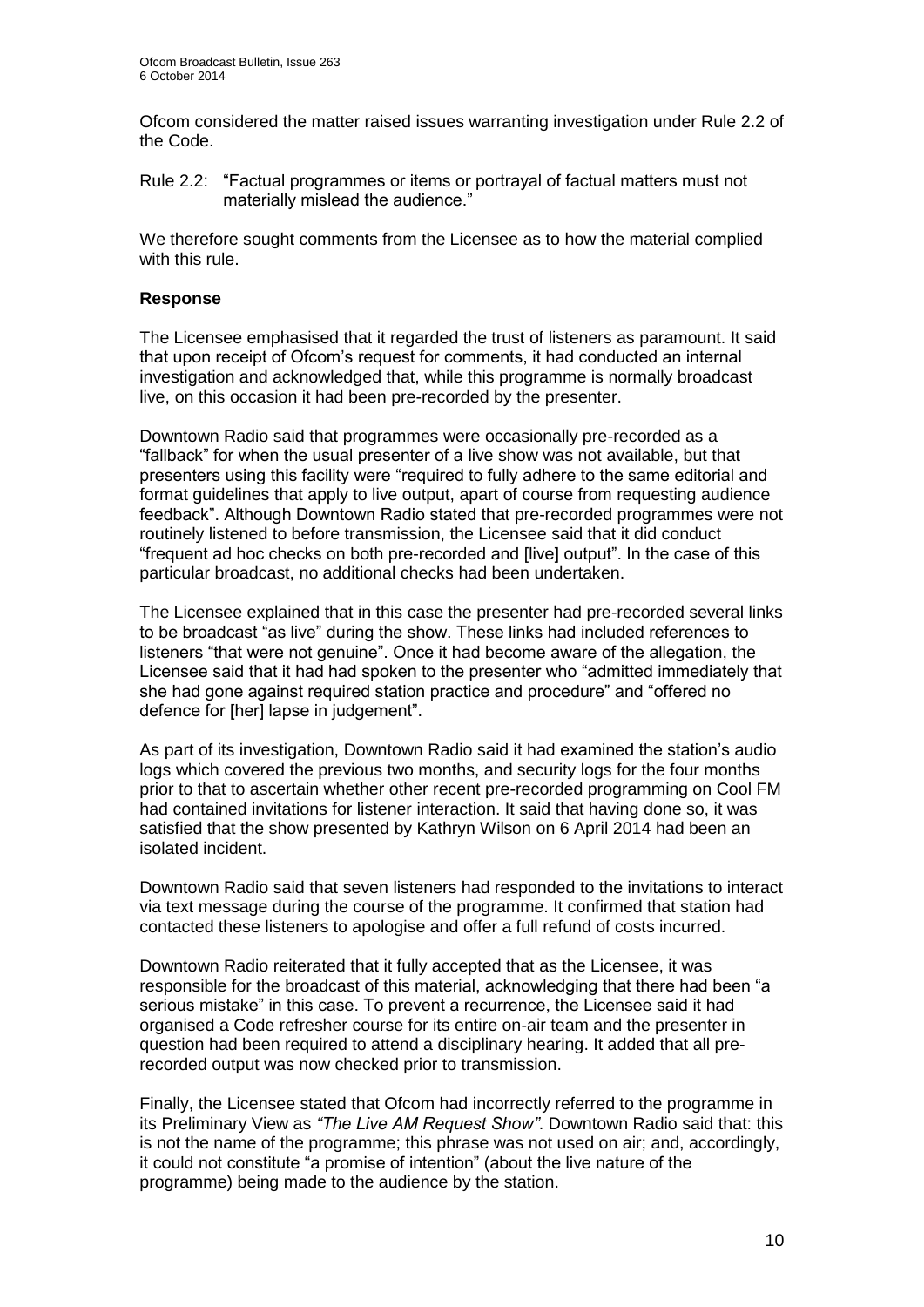Ofcom considered the matter raised issues warranting investigation under Rule 2.2 of the Code.

Rule 2.2: "Factual programmes or items or portrayal of factual matters must not materially mislead the audience."

We therefore sought comments from the Licensee as to how the material complied with this rule.

**Response**

The Licensee emphasised that it regarded the trust of listeners as paramount. It said that upon receipt of Ofcom's request for comments, it had conducted an internal investigation and acknowledged that, while this programme is normally broadcast live, on this occasion it had been pre-recorded by the presenter.

Downtown Radio said that programmes were occasionally pre-recorded as a "fallback" for when the usual presenter of a live show was not available, but that presenters using this facility were "required to fully adhere to the same editorial and format guidelines that apply to live output, apart of course from requesting audience feedback". Although Downtown Radio stated that pre-recorded programmes were not routinely listened to before transmission, the Licensee said that it did conduct "frequent ad hoc checks on both pre-recorded and [live] output". In the case of this particular broadcast, no additional checks had been undertaken.

The Licensee explained that in this case the presenter had pre-recorded several links to be broadcast "as live" during the show. These links had included references to listeners "that were not genuine". Once it had become aware of the allegation, the Licensee said that it had had spoken to the presenter who "admitted immediately that she had gone against required station practice and procedure" and "offered no defence for [her] lapse in judgement".

As part of its investigation, Downtown Radio said it had examined the station's audio logs which covered the previous two months, and security logs for the four months prior to that to ascertain whether other recent pre-recorded programming on Cool FM had contained invitations for listener interaction. It said that having done so, it was satisfied that the show presented by Kathryn Wilson on 6 April 2014 had been an isolated incident.

Downtown Radio said that seven listeners had responded to the invitations to interact via text message during the course of the programme. It confirmed that station had contacted these listeners to apologise and offer a full refund of costs incurred.

Downtown Radio reiterated that it fully accepted that as the Licensee, it was responsible for the broadcast of this material, acknowledging that there had been "a serious mistake" in this case. To prevent a recurrence, the Licensee said it had organised a Code refresher course for its entire on-air team and the presenter in question had been required to attend a disciplinary hearing. It added that all pre-recorded output was now checked prior to transmission.

Finally, the Licensee stated that Ofcom had incorrectly referred to the programme in its Preliminary View as *"The Live AM Request Show"*. Downtown Radio said that: this is not the name of the programme; this phrase was not used on air; and, accordingly, it could not constitute "a promise of intention" (about the live nature of the programme) being made to the audience by the station.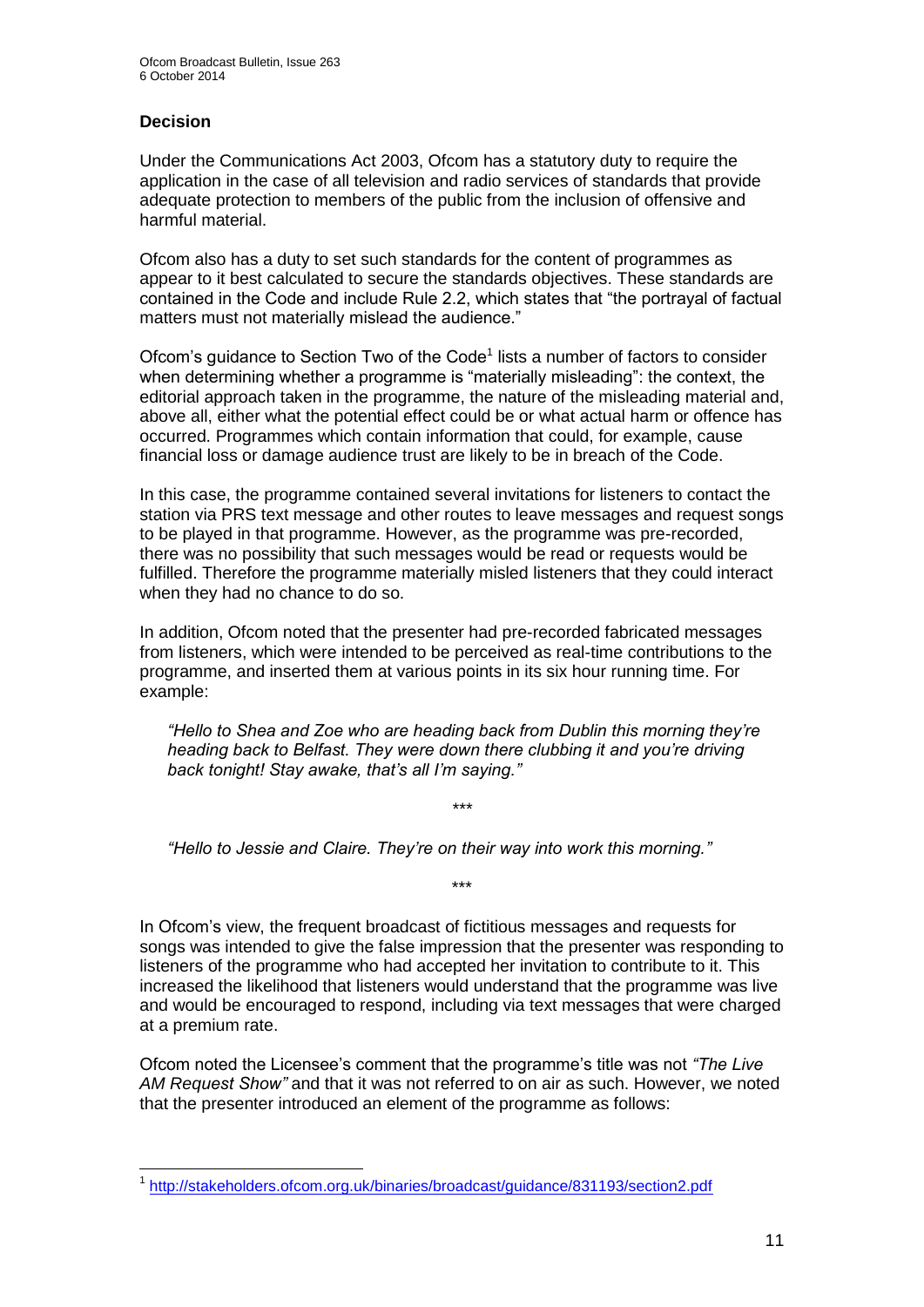## Decision

Under the Communications Act 2003, Ofcom has a statutory duty to require the application in the case of all television and radio services of standards that provide adequate protection to members of the public from the inclusion of offensive and harmful material.

Ofcom also has a duty to set such standards for the content of programmes as appear to it best calculated to secure the standards objectives. These standards are contained in the Code and include Rule 2.2, which states that "the portrayal of factual matters must not materially mislead the audience."

Ofcom's guidance to Section Two of the Code[1] lists a number of factors to consider when determining whether a programme is "materially misleading": the context, the editorial approach taken in the programme, the nature of the misleading material and, above all, either what the potential effect could be or what actual harm or offence has occurred. Programmes which contain information that could, for example, cause financial loss or damage audience trust are likely to be in breach of the Code.

In this case, the programme contained several invitations for listeners to contact the station via PRS text message and other routes to leave messages and request songs to be played in that programme. However, as the programme was pre-recorded, there was no possibility that such messages would be read or requests would be fulfilled. Therefore the programme materially misled listeners that they could interact when they had no chance to do so.

In addition, Ofcom noted that the presenter had pre-recorded fabricated messages from listeners, which were intended to be perceived as real-time contributions to the programme, and inserted them at various points in its six hour running time. For example:

> *"Hello to Shea and Zoe who are heading back from Dublin this morning they're heading back to Belfast. They were down there clubbing it and you're driving back tonight! Stay awake, that's all I'm saying."*
>
> \*\*\*
>
> *"Hello to Jessie and Claire. They're on their way into work this morning."*
>
> \*\*\*

In Ofcom's view, the frequent broadcast of fictitious messages and requests for songs was intended to give the false impression that the presenter was responding to listeners of the programme who had accepted her invitation to contribute to it. This increased the likelihood that listeners would understand that the programme was live and would be encouraged to respond, including via text messages that were charged at a premium rate.

Ofcom noted the Licensee's comment that the programme's title was not *"The Live AM Request Show"* and that it was not referred to on air as such. However, we noted that the presenter introduced an element of the programme as follows:

---

[1] http://stakeholders.ofcom.org.uk/binaries/broadcast/guidance/831193/section2.pdf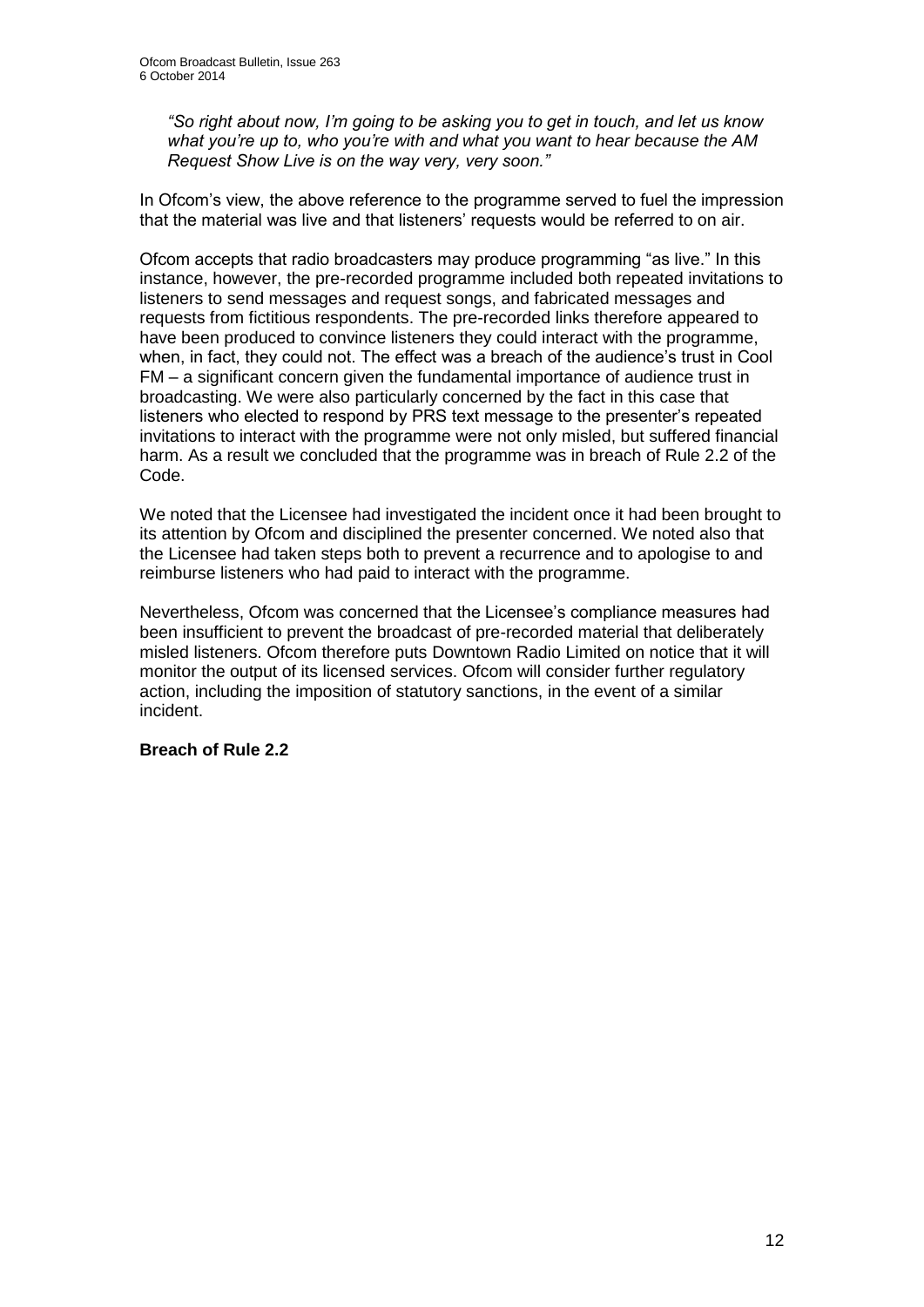*"So right about now, I'm going to be asking you to get in touch, and let us know what you're up to, who you're with and what you want to hear because the AM Request Show Live is on the way very, very soon."*

In Ofcom's view, the above reference to the programme served to fuel the impression that the material was live and that listeners' requests would be referred to on air.

Ofcom accepts that radio broadcasters may produce programming "as live." In this instance, however, the pre-recorded programme included both repeated invitations to listeners to send messages and request songs, and fabricated messages and requests from fictitious respondents. The pre-recorded links therefore appeared to have been produced to convince listeners they could interact with the programme, when, in fact, they could not. The effect was a breach of the audience's trust in Cool FM – a significant concern given the fundamental importance of audience trust in broadcasting. We were also particularly concerned by the fact in this case that listeners who elected to respond by PRS text message to the presenter's repeated invitations to interact with the programme were not only misled, but suffered financial harm. As a result we concluded that the programme was in breach of Rule 2.2 of the Code.

We noted that the Licensee had investigated the incident once it had been brought to its attention by Ofcom and disciplined the presenter concerned. We noted also that the Licensee had taken steps both to prevent a recurrence and to apologise to and reimburse listeners who had paid to interact with the programme.

Nevertheless, Ofcom was concerned that the Licensee's compliance measures had been insufficient to prevent the broadcast of pre-recorded material that deliberately misled listeners. Ofcom therefore puts Downtown Radio Limited on notice that it will monitor the output of its licensed services. Ofcom will consider further regulatory action, including the imposition of statutory sanctions, in the event of a similar incident.

**Breach of Rule 2.2**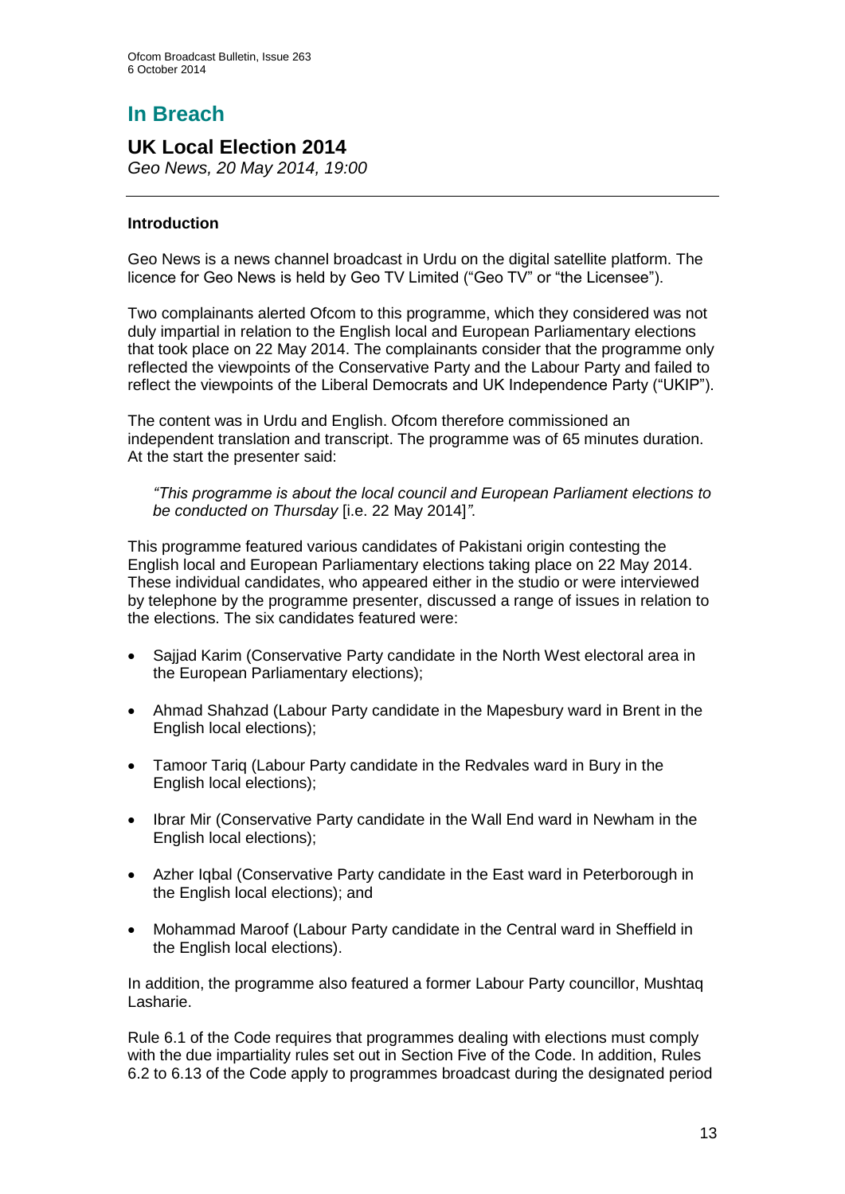# In Breach

## UK Local Election 2014

*Geo News, 20 May 2014, 19:00*

### Introduction

Geo News is a news channel broadcast in Urdu on the digital satellite platform. The licence for Geo News is held by Geo TV Limited ("Geo TV" or "the Licensee").

Two complainants alerted Ofcom to this programme, which they considered was not duly impartial in relation to the English local and European Parliamentary elections that took place on 22 May 2014. The complainants consider that the programme only reflected the viewpoints of the Conservative Party and the Labour Party and failed to reflect the viewpoints of the Liberal Democrats and UK Independence Party ("UKIP").

The content was in Urdu and English. Ofcom therefore commissioned an independent translation and transcript. The programme was of 65 minutes duration. At the start the presenter said:

> *"This programme is about the local council and European Parliament elections to be conducted on Thursday* [i.e. 22 May 2014]*".*

This programme featured various candidates of Pakistani origin contesting the English local and European Parliamentary elections taking place on 22 May 2014. These individual candidates, who appeared either in the studio or were interviewed by telephone by the programme presenter, discussed a range of issues in relation to the elections. The six candidates featured were:

- Sajjad Karim (Conservative Party candidate in the North West electoral area in the European Parliamentary elections);
- Ahmad Shahzad (Labour Party candidate in the Mapesbury ward in Brent in the English local elections);
- Tamoor Tariq (Labour Party candidate in the Redvales ward in Bury in the English local elections);
- Ibrar Mir (Conservative Party candidate in the Wall End ward in Newham in the English local elections);
- Azher Iqbal (Conservative Party candidate in the East ward in Peterborough in the English local elections); and
- Mohammad Maroof (Labour Party candidate in the Central ward in Sheffield in the English local elections).

In addition, the programme also featured a former Labour Party councillor, Mushtaq Lasharie.

Rule 6.1 of the Code requires that programmes dealing with elections must comply with the due impartiality rules set out in Section Five of the Code. In addition, Rules 6.2 to 6.13 of the Code apply to programmes broadcast during the designated period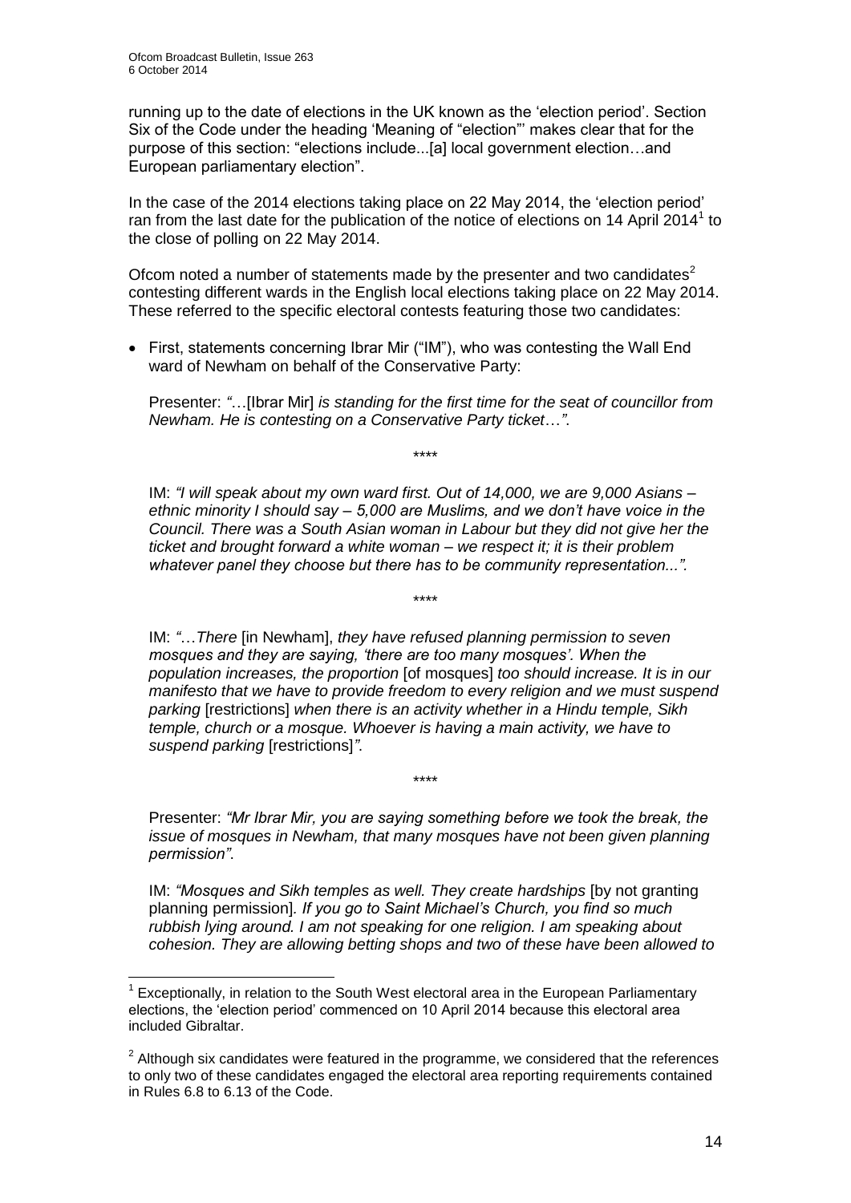running up to the date of elections in the UK known as the 'election period'. Section Six of the Code under the heading 'Meaning of "election"' makes clear that for the purpose of this section: "elections include...[a] local government election…and European parliamentary election".

In the case of the 2014 elections taking place on 22 May 2014, the 'election period' ran from the last date for the publication of the notice of elections on 14 April 2014[1] to the close of polling on 22 May 2014.

Ofcom noted a number of statements made by the presenter and two candidates[2] contesting different wards in the English local elections taking place on 22 May 2014. These referred to the specific electoral contests featuring those two candidates:

- First, statements concerning Ibrar Mir ("IM"), who was contesting the Wall End ward of Newham on behalf of the Conservative Party:

  Presenter: *"…*[Ibrar Mir] *is standing for the first time for the seat of councillor from Newham. He is contesting on a Conservative Party ticket…".*

  \*\*\*\*

  IM: *"I will speak about my own ward first. Out of 14,000, we are 9,000 Asians – ethnic minority I should say – 5,000 are Muslims, and we don't have voice in the Council. There was a South Asian woman in Labour but they did not give her the ticket and brought forward a white woman – we respect it; it is their problem whatever panel they choose but there has to be community representation...".*

  \*\*\*\*

  IM: *"…There* [in Newham], *they have refused planning permission to seven mosques and they are saying, 'there are too many mosques'. When the population increases, the proportion* [of mosques] *too should increase. It is in our manifesto that we have to provide freedom to every religion and we must suspend parking* [restrictions] *when there is an activity whether in a Hindu temple, Sikh temple, church or a mosque. Whoever is having a main activity, we have to suspend parking* [restrictions]*".*

  \*\*\*\*

  Presenter: *"Mr Ibrar Mir, you are saying something before we took the break, the issue of mosques in Newham, that many mosques have not been given planning permission".*

  IM: *"Mosques and Sikh temples as well. They create hardships* [by not granting planning permission]*. If you go to Saint Michael's Church, you find so much rubbish lying around. I am not speaking for one religion. I am speaking about cohesion. They are allowing betting shops and two of these have been allowed to*

---

[1] Exceptionally, in relation to the South West electoral area in the European Parliamentary elections, the 'election period' commenced on 10 April 2014 because this electoral area included Gibraltar.

[2] Although six candidates were featured in the programme, we considered that the references to only two of these candidates engaged the electoral area reporting requirements contained in Rules 6.8 to 6.13 of the Code.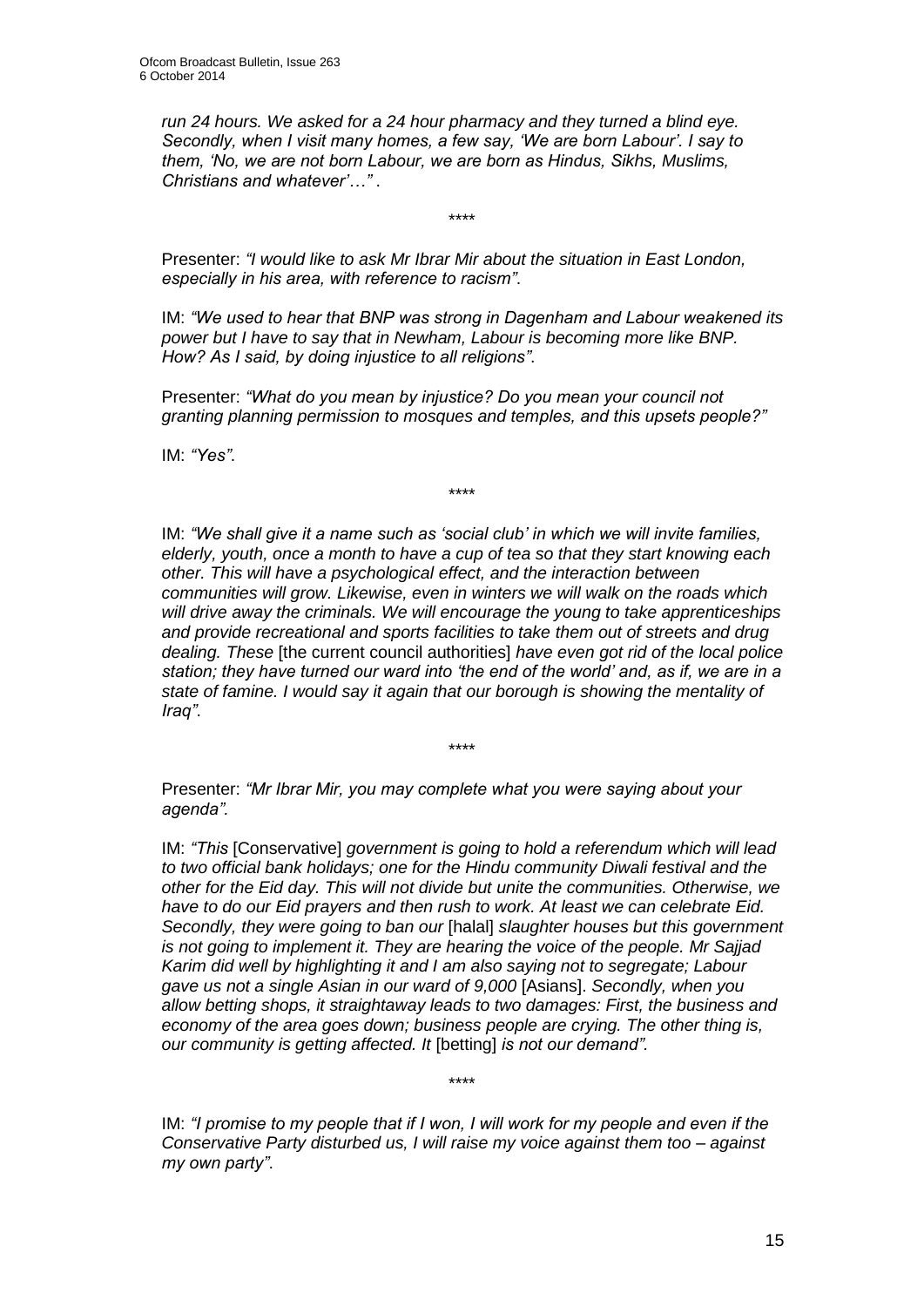*run 24 hours. We asked for a 24 hour pharmacy and they turned a blind eye. Secondly, when I visit many homes, a few say, 'We are born Labour'. I say to them, 'No, we are not born Labour, we are born as Hindus, Sikhs, Muslims, Christians and whatever'…"* .

\*\*\*\*

Presenter: *"I would like to ask Mr Ibrar Mir about the situation in East London, especially in his area, with reference to racism"*.

IM: *"We used to hear that BNP was strong in Dagenham and Labour weakened its power but I have to say that in Newham, Labour is becoming more like BNP. How? As I said, by doing injustice to all religions"*.

Presenter: *"What do you mean by injustice? Do you mean your council not granting planning permission to mosques and temples, and this upsets people?"*

IM: *"Yes"*.

\*\*\*\*

IM: *"We shall give it a name such as 'social club' in which we will invite families, elderly, youth, once a month to have a cup of tea so that they start knowing each other. This will have a psychological effect, and the interaction between communities will grow. Likewise, even in winters we will walk on the roads which will drive away the criminals. We will encourage the young to take apprenticeships and provide recreational and sports facilities to take them out of streets and drug dealing. These* [the current council authorities] *have even got rid of the local police station; they have turned our ward into 'the end of the world' and, as if, we are in a state of famine. I would say it again that our borough is showing the mentality of Iraq"*.

\*\*\*\*

Presenter: *"Mr Ibrar Mir, you may complete what you were saying about your agenda"*.

IM: *"This* [Conservative] *government is going to hold a referendum which will lead to two official bank holidays; one for the Hindu community Diwali festival and the other for the Eid day. This will not divide but unite the communities. Otherwise, we have to do our Eid prayers and then rush to work. At least we can celebrate Eid. Secondly, they were going to ban our* [halal] *slaughter houses but this government is not going to implement it. They are hearing the voice of the people. Mr Sajjad Karim did well by highlighting it and I am also saying not to segregate; Labour gave us not a single Asian in our ward of 9,000* [Asians]. *Secondly, when you allow betting shops, it straightaway leads to two damages: First, the business and economy of the area goes down; business people are crying. The other thing is, our community is getting affected. It* [betting] *is not our demand"*.

\*\*\*\*

IM: *"I promise to my people that if I won, I will work for my people and even if the Conservative Party disturbed us, I will raise my voice against them too – against my own party"*.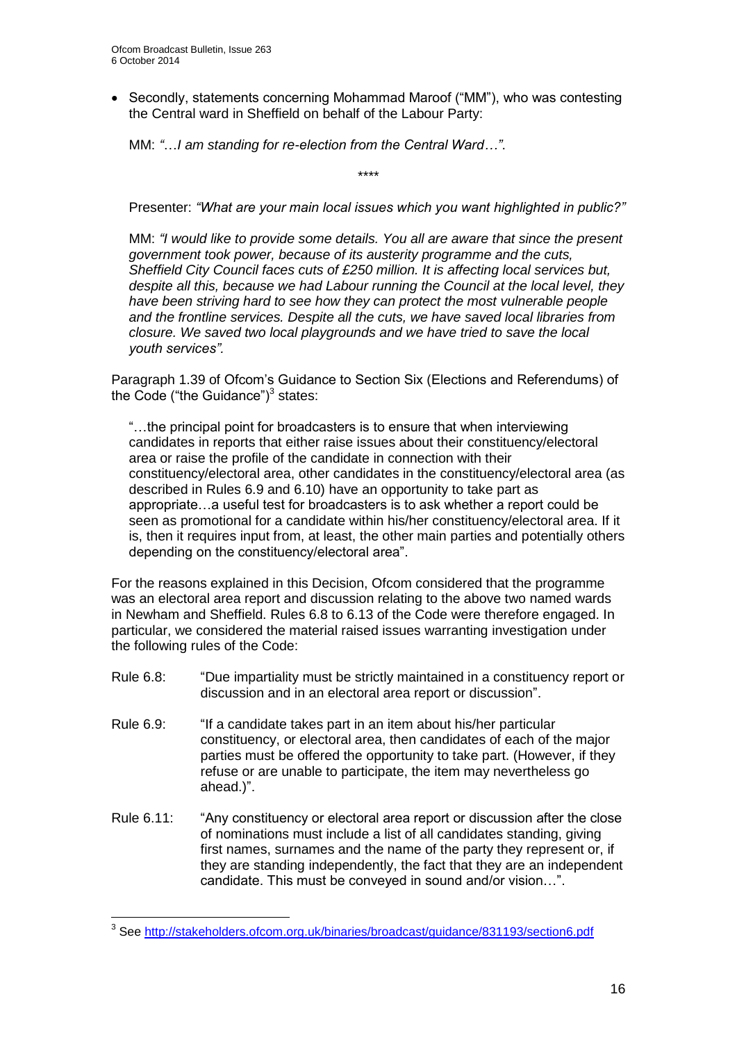- Secondly, statements concerning Mohammad Maroof ("MM"), who was contesting the Central ward in Sheffield on behalf of the Labour Party:

  MM: *"…I am standing for re-election from the Central Ward…".*

  \*\*\*\*

  Presenter: *"What are your main local issues which you want highlighted in public?"*

  MM: *"I would like to provide some details. You all are aware that since the present government took power, because of its austerity programme and the cuts, Sheffield City Council faces cuts of £250 million. It is affecting local services but, despite all this, because we had Labour running the Council at the local level, they have been striving hard to see how they can protect the most vulnerable people and the frontline services. Despite all the cuts, we have saved local libraries from closure. We saved two local playgrounds and we have tried to save the local youth services".*

Paragraph 1.39 of Ofcom's Guidance to Section Six (Elections and Referendums) of the Code ("the Guidance")[3] states:

> "…the principal point for broadcasters is to ensure that when interviewing candidates in reports that either raise issues about their constituency/electoral area or raise the profile of the candidate in connection with their constituency/electoral area, other candidates in the constituency/electoral area (as described in Rules 6.9 and 6.10) have an opportunity to take part as appropriate…a useful test for broadcasters is to ask whether a report could be seen as promotional for a candidate within his/her constituency/electoral area. If it is, then it requires input from, at least, the other main parties and potentially others depending on the constituency/electoral area".

For the reasons explained in this Decision, Ofcom considered that the programme was an electoral area report and discussion relating to the above two named wards in Newham and Sheffield. Rules 6.8 to 6.13 of the Code were therefore engaged. In particular, we considered the material raised issues warranting investigation under the following rules of the Code:

Rule 6.8: "Due impartiality must be strictly maintained in a constituency report or discussion and in an electoral area report or discussion".

Rule 6.9: "If a candidate takes part in an item about his/her particular constituency, or electoral area, then candidates of each of the major parties must be offered the opportunity to take part. (However, if they refuse or are unable to participate, the item may nevertheless go ahead.)".

Rule 6.11: "Any constituency or electoral area report or discussion after the close of nominations must include a list of all candidates standing, giving first names, surnames and the name of the party they represent or, if they are standing independently, the fact that they are an independent candidate. This must be conveyed in sound and/or vision…".

---

[3] See http://stakeholders.ofcom.org.uk/binaries/broadcast/guidance/831193/section6.pdf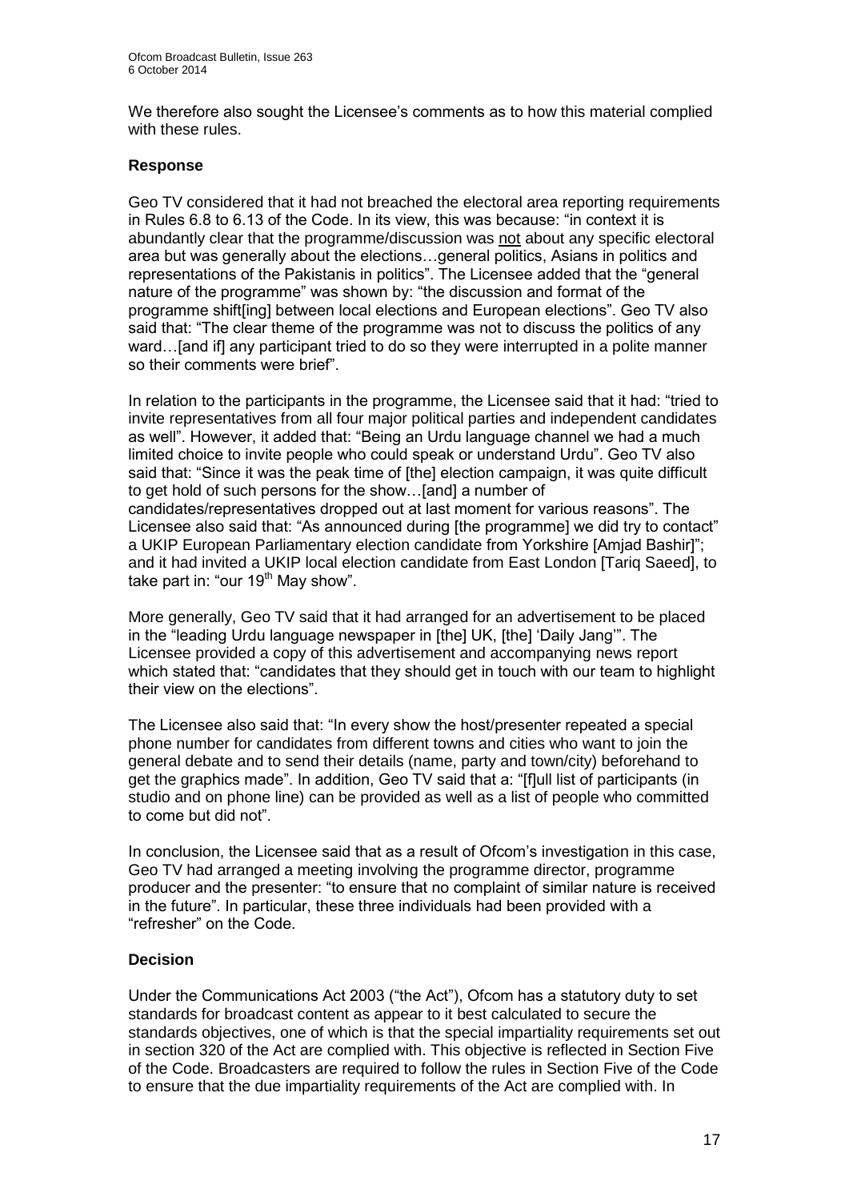We therefore also sought the Licensee's comments as to how this material complied with these rules.

### Response

Geo TV considered that it had not breached the electoral area reporting requirements in Rules 6.8 to 6.13 of the Code. In its view, this was because: "in context it is abundantly clear that the programme/discussion was not about any specific electoral area but was generally about the elections…general politics, Asians in politics and representations of the Pakistanis in politics". The Licensee added that the "general nature of the programme" was shown by: "the discussion and format of the programme shift[ing] between local elections and European elections". Geo TV also said that: "The clear theme of the programme was not to discuss the politics of any ward…[and if] any participant tried to do so they were interrupted in a polite manner so their comments were brief".

In relation to the participants in the programme, the Licensee said that it had: "tried to invite representatives from all four major political parties and independent candidates as well". However, it added that: "Being an Urdu language channel we had a much limited choice to invite people who could speak or understand Urdu". Geo TV also said that: "Since it was the peak time of [the] election campaign, it was quite difficult to get hold of such persons for the show…[and] a number of candidates/representatives dropped out at last moment for various reasons". The Licensee also said that: "As announced during [the programme] we did try to contact" a UKIP European Parliamentary election candidate from Yorkshire [Amjad Bashir]"; and it had invited a UKIP local election candidate from East London [Tariq Saeed], to take part in: "our 19th May show".

More generally, Geo TV said that it had arranged for an advertisement to be placed in the "leading Urdu language newspaper in [the] UK, [the] 'Daily Jang'". The Licensee provided a copy of this advertisement and accompanying news report which stated that: "candidates that they should get in touch with our team to highlight their view on the elections".

The Licensee also said that: "In every show the host/presenter repeated a special phone number for candidates from different towns and cities who want to join the general debate and to send their details (name, party and town/city) beforehand to get the graphics made". In addition, Geo TV said that a: "[f]ull list of participants (in studio and on phone line) can be provided as well as a list of people who committed to come but did not".

In conclusion, the Licensee said that as a result of Ofcom's investigation in this case, Geo TV had arranged a meeting involving the programme director, programme producer and the presenter: "to ensure that no complaint of similar nature is received in the future". In particular, these three individuals had been provided with a "refresher" on the Code.

### Decision

Under the Communications Act 2003 ("the Act"), Ofcom has a statutory duty to set standards for broadcast content as appear to it best calculated to secure the standards objectives, one of which is that the special impartiality requirements set out in section 320 of the Act are complied with. This objective is reflected in Section Five of the Code. Broadcasters are required to follow the rules in Section Five of the Code to ensure that the due impartiality requirements of the Act are complied with. In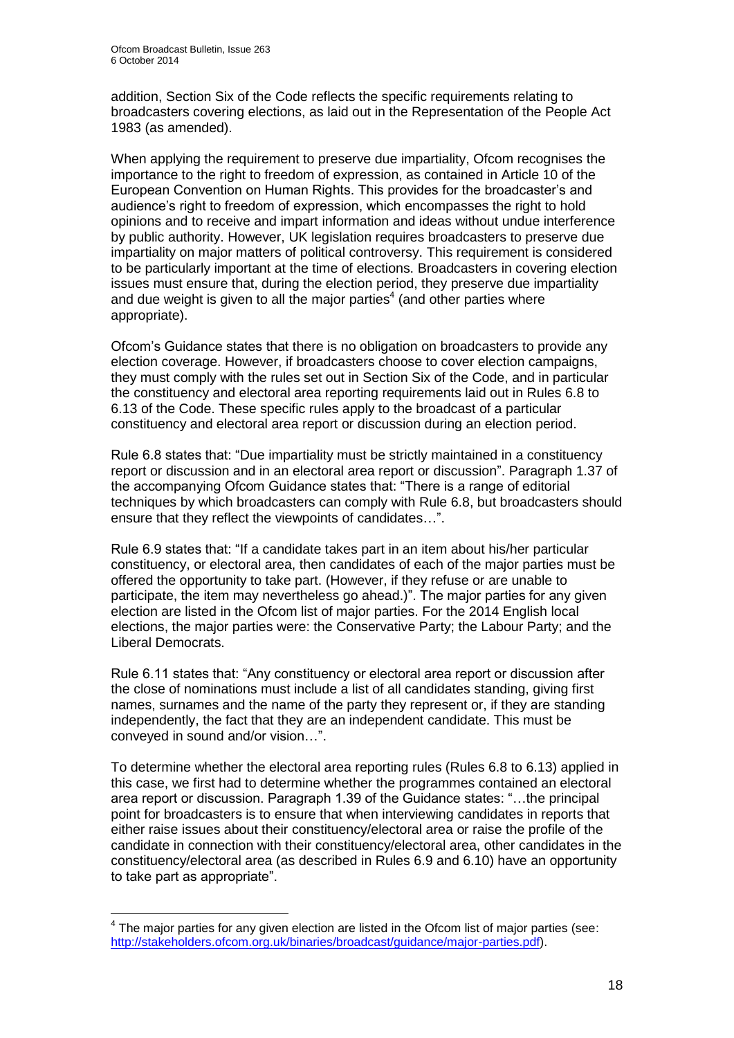addition, Section Six of the Code reflects the specific requirements relating to broadcasters covering elections, as laid out in the Representation of the People Act 1983 (as amended).

When applying the requirement to preserve due impartiality, Ofcom recognises the importance to the right to freedom of expression, as contained in Article 10 of the European Convention on Human Rights. This provides for the broadcaster's and audience's right to freedom of expression, which encompasses the right to hold opinions and to receive and impart information and ideas without undue interference by public authority. However, UK legislation requires broadcasters to preserve due impartiality on major matters of political controversy. This requirement is considered to be particularly important at the time of elections. Broadcasters in covering election issues must ensure that, during the election period, they preserve due impartiality and due weight is given to all the major parties[4] (and other parties where appropriate).

Ofcom's Guidance states that there is no obligation on broadcasters to provide any election coverage. However, if broadcasters choose to cover election campaigns, they must comply with the rules set out in Section Six of the Code, and in particular the constituency and electoral area reporting requirements laid out in Rules 6.8 to 6.13 of the Code. These specific rules apply to the broadcast of a particular constituency and electoral area report or discussion during an election period.

Rule 6.8 states that: "Due impartiality must be strictly maintained in a constituency report or discussion and in an electoral area report or discussion". Paragraph 1.37 of the accompanying Ofcom Guidance states that: "There is a range of editorial techniques by which broadcasters can comply with Rule 6.8, but broadcasters should ensure that they reflect the viewpoints of candidates…".

Rule 6.9 states that: "If a candidate takes part in an item about his/her particular constituency, or electoral area, then candidates of each of the major parties must be offered the opportunity to take part. (However, if they refuse or are unable to participate, the item may nevertheless go ahead.)". The major parties for any given election are listed in the Ofcom list of major parties. For the 2014 English local elections, the major parties were: the Conservative Party; the Labour Party; and the Liberal Democrats.

Rule 6.11 states that: "Any constituency or electoral area report or discussion after the close of nominations must include a list of all candidates standing, giving first names, surnames and the name of the party they represent or, if they are standing independently, the fact that they are an independent candidate. This must be conveyed in sound and/or vision…".

To determine whether the electoral area reporting rules (Rules 6.8 to 6.13) applied in this case, we first had to determine whether the programmes contained an electoral area report or discussion. Paragraph 1.39 of the Guidance states: "…the principal point for broadcasters is to ensure that when interviewing candidates in reports that either raise issues about their constituency/electoral area or raise the profile of the candidate in connection with their constituency/electoral area, other candidates in the constituency/electoral area (as described in Rules 6.9 and 6.10) have an opportunity to take part as appropriate".

---

[4] The major parties for any given election are listed in the Ofcom list of major parties (see: http://stakeholders.ofcom.org.uk/binaries/broadcast/guidance/major-parties.pdf).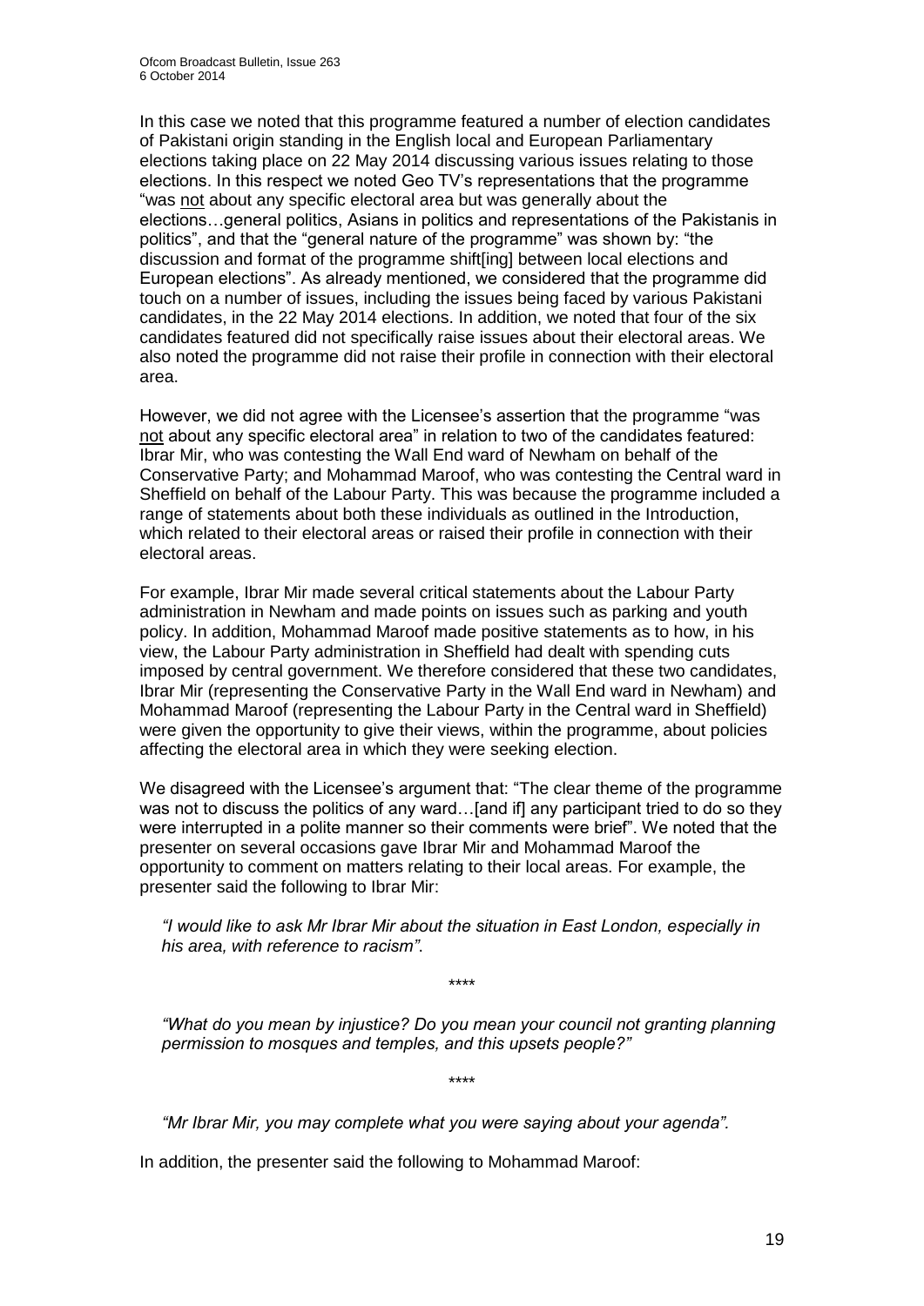In this case we noted that this programme featured a number of election candidates of Pakistani origin standing in the English local and European Parliamentary elections taking place on 22 May 2014 discussing various issues relating to those elections. In this respect we noted Geo TV's representations that the programme "was not about any specific electoral area but was generally about the elections…general politics, Asians in politics and representations of the Pakistanis in politics", and that the "general nature of the programme" was shown by: "the discussion and format of the programme shift[ing] between local elections and European elections". As already mentioned, we considered that the programme did touch on a number of issues, including the issues being faced by various Pakistani candidates, in the 22 May 2014 elections. In addition, we noted that four of the six candidates featured did not specifically raise issues about their electoral areas. We also noted the programme did not raise their profile in connection with their electoral area.

However, we did not agree with the Licensee's assertion that the programme "was not about any specific electoral area" in relation to two of the candidates featured: Ibrar Mir, who was contesting the Wall End ward of Newham on behalf of the Conservative Party; and Mohammad Maroof, who was contesting the Central ward in Sheffield on behalf of the Labour Party. This was because the programme included a range of statements about both these individuals as outlined in the Introduction, which related to their electoral areas or raised their profile in connection with their electoral areas.

For example, Ibrar Mir made several critical statements about the Labour Party administration in Newham and made points on issues such as parking and youth policy. In addition, Mohammad Maroof made positive statements as to how, in his view, the Labour Party administration in Sheffield had dealt with spending cuts imposed by central government. We therefore considered that these two candidates, Ibrar Mir (representing the Conservative Party in the Wall End ward in Newham) and Mohammad Maroof (representing the Labour Party in the Central ward in Sheffield) were given the opportunity to give their views, within the programme, about policies affecting the electoral area in which they were seeking election.

We disagreed with the Licensee's argument that: "The clear theme of the programme was not to discuss the politics of any ward…[and if] any participant tried to do so they were interrupted in a polite manner so their comments were brief". We noted that the presenter on several occasions gave Ibrar Mir and Mohammad Maroof the opportunity to comment on matters relating to their local areas. For example, the presenter said the following to Ibrar Mir:

> *"I would like to ask Mr Ibrar Mir about the situation in East London, especially in his area, with reference to racism"*.
>
> \*\*\*\*
>
> *"What do you mean by injustice? Do you mean your council not granting planning permission to mosques and temples, and this upsets people?"*
>
> \*\*\*\*
>
> *"Mr Ibrar Mir, you may complete what you were saying about your agenda".*

In addition, the presenter said the following to Mohammad Maroof: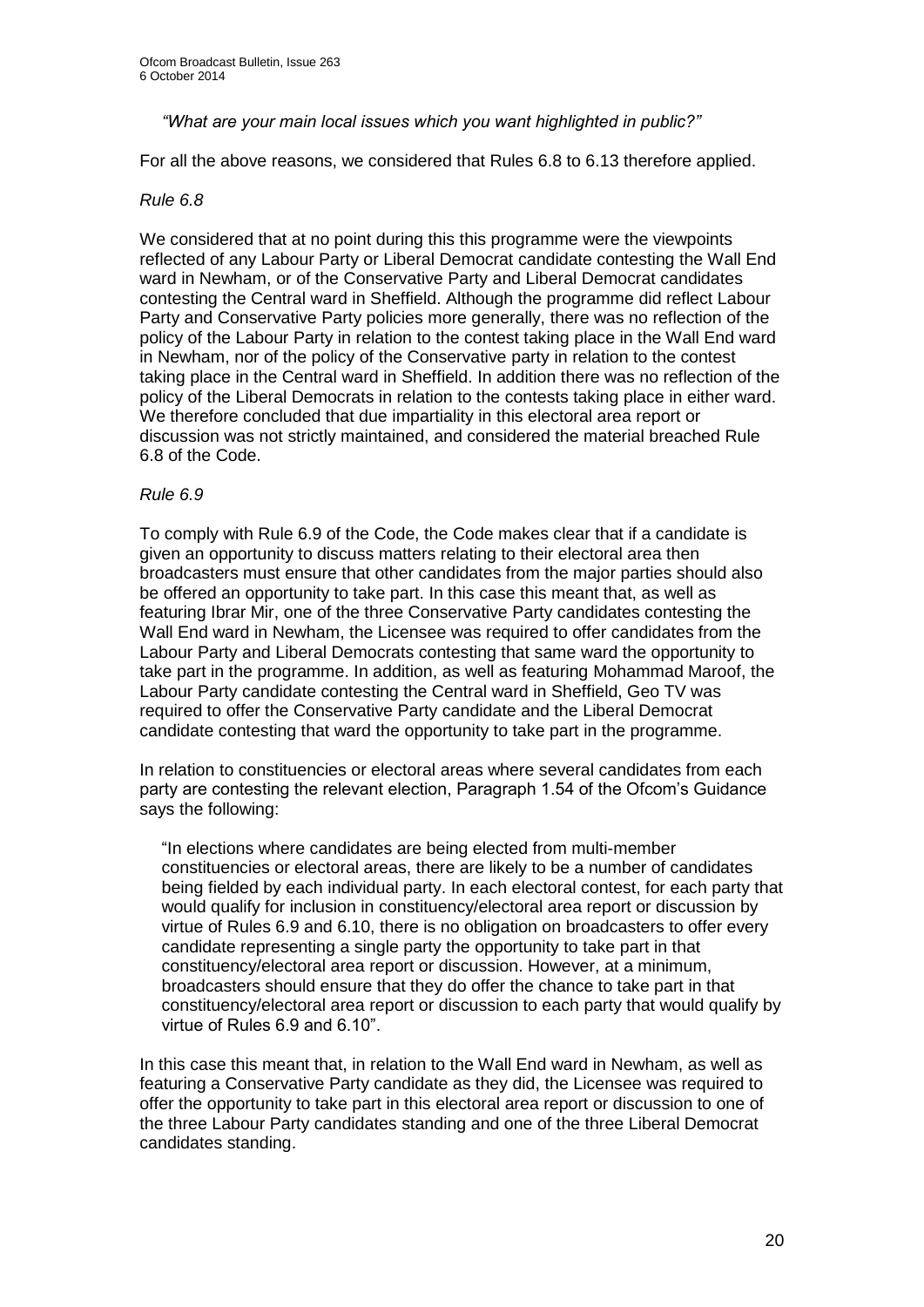*"What are your main local issues which you want highlighted in public?"*

For all the above reasons, we considered that Rules 6.8 to 6.13 therefore applied.

*Rule 6.8*

We considered that at no point during this this programme were the viewpoints reflected of any Labour Party or Liberal Democrat candidate contesting the Wall End ward in Newham, or of the Conservative Party and Liberal Democrat candidates contesting the Central ward in Sheffield. Although the programme did reflect Labour Party and Conservative Party policies more generally, there was no reflection of the policy of the Labour Party in relation to the contest taking place in the Wall End ward in Newham, nor of the policy of the Conservative party in relation to the contest taking place in the Central ward in Sheffield. In addition there was no reflection of the policy of the Liberal Democrats in relation to the contests taking place in either ward. We therefore concluded that due impartiality in this electoral area report or discussion was not strictly maintained, and considered the material breached Rule 6.8 of the Code.

*Rule 6.9*

To comply with Rule 6.9 of the Code, the Code makes clear that if a candidate is given an opportunity to discuss matters relating to their electoral area then broadcasters must ensure that other candidates from the major parties should also be offered an opportunity to take part. In this case this meant that, as well as featuring Ibrar Mir, one of the three Conservative Party candidates contesting the Wall End ward in Newham, the Licensee was required to offer candidates from the Labour Party and Liberal Democrats contesting that same ward the opportunity to take part in the programme. In addition, as well as featuring Mohammad Maroof, the Labour Party candidate contesting the Central ward in Sheffield, Geo TV was required to offer the Conservative Party candidate and the Liberal Democrat candidate contesting that ward the opportunity to take part in the programme.

In relation to constituencies or electoral areas where several candidates from each party are contesting the relevant election, Paragraph 1.54 of the Ofcom's Guidance says the following:

> "In elections where candidates are being elected from multi-member constituencies or electoral areas, there are likely to be a number of candidates being fielded by each individual party. In each electoral contest, for each party that would qualify for inclusion in constituency/electoral area report or discussion by virtue of Rules 6.9 and 6.10, there is no obligation on broadcasters to offer every candidate representing a single party the opportunity to take part in that constituency/electoral area report or discussion. However, at a minimum, broadcasters should ensure that they do offer the chance to take part in that constituency/electoral area report or discussion to each party that would qualify by virtue of Rules 6.9 and 6.10".

In this case this meant that, in relation to the Wall End ward in Newham, as well as featuring a Conservative Party candidate as they did, the Licensee was required to offer the opportunity to take part in this electoral area report or discussion to one of the three Labour Party candidates standing and one of the three Liberal Democrat candidates standing.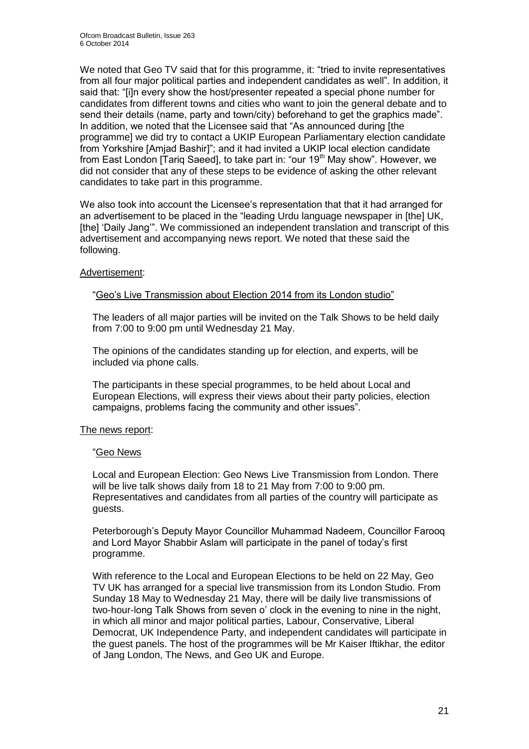We noted that Geo TV said that for this programme, it: "tried to invite representatives from all four major political parties and independent candidates as well". In addition, it said that: "[i]n every show the host/presenter repeated a special phone number for candidates from different towns and cities who want to join the general debate and to send their details (name, party and town/city) beforehand to get the graphics made". In addition, we noted that the Licensee said that "As announced during [the programme] we did try to contact a UKIP European Parliamentary election candidate from Yorkshire [Amjad Bashir]"; and it had invited a UKIP local election candidate from East London [Tariq Saeed], to take part in: "our 19th May show". However, we did not consider that any of these steps to be evidence of asking the other relevant candidates to take part in this programme.

We also took into account the Licensee's representation that that it had arranged for an advertisement to be placed in the "leading Urdu language newspaper in [the] UK, [the] 'Daily Jang'". We commissioned an independent translation and transcript of this advertisement and accompanying news report. We noted that these said the following.

Advertisement:

> "Geo's Live Transmission about Election 2014 from its London studio"
>
> The leaders of all major parties will be invited on the Talk Shows to be held daily from 7:00 to 9:00 pm until Wednesday 21 May.
>
> The opinions of the candidates standing up for election, and experts, will be included via phone calls.
>
> The participants in these special programmes, to be held about Local and European Elections, will express their views about their party policies, election campaigns, problems facing the community and other issues".

The news report:

> "Geo News
>
> Local and European Election: Geo News Live Transmission from London. There will be live talk shows daily from 18 to 21 May from 7:00 to 9:00 pm. Representatives and candidates from all parties of the country will participate as guests.
>
> Peterborough's Deputy Mayor Councillor Muhammad Nadeem, Councillor Farooq and Lord Mayor Shabbir Aslam will participate in the panel of today's first programme.
>
> With reference to the Local and European Elections to be held on 22 May, Geo TV UK has arranged for a special live transmission from its London Studio. From Sunday 18 May to Wednesday 21 May, there will be daily live transmissions of two-hour-long Talk Shows from seven o' clock in the evening to nine in the night, in which all minor and major political parties, Labour, Conservative, Liberal Democrat, UK Independence Party, and independent candidates will participate in the guest panels. The host of the programmes will be Mr Kaiser Iftikhar, the editor of Jang London, The News, and Geo UK and Europe.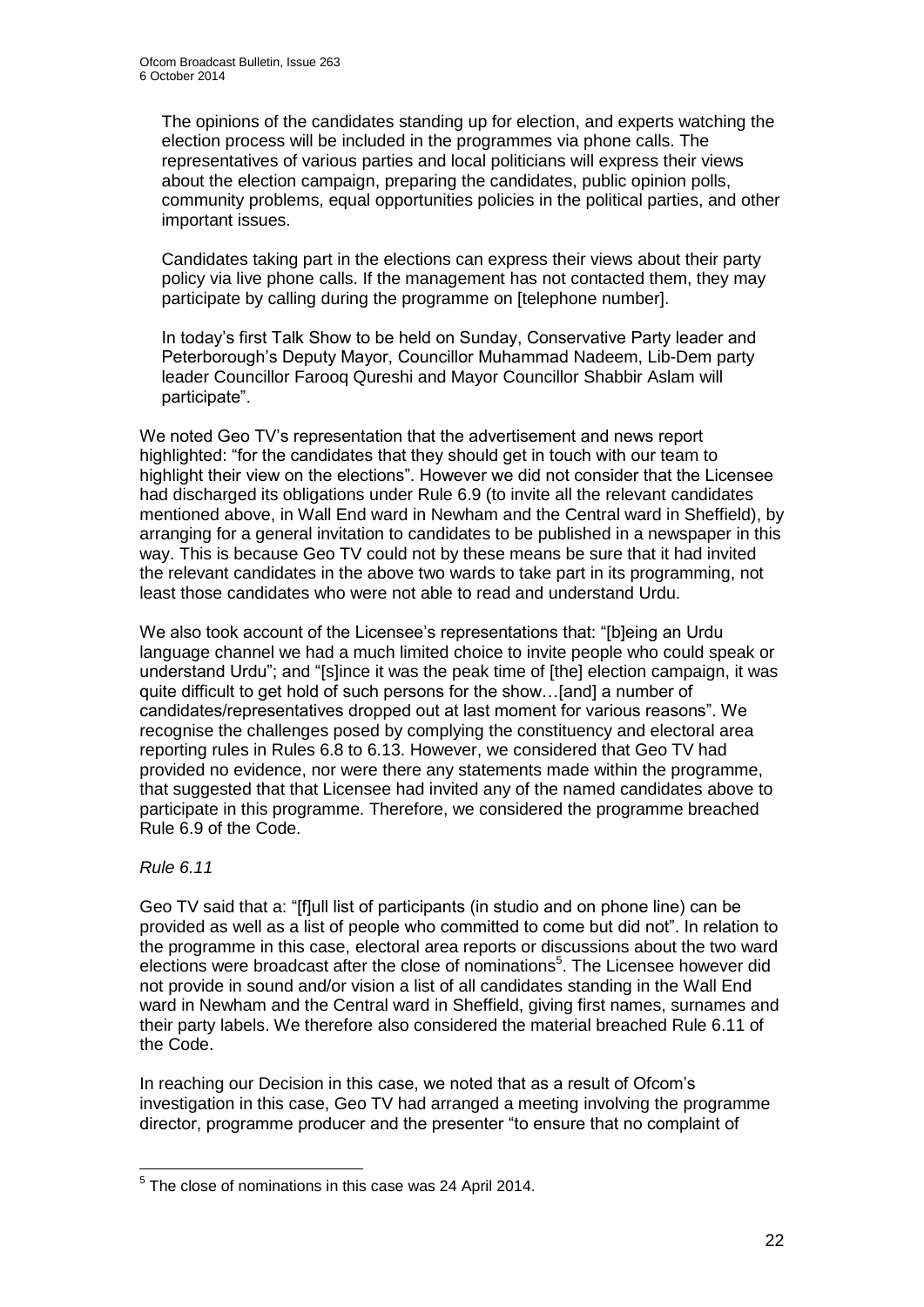> The opinions of the candidates standing up for election, and experts watching the election process will be included in the programmes via phone calls. The representatives of various parties and local politicians will express their views about the election campaign, preparing the candidates, public opinion polls, community problems, equal opportunities policies in the political parties, and other important issues.
>
> Candidates taking part in the elections can express their views about their party policy via live phone calls. If the management has not contacted them, they may participate by calling during the programme on [telephone number].
>
> In today's first Talk Show to be held on Sunday, Conservative Party leader and Peterborough's Deputy Mayor, Councillor Muhammad Nadeem, Lib-Dem party leader Councillor Farooq Qureshi and Mayor Councillor Shabbir Aslam will participate".

We noted Geo TV's representation that the advertisement and news report highlighted: "for the candidates that they should get in touch with our team to highlight their view on the elections". However we did not consider that the Licensee had discharged its obligations under Rule 6.9 (to invite all the relevant candidates mentioned above, in Wall End ward in Newham and the Central ward in Sheffield), by arranging for a general invitation to candidates to be published in a newspaper in this way. This is because Geo TV could not by these means be sure that it had invited the relevant candidates in the above two wards to take part in its programming, not least those candidates who were not able to read and understand Urdu.

We also took account of the Licensee's representations that: "[b]eing an Urdu language channel we had a much limited choice to invite people who could speak or understand Urdu"; and "[s]ince it was the peak time of [the] election campaign, it was quite difficult to get hold of such persons for the show…[and] a number of candidates/representatives dropped out at last moment for various reasons". We recognise the challenges posed by complying the constituency and electoral area reporting rules in Rules 6.8 to 6.13. However, we considered that Geo TV had provided no evidence, nor were there any statements made within the programme, that suggested that that Licensee had invited any of the named candidates above to participate in this programme. Therefore, we considered the programme breached Rule 6.9 of the Code.

*Rule 6.11*

Geo TV said that a: "[f]ull list of participants (in studio and on phone line) can be provided as well as a list of people who committed to come but did not". In relation to the programme in this case, electoral area reports or discussions about the two ward elections were broadcast after the close of nominations[5]. The Licensee however did not provide in sound and/or vision a list of all candidates standing in the Wall End ward in Newham and the Central ward in Sheffield, giving first names, surnames and their party labels. We therefore also considered the material breached Rule 6.11 of the Code.

In reaching our Decision in this case, we noted that as a result of Ofcom's investigation in this case, Geo TV had arranged a meeting involving the programme director, programme producer and the presenter "to ensure that no complaint of

---

[5] The close of nominations in this case was 24 April 2014.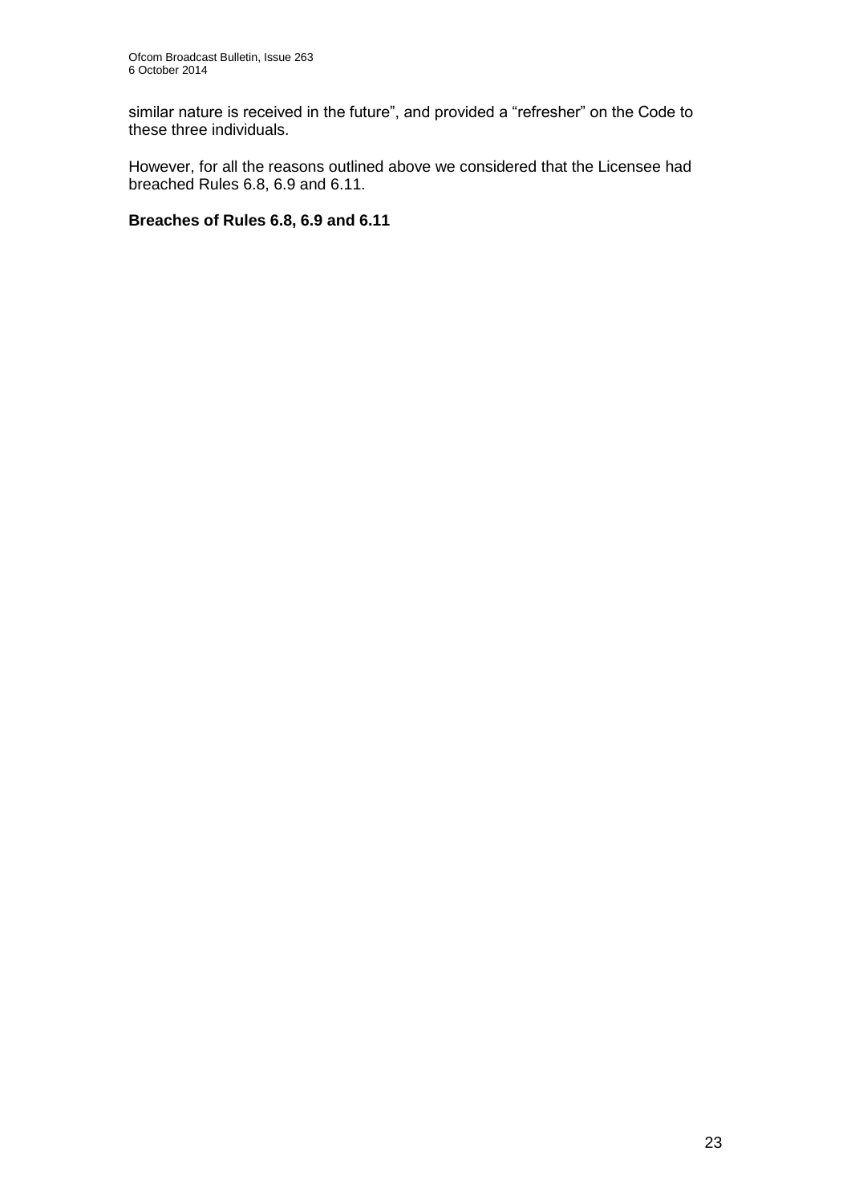similar nature is received in the future", and provided a "refresher" on the Code to these three individuals.

However, for all the reasons outlined above we considered that the Licensee had breached Rules 6.8, 6.9 and 6.11.

**Breaches of Rules 6.8, 6.9 and 6.11**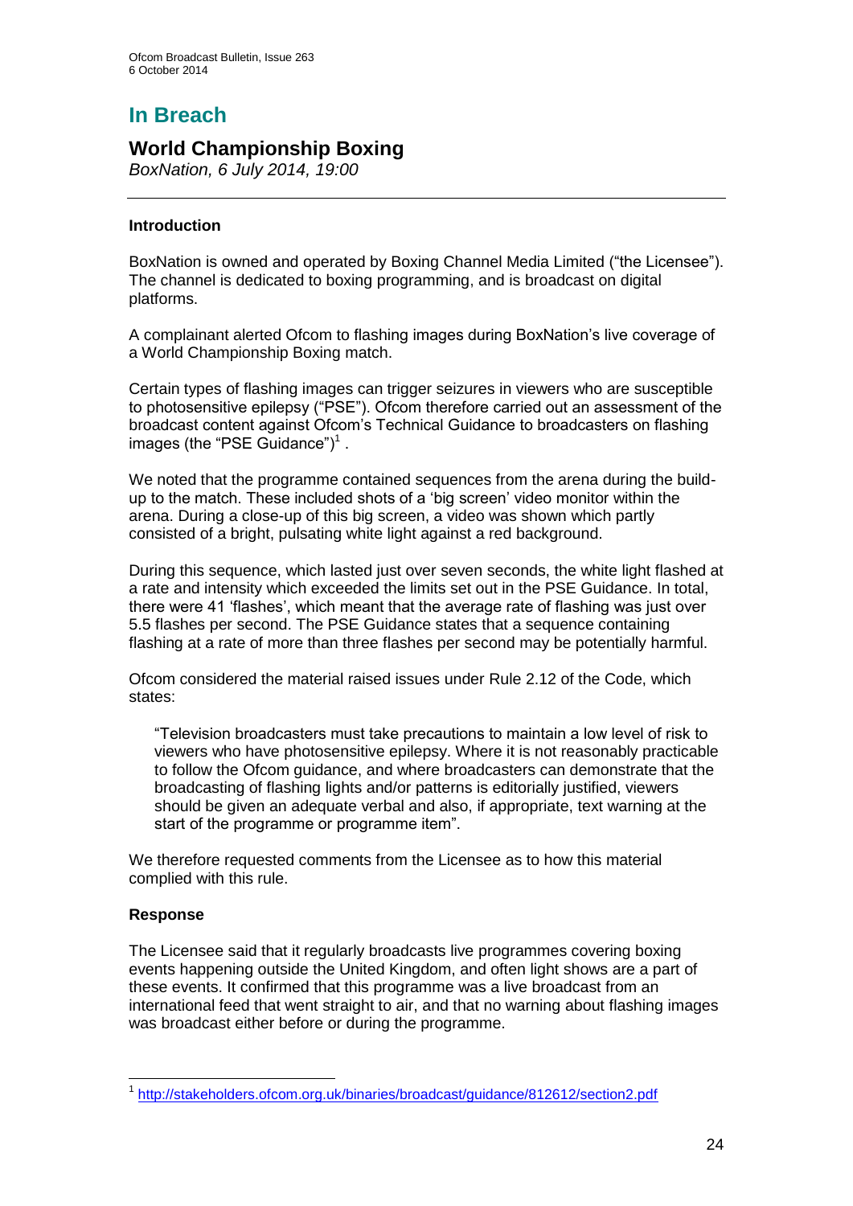# In Breach

## World Championship Boxing

*BoxNation, 6 July 2014, 19:00*

### Introduction

BoxNation is owned and operated by Boxing Channel Media Limited ("the Licensee"). The channel is dedicated to boxing programming, and is broadcast on digital platforms.

A complainant alerted Ofcom to flashing images during BoxNation's live coverage of a World Championship Boxing match.

Certain types of flashing images can trigger seizures in viewers who are susceptible to photosensitive epilepsy ("PSE"). Ofcom therefore carried out an assessment of the broadcast content against Ofcom's Technical Guidance to broadcasters on flashing images (the "PSE Guidance")[1] .

We noted that the programme contained sequences from the arena during the build-up to the match. These included shots of a 'big screen' video monitor within the arena. During a close-up of this big screen, a video was shown which partly consisted of a bright, pulsating white light against a red background.

During this sequence, which lasted just over seven seconds, the white light flashed at a rate and intensity which exceeded the limits set out in the PSE Guidance. In total, there were 41 'flashes', which meant that the average rate of flashing was just over 5.5 flashes per second. The PSE Guidance states that a sequence containing flashing at a rate of more than three flashes per second may be potentially harmful.

Ofcom considered the material raised issues under Rule 2.12 of the Code, which states:

> "Television broadcasters must take precautions to maintain a low level of risk to viewers who have photosensitive epilepsy. Where it is not reasonably practicable to follow the Ofcom guidance, and where broadcasters can demonstrate that the broadcasting of flashing lights and/or patterns is editorially justified, viewers should be given an adequate verbal and also, if appropriate, text warning at the start of the programme or programme item".

We therefore requested comments from the Licensee as to how this material complied with this rule.

### Response

The Licensee said that it regularly broadcasts live programmes covering boxing events happening outside the United Kingdom, and often light shows are a part of these events. It confirmed that this programme was a live broadcast from an international feed that went straight to air, and that no warning about flashing images was broadcast either before or during the programme.

---

[1] http://stakeholders.ofcom.org.uk/binaries/broadcast/guidance/812612/section2.pdf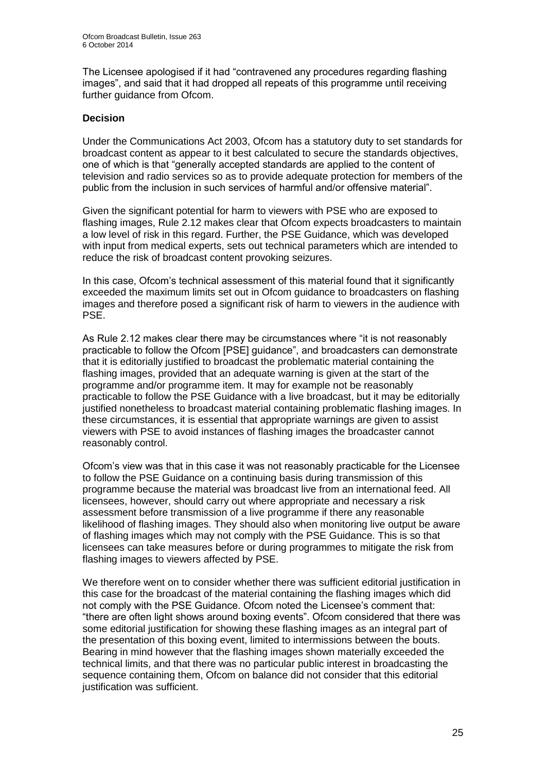The Licensee apologised if it had "contravened any procedures regarding flashing images", and said that it had dropped all repeats of this programme until receiving further guidance from Ofcom.

**Decision**

Under the Communications Act 2003, Ofcom has a statutory duty to set standards for broadcast content as appear to it best calculated to secure the standards objectives, one of which is that "generally accepted standards are applied to the content of television and radio services so as to provide adequate protection for members of the public from the inclusion in such services of harmful and/or offensive material".

Given the significant potential for harm to viewers with PSE who are exposed to flashing images, Rule 2.12 makes clear that Ofcom expects broadcasters to maintain a low level of risk in this regard. Further, the PSE Guidance, which was developed with input from medical experts, sets out technical parameters which are intended to reduce the risk of broadcast content provoking seizures.

In this case, Ofcom's technical assessment of this material found that it significantly exceeded the maximum limits set out in Ofcom guidance to broadcasters on flashing images and therefore posed a significant risk of harm to viewers in the audience with PSE.

As Rule 2.12 makes clear there may be circumstances where "it is not reasonably practicable to follow the Ofcom [PSE] guidance", and broadcasters can demonstrate that it is editorially justified to broadcast the problematic material containing the flashing images, provided that an adequate warning is given at the start of the programme and/or programme item. It may for example not be reasonably practicable to follow the PSE Guidance with a live broadcast, but it may be editorially justified nonetheless to broadcast material containing problematic flashing images. In these circumstances, it is essential that appropriate warnings are given to assist viewers with PSE to avoid instances of flashing images the broadcaster cannot reasonably control.

Ofcom's view was that in this case it was not reasonably practicable for the Licensee to follow the PSE Guidance on a continuing basis during transmission of this programme because the material was broadcast live from an international feed. All licensees, however, should carry out where appropriate and necessary a risk assessment before transmission of a live programme if there any reasonable likelihood of flashing images. They should also when monitoring live output be aware of flashing images which may not comply with the PSE Guidance. This is so that licensees can take measures before or during programmes to mitigate the risk from flashing images to viewers affected by PSE.

We therefore went on to consider whether there was sufficient editorial justification in this case for the broadcast of the material containing the flashing images which did not comply with the PSE Guidance. Ofcom noted the Licensee's comment that: "there are often light shows around boxing events". Ofcom considered that there was some editorial justification for showing these flashing images as an integral part of the presentation of this boxing event, limited to intermissions between the bouts. Bearing in mind however that the flashing images shown materially exceeded the technical limits, and that there was no particular public interest in broadcasting the sequence containing them, Ofcom on balance did not consider that this editorial justification was sufficient.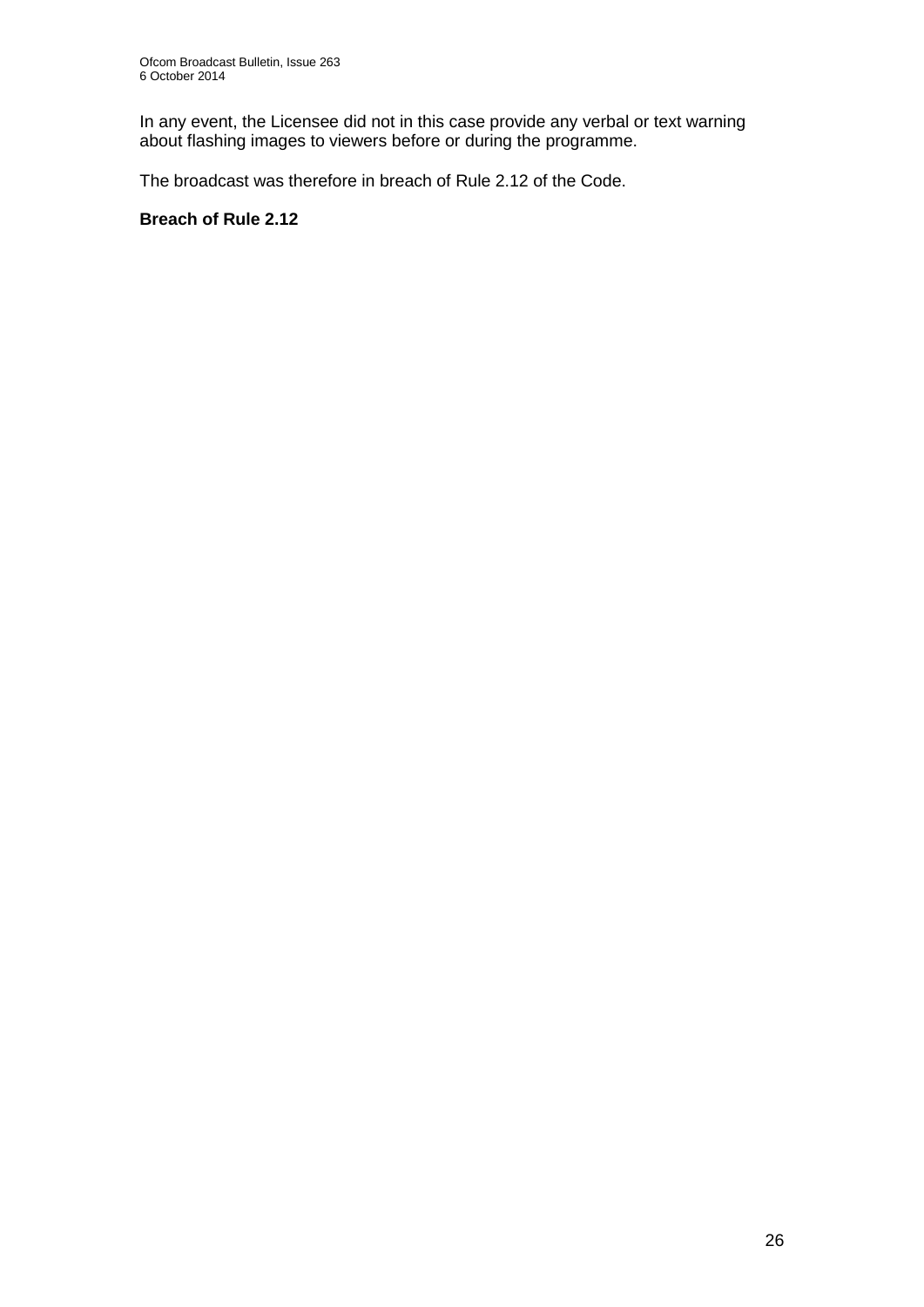In any event, the Licensee did not in this case provide any verbal or text warning about flashing images to viewers before or during the programme.

The broadcast was therefore in breach of Rule 2.12 of the Code.

**Breach of Rule 2.12**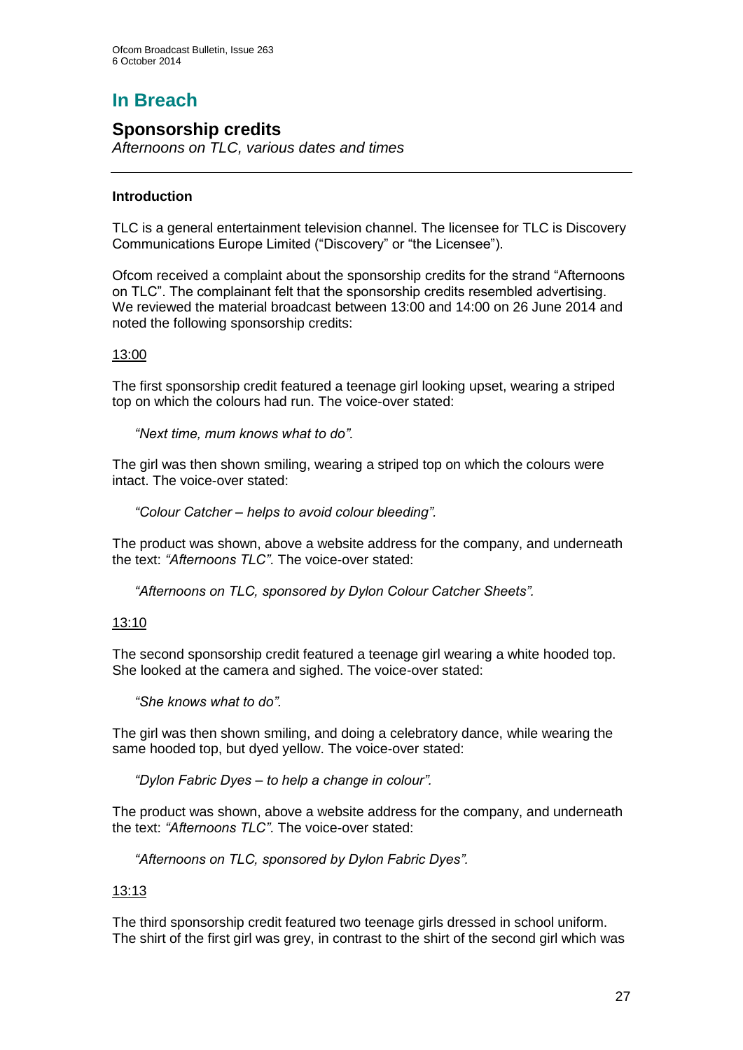# In Breach

## Sponsorship credits

*Afternoons on TLC, various dates and times*

### Introduction

TLC is a general entertainment television channel. The licensee for TLC is Discovery Communications Europe Limited ("Discovery" or "the Licensee").

Ofcom received a complaint about the sponsorship credits for the strand "Afternoons on TLC". The complainant felt that the sponsorship credits resembled advertising. We reviewed the material broadcast between 13:00 and 14:00 on 26 June 2014 and noted the following sponsorship credits:

<u>13:00</u>

The first sponsorship credit featured a teenage girl looking upset, wearing a striped top on which the colours had run. The voice-over stated:

> *"Next time, mum knows what to do".*

The girl was then shown smiling, wearing a striped top on which the colours were intact. The voice-over stated:

> *"Colour Catcher – helps to avoid colour bleeding".*

The product was shown, above a website address for the company, and underneath the text: *"Afternoons TLC"*. The voice-over stated:

> *"Afternoons on TLC, sponsored by Dylon Colour Catcher Sheets".*

<u>13:10</u>

The second sponsorship credit featured a teenage girl wearing a white hooded top. She looked at the camera and sighed. The voice-over stated:

> *"She knows what to do".*

The girl was then shown smiling, and doing a celebratory dance, while wearing the same hooded top, but dyed yellow. The voice-over stated:

> *"Dylon Fabric Dyes – to help a change in colour".*

The product was shown, above a website address for the company, and underneath the text: *"Afternoons TLC"*. The voice-over stated:

> *"Afternoons on TLC, sponsored by Dylon Fabric Dyes".*

<u>13:13</u>

The third sponsorship credit featured two teenage girls dressed in school uniform. The shirt of the first girl was grey, in contrast to the shirt of the second girl which was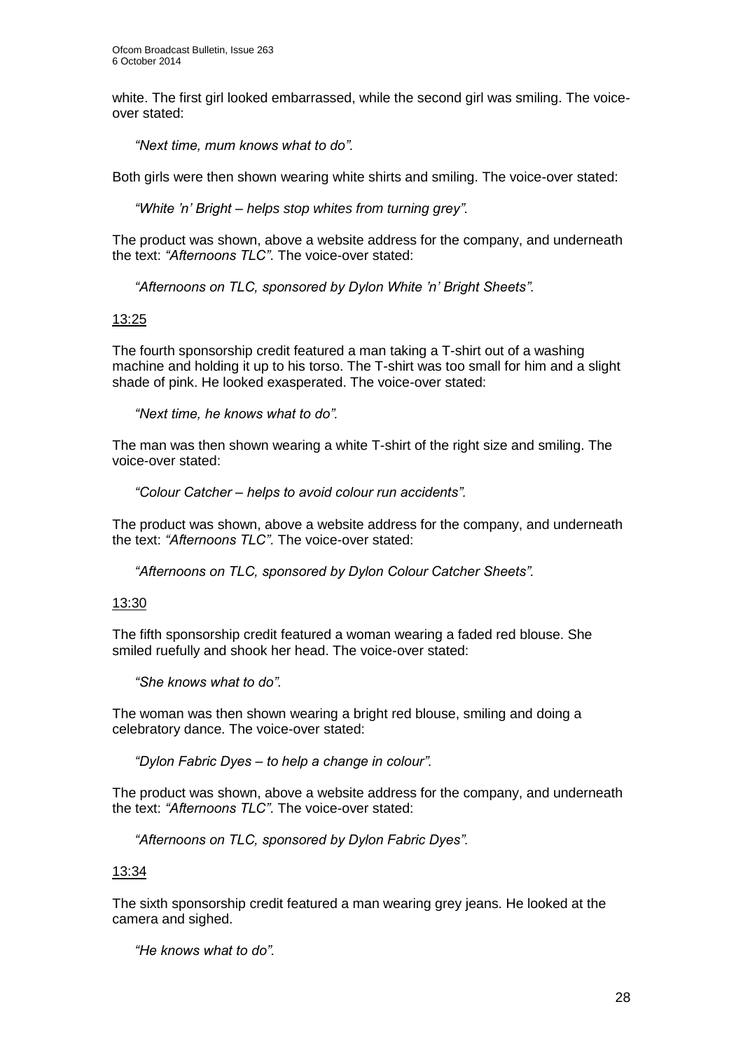white. The first girl looked embarrassed, while the second girl was smiling. The voice-over stated:

> *"Next time, mum knows what to do".*

Both girls were then shown wearing white shirts and smiling. The voice-over stated:

> *"White 'n' Bright – helps stop whites from turning grey".*

The product was shown, above a website address for the company, and underneath the text: *"Afternoons TLC"*. The voice-over stated:

> *"Afternoons on TLC, sponsored by Dylon White 'n' Bright Sheets".*

<u>13:25</u>

The fourth sponsorship credit featured a man taking a T-shirt out of a washing machine and holding it up to his torso. The T-shirt was too small for him and a slight shade of pink. He looked exasperated. The voice-over stated:

> *"Next time, he knows what to do".*

The man was then shown wearing a white T-shirt of the right size and smiling. The voice-over stated:

> *"Colour Catcher – helps to avoid colour run accidents".*

The product was shown, above a website address for the company, and underneath the text: *"Afternoons TLC"*. The voice-over stated:

> *"Afternoons on TLC, sponsored by Dylon Colour Catcher Sheets".*

<u>13:30</u>

The fifth sponsorship credit featured a woman wearing a faded red blouse. She smiled ruefully and shook her head. The voice-over stated:

> *"She knows what to do".*

The woman was then shown wearing a bright red blouse, smiling and doing a celebratory dance. The voice-over stated:

> *"Dylon Fabric Dyes – to help a change in colour".*

The product was shown, above a website address for the company, and underneath the text: *"Afternoons TLC"*. The voice-over stated:

> *"Afternoons on TLC, sponsored by Dylon Fabric Dyes".*

<u>13:34</u>

The sixth sponsorship credit featured a man wearing grey jeans. He looked at the camera and sighed.

> *"He knows what to do".*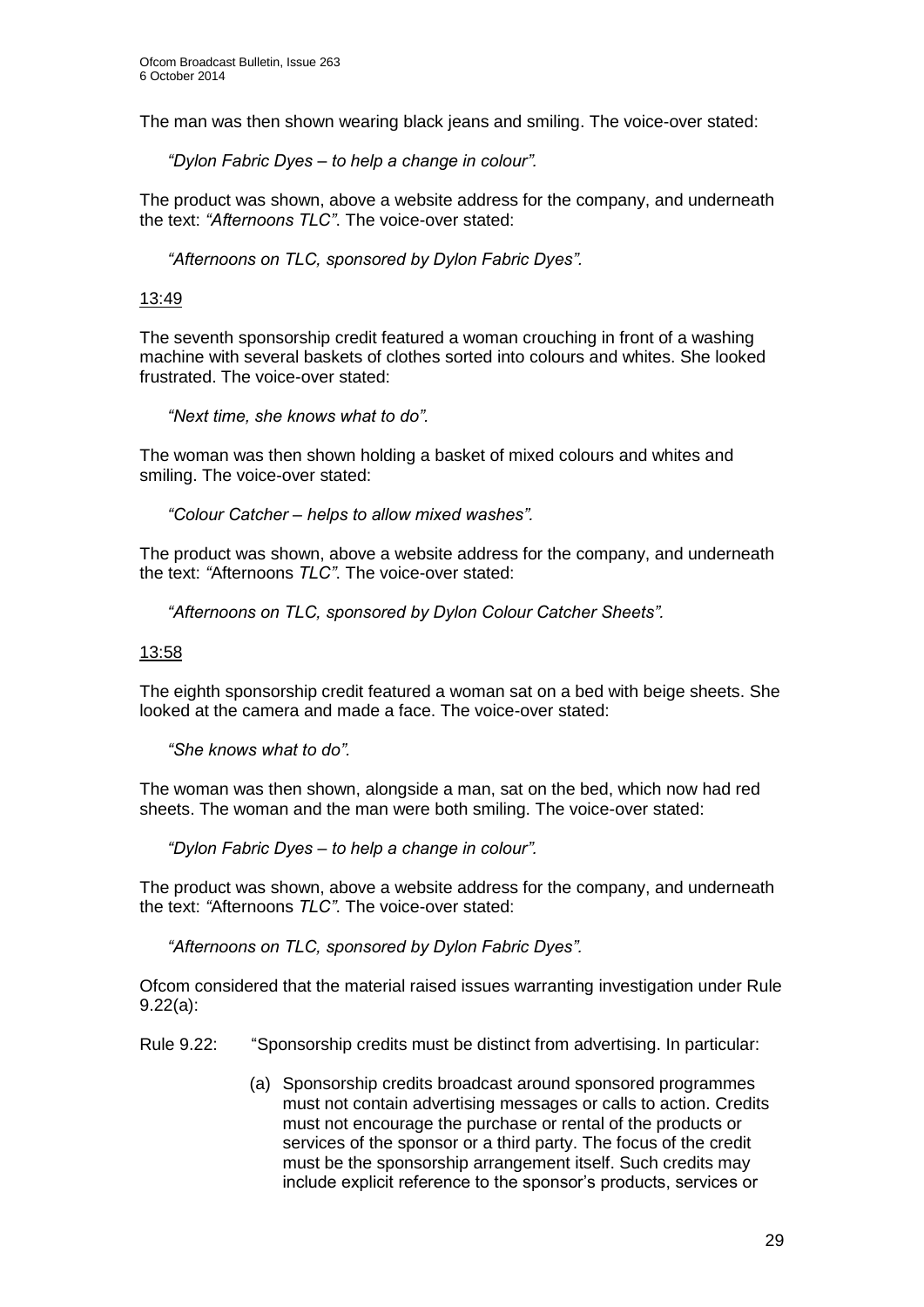The man was then shown wearing black jeans and smiling. The voice-over stated:

> *"Dylon Fabric Dyes – to help a change in colour".*

The product was shown, above a website address for the company, and underneath the text: *"Afternoons TLC"*. The voice-over stated:

> *"Afternoons on TLC, sponsored by Dylon Fabric Dyes".*

<u>13:49</u>

The seventh sponsorship credit featured a woman crouching in front of a washing machine with several baskets of clothes sorted into colours and whites. She looked frustrated. The voice-over stated:

> *"Next time, she knows what to do".*

The woman was then shown holding a basket of mixed colours and whites and smiling. The voice-over stated:

> *"Colour Catcher – helps to allow mixed washes".*

The product was shown, above a website address for the company, and underneath the text: *"*Afternoons *TLC"*. The voice-over stated:

> *"Afternoons on TLC, sponsored by Dylon Colour Catcher Sheets".*

<u>13:58</u>

The eighth sponsorship credit featured a woman sat on a bed with beige sheets. She looked at the camera and made a face. The voice-over stated:

> *"She knows what to do".*

The woman was then shown, alongside a man, sat on the bed, which now had red sheets. The woman and the man were both smiling. The voice-over stated:

> *"Dylon Fabric Dyes – to help a change in colour".*

The product was shown, above a website address for the company, and underneath the text: *"*Afternoons *TLC"*. The voice-over stated:

> *"Afternoons on TLC, sponsored by Dylon Fabric Dyes".*

Ofcom considered that the material raised issues warranting investigation under Rule 9.22(a):

Rule 9.22: "Sponsorship credits must be distinct from advertising. In particular:

> (a) Sponsorship credits broadcast around sponsored programmes must not contain advertising messages or calls to action. Credits must not encourage the purchase or rental of the products or services of the sponsor or a third party. The focus of the credit must be the sponsorship arrangement itself. Such credits may include explicit reference to the sponsor's products, services or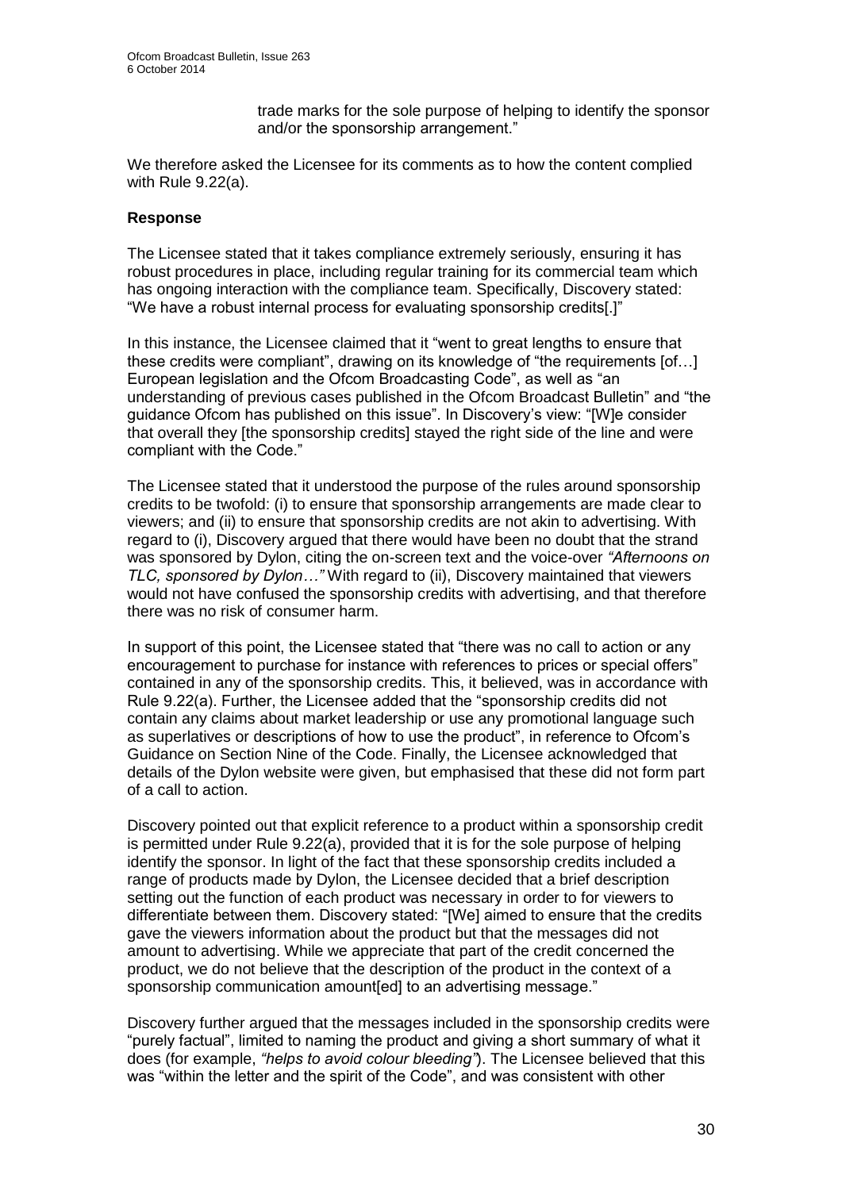trade marks for the sole purpose of helping to identify the sponsor and/or the sponsorship arrangement."

We therefore asked the Licensee for its comments as to how the content complied with Rule 9.22(a).

**Response**

The Licensee stated that it takes compliance extremely seriously, ensuring it has robust procedures in place, including regular training for its commercial team which has ongoing interaction with the compliance team. Specifically, Discovery stated: "We have a robust internal process for evaluating sponsorship credits[.]"

In this instance, the Licensee claimed that it "went to great lengths to ensure that these credits were compliant", drawing on its knowledge of "the requirements [of…] European legislation and the Ofcom Broadcasting Code", as well as "an understanding of previous cases published in the Ofcom Broadcast Bulletin" and "the guidance Ofcom has published on this issue". In Discovery's view: "[W]e consider that overall they [the sponsorship credits] stayed the right side of the line and were compliant with the Code."

The Licensee stated that it understood the purpose of the rules around sponsorship credits to be twofold: (i) to ensure that sponsorship arrangements are made clear to viewers; and (ii) to ensure that sponsorship credits are not akin to advertising. With regard to (i), Discovery argued that there would have been no doubt that the strand was sponsored by Dylon, citing the on-screen text and the voice-over *"Afternoons on TLC, sponsored by Dylon…"* With regard to (ii), Discovery maintained that viewers would not have confused the sponsorship credits with advertising, and that therefore there was no risk of consumer harm.

In support of this point, the Licensee stated that "there was no call to action or any encouragement to purchase for instance with references to prices or special offers" contained in any of the sponsorship credits. This, it believed, was in accordance with Rule 9.22(a). Further, the Licensee added that the "sponsorship credits did not contain any claims about market leadership or use any promotional language such as superlatives or descriptions of how to use the product", in reference to Ofcom's Guidance on Section Nine of the Code. Finally, the Licensee acknowledged that details of the Dylon website were given, but emphasised that these did not form part of a call to action.

Discovery pointed out that explicit reference to a product within a sponsorship credit is permitted under Rule 9.22(a), provided that it is for the sole purpose of helping identify the sponsor. In light of the fact that these sponsorship credits included a range of products made by Dylon, the Licensee decided that a brief description setting out the function of each product was necessary in order to for viewers to differentiate between them. Discovery stated: "[We] aimed to ensure that the credits gave the viewers information about the product but that the messages did not amount to advertising. While we appreciate that part of the credit concerned the product, we do not believe that the description of the product in the context of a sponsorship communication amount[ed] to an advertising message."

Discovery further argued that the messages included in the sponsorship credits were "purely factual", limited to naming the product and giving a short summary of what it does (for example, *"helps to avoid colour bleeding"*). The Licensee believed that this was "within the letter and the spirit of the Code", and was consistent with other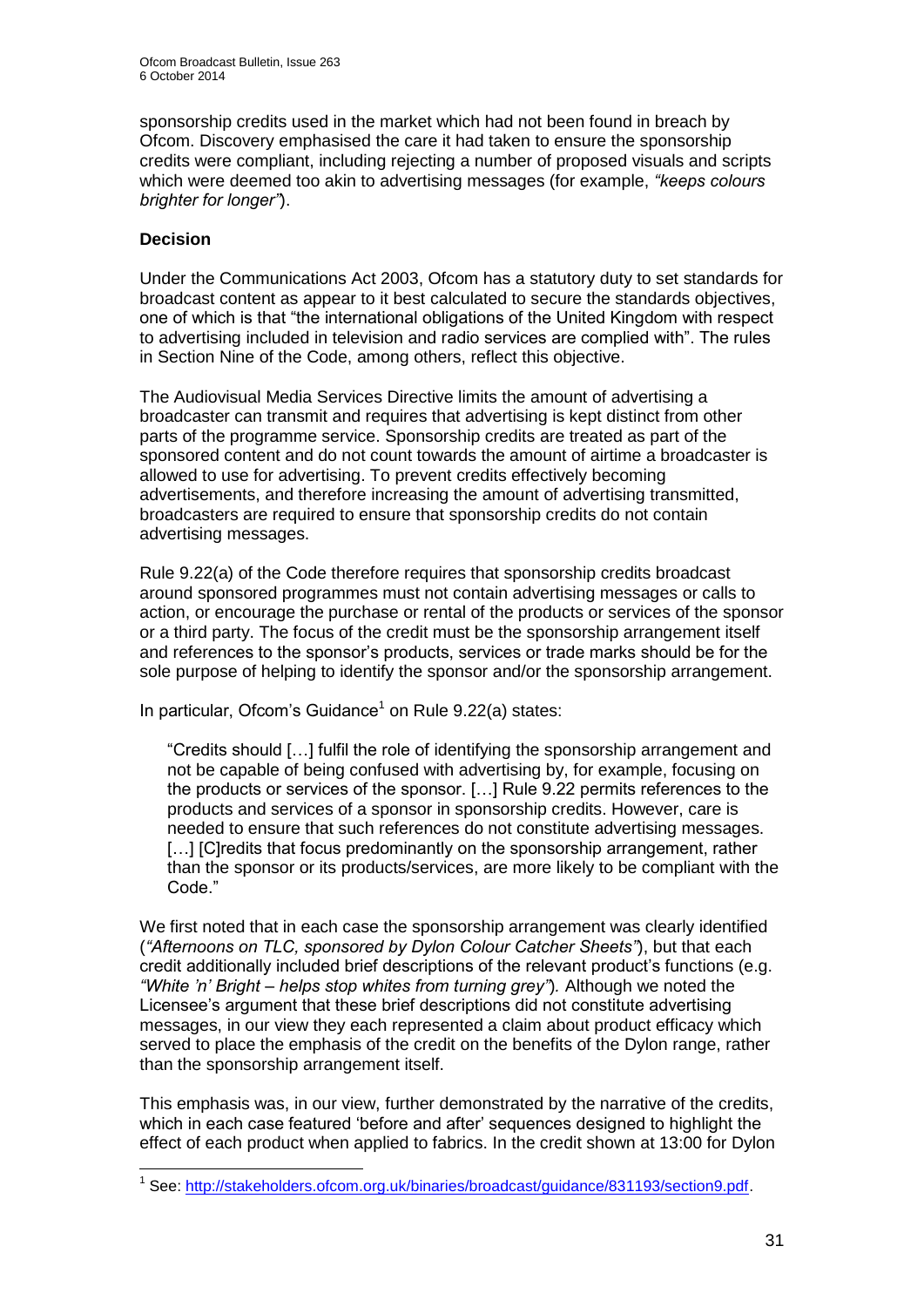sponsorship credits used in the market which had not been found in breach by Ofcom. Discovery emphasised the care it had taken to ensure the sponsorship credits were compliant, including rejecting a number of proposed visuals and scripts which were deemed too akin to advertising messages (for example, *"keeps colours brighter for longer"*).

**Decision**

Under the Communications Act 2003, Ofcom has a statutory duty to set standards for broadcast content as appear to it best calculated to secure the standards objectives, one of which is that "the international obligations of the United Kingdom with respect to advertising included in television and radio services are complied with". The rules in Section Nine of the Code, among others, reflect this objective.

The Audiovisual Media Services Directive limits the amount of advertising a broadcaster can transmit and requires that advertising is kept distinct from other parts of the programme service. Sponsorship credits are treated as part of the sponsored content and do not count towards the amount of airtime a broadcaster is allowed to use for advertising. To prevent credits effectively becoming advertisements, and therefore increasing the amount of advertising transmitted, broadcasters are required to ensure that sponsorship credits do not contain advertising messages.

Rule 9.22(a) of the Code therefore requires that sponsorship credits broadcast around sponsored programmes must not contain advertising messages or calls to action, or encourage the purchase or rental of the products or services of the sponsor or a third party. The focus of the credit must be the sponsorship arrangement itself and references to the sponsor's products, services or trade marks should be for the sole purpose of helping to identify the sponsor and/or the sponsorship arrangement.

In particular, Ofcom's Guidance[1] on Rule 9.22(a) states:

> "Credits should […] fulfil the role of identifying the sponsorship arrangement and not be capable of being confused with advertising by, for example, focusing on the products or services of the sponsor. […] Rule 9.22 permits references to the products and services of a sponsor in sponsorship credits. However, care is needed to ensure that such references do not constitute advertising messages. […] [C]redits that focus predominantly on the sponsorship arrangement, rather than the sponsor or its products/services, are more likely to be compliant with the Code."

We first noted that in each case the sponsorship arrangement was clearly identified (*"Afternoons on TLC, sponsored by Dylon Colour Catcher Sheets"*), but that each credit additionally included brief descriptions of the relevant product's functions (e.g. *"White 'n' Bright – helps stop whites from turning grey"*). Although we noted the Licensee's argument that these brief descriptions did not constitute advertising messages, in our view they each represented a claim about product efficacy which served to place the emphasis of the credit on the benefits of the Dylon range, rather than the sponsorship arrangement itself.

This emphasis was, in our view, further demonstrated by the narrative of the credits, which in each case featured 'before and after' sequences designed to highlight the effect of each product when applied to fabrics. In the credit shown at 13:00 for Dylon

---

[1] See: http://stakeholders.ofcom.org.uk/binaries/broadcast/guidance/831193/section9.pdf.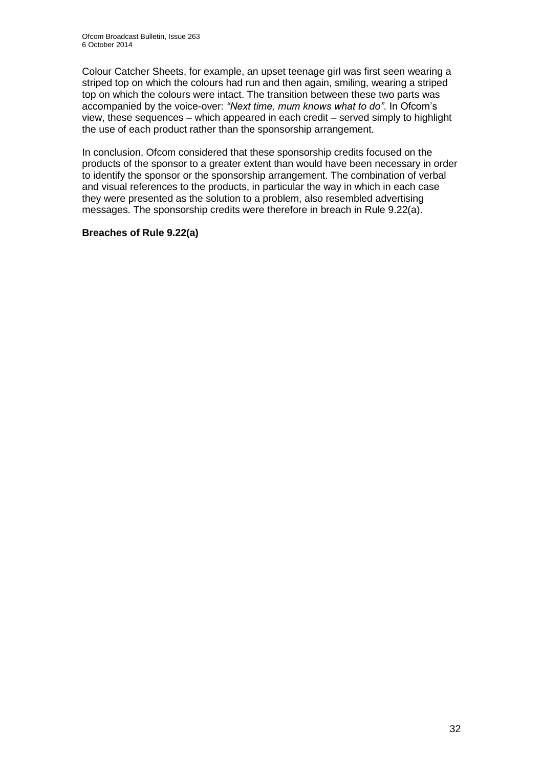Colour Catcher Sheets, for example, an upset teenage girl was first seen wearing a striped top on which the colours had run and then again, smiling, wearing a striped top on which the colours were intact. The transition between these two parts was accompanied by the voice-over: *"Next time, mum knows what to do"*. In Ofcom's view, these sequences – which appeared in each credit – served simply to highlight the use of each product rather than the sponsorship arrangement.

In conclusion, Ofcom considered that these sponsorship credits focused on the products of the sponsor to a greater extent than would have been necessary in order to identify the sponsor or the sponsorship arrangement. The combination of verbal and visual references to the products, in particular the way in which in each case they were presented as the solution to a problem, also resembled advertising messages. The sponsorship credits were therefore in breach in Rule 9.22(a).

**Breaches of Rule 9.22(a)**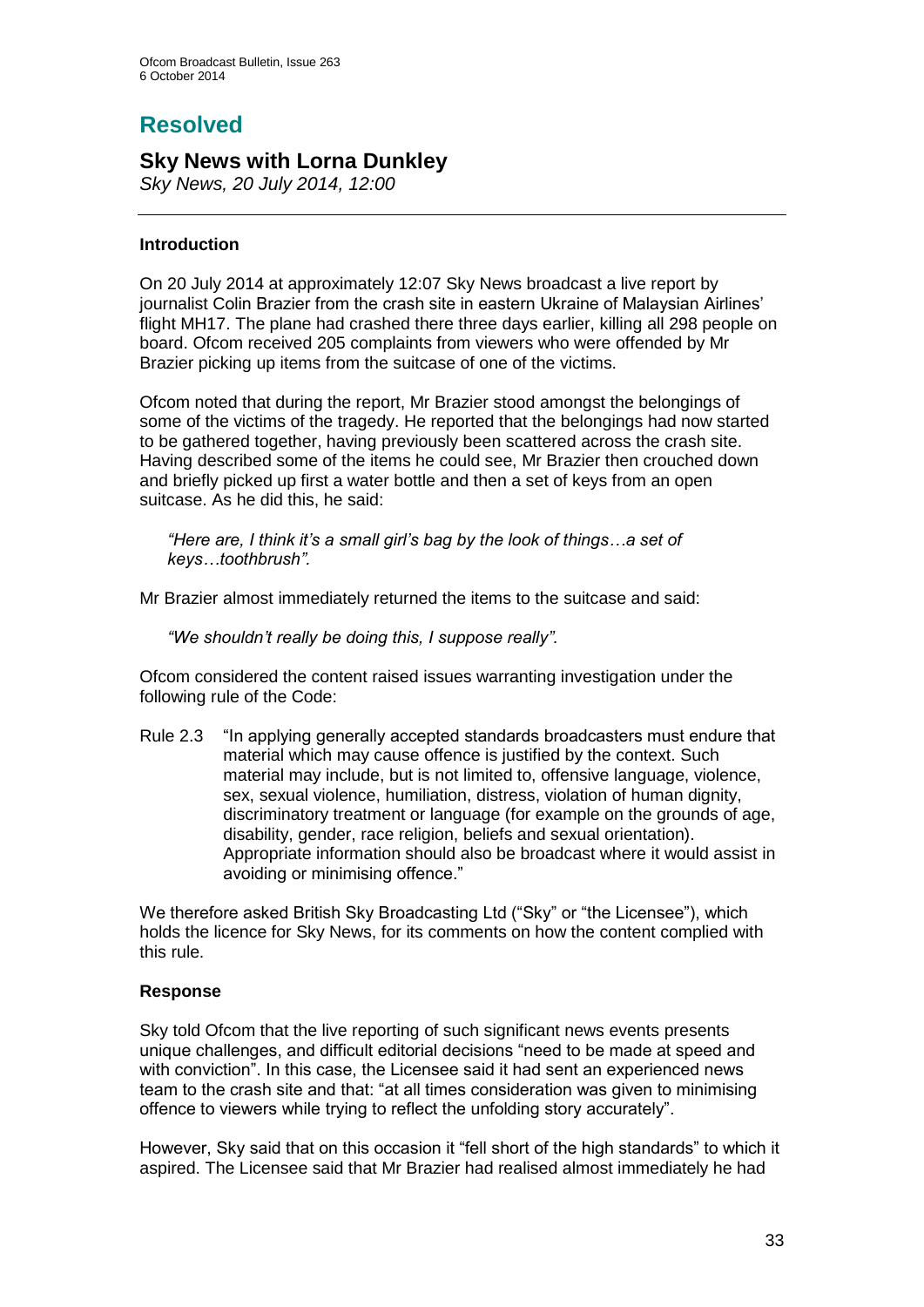# Resolved

## Sky News with Lorna Dunkley

*Sky News, 20 July 2014, 12:00*

---

### Introduction

On 20 July 2014 at approximately 12:07 Sky News broadcast a live report by journalist Colin Brazier from the crash site in eastern Ukraine of Malaysian Airlines' flight MH17. The plane had crashed there three days earlier, killing all 298 people on board. Ofcom received 205 complaints from viewers who were offended by Mr Brazier picking up items from the suitcase of one of the victims.

Ofcom noted that during the report, Mr Brazier stood amongst the belongings of some of the victims of the tragedy. He reported that the belongings had now started to be gathered together, having previously been scattered across the crash site. Having described some of the items he could see, Mr Brazier then crouched down and briefly picked up first a water bottle and then a set of keys from an open suitcase. As he did this, he said:

> *"Here are, I think it's a small girl's bag by the look of things…a set of keys…toothbrush".*

Mr Brazier almost immediately returned the items to the suitcase and said:

> *"We shouldn't really be doing this, I suppose really".*

Ofcom considered the content raised issues warranting investigation under the following rule of the Code:

Rule 2.3 "In applying generally accepted standards broadcasters must endure that material which may cause offence is justified by the context. Such material may include, but is not limited to, offensive language, violence, sex, sexual violence, humiliation, distress, violation of human dignity, discriminatory treatment or language (for example on the grounds of age, disability, gender, race religion, beliefs and sexual orientation). Appropriate information should also be broadcast where it would assist in avoiding or minimising offence."

We therefore asked British Sky Broadcasting Ltd ("Sky" or "the Licensee"), which holds the licence for Sky News, for its comments on how the content complied with this rule.

### Response

Sky told Ofcom that the live reporting of such significant news events presents unique challenges, and difficult editorial decisions "need to be made at speed and with conviction". In this case, the Licensee said it had sent an experienced news team to the crash site and that: "at all times consideration was given to minimising offence to viewers while trying to reflect the unfolding story accurately".

However, Sky said that on this occasion it "fell short of the high standards" to which it aspired. The Licensee said that Mr Brazier had realised almost immediately he had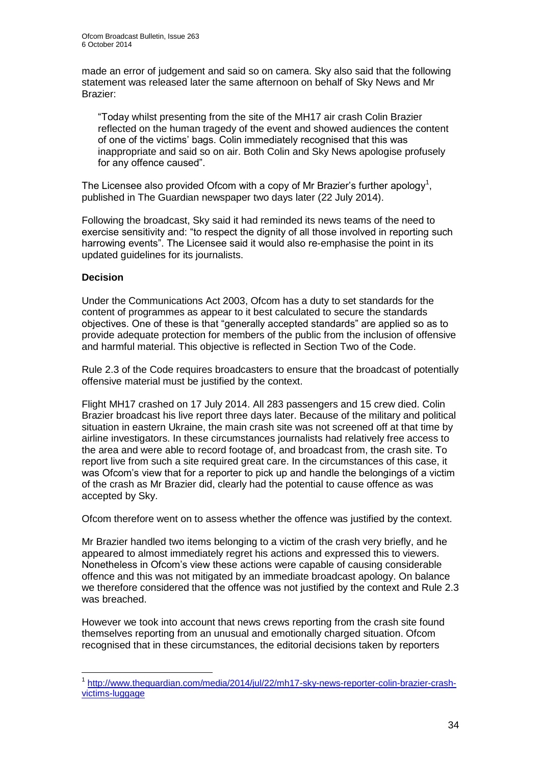made an error of judgement and said so on camera. Sky also said that the following statement was released later the same afternoon on behalf of Sky News and Mr Brazier:

> "Today whilst presenting from the site of the MH17 air crash Colin Brazier reflected on the human tragedy of the event and showed audiences the content of one of the victims' bags. Colin immediately recognised that this was inappropriate and said so on air. Both Colin and Sky News apologise profusely for any offence caused".

The Licensee also provided Ofcom with a copy of Mr Brazier's further apology[1], published in The Guardian newspaper two days later (22 July 2014).

Following the broadcast, Sky said it had reminded its news teams of the need to exercise sensitivity and: "to respect the dignity of all those involved in reporting such harrowing events". The Licensee said it would also re-emphasise the point in its updated guidelines for its journalists.

**Decision**

Under the Communications Act 2003, Ofcom has a duty to set standards for the content of programmes as appear to it best calculated to secure the standards objectives. One of these is that "generally accepted standards" are applied so as to provide adequate protection for members of the public from the inclusion of offensive and harmful material. This objective is reflected in Section Two of the Code.

Rule 2.3 of the Code requires broadcasters to ensure that the broadcast of potentially offensive material must be justified by the context.

Flight MH17 crashed on 17 July 2014. All 283 passengers and 15 crew died. Colin Brazier broadcast his live report three days later. Because of the military and political situation in eastern Ukraine, the main crash site was not screened off at that time by airline investigators. In these circumstances journalists had relatively free access to the area and were able to record footage of, and broadcast from, the crash site. To report live from such a site required great care. In the circumstances of this case, it was Ofcom's view that for a reporter to pick up and handle the belongings of a victim of the crash as Mr Brazier did, clearly had the potential to cause offence as was accepted by Sky.

Ofcom therefore went on to assess whether the offence was justified by the context.

Mr Brazier handled two items belonging to a victim of the crash very briefly, and he appeared to almost immediately regret his actions and expressed this to viewers. Nonetheless in Ofcom's view these actions were capable of causing considerable offence and this was not mitigated by an immediate broadcast apology. On balance we therefore considered that the offence was not justified by the context and Rule 2.3 was breached.

However we took into account that news crews reporting from the crash site found themselves reporting from an unusual and emotionally charged situation. Ofcom recognised that in these circumstances, the editorial decisions taken by reporters

---

[1] http://www.theguardian.com/media/2014/jul/22/mh17-sky-news-reporter-colin-brazier-crash-victims-luggage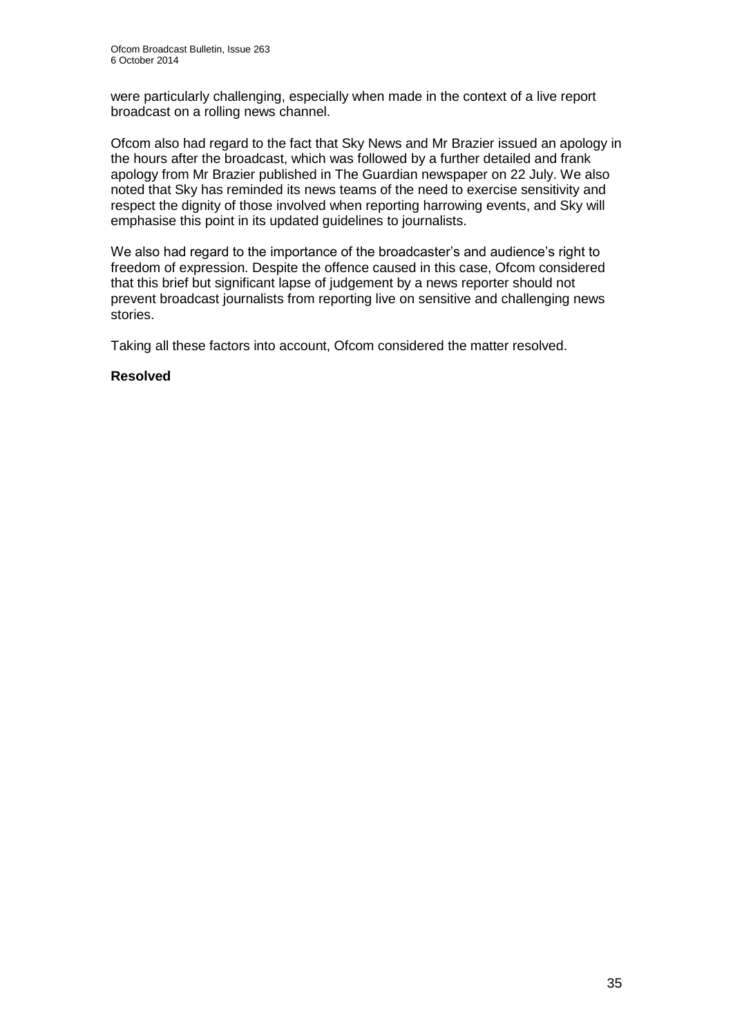were particularly challenging, especially when made in the context of a live report broadcast on a rolling news channel.

Ofcom also had regard to the fact that Sky News and Mr Brazier issued an apology in the hours after the broadcast, which was followed by a further detailed and frank apology from Mr Brazier published in The Guardian newspaper on 22 July. We also noted that Sky has reminded its news teams of the need to exercise sensitivity and respect the dignity of those involved when reporting harrowing events, and Sky will emphasise this point in its updated guidelines to journalists.

We also had regard to the importance of the broadcaster's and audience's right to freedom of expression. Despite the offence caused in this case, Ofcom considered that this brief but significant lapse of judgement by a news reporter should not prevent broadcast journalists from reporting live on sensitive and challenging news stories.

Taking all these factors into account, Ofcom considered the matter resolved.

**Resolved**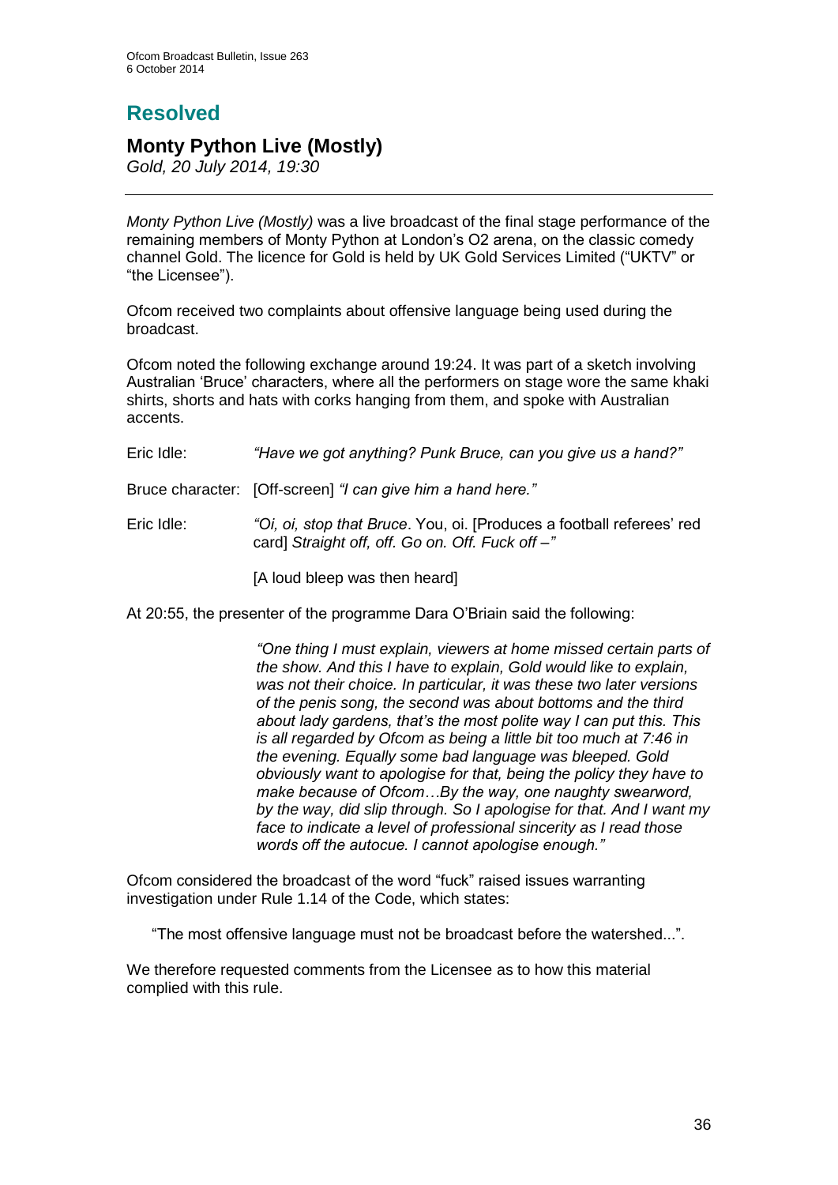# Resolved

## Monty Python Live (Mostly)

*Gold, 20 July 2014, 19:30*

---

*Monty Python Live (Mostly)* was a live broadcast of the final stage performance of the remaining members of Monty Python at London's O2 arena, on the classic comedy channel Gold. The licence for Gold is held by UK Gold Services Limited ("UKTV" or "the Licensee").

Ofcom received two complaints about offensive language being used during the broadcast.

Ofcom noted the following exchange around 19:24. It was part of a sketch involving Australian 'Bruce' characters, where all the performers on stage wore the same khaki shirts, shorts and hats with corks hanging from them, and spoke with Australian accents.

Eric Idle: *"Have we got anything? Punk Bruce, can you give us a hand?"*

Bruce character: [Off-screen] *"I can give him a hand here."*

Eric Idle: *"Oi, oi, stop that Bruce*. You, oi. [Produces a football referees' red card] *Straight off, off. Go on. Off. Fuck off –"*

[A loud bleep was then heard]

At 20:55, the presenter of the programme Dara O'Briain said the following:

> *"One thing I must explain, viewers at home missed certain parts of the show. And this I have to explain, Gold would like to explain, was not their choice. In particular, it was these two later versions of the penis song, the second was about bottoms and the third about lady gardens, that's the most polite way I can put this. This is all regarded by Ofcom as being a little bit too much at 7:46 in the evening. Equally some bad language was bleeped. Gold obviously want to apologise for that, being the policy they have to make because of Ofcom…By the way, one naughty swearword, by the way, did slip through. So I apologise for that. And I want my face to indicate a level of professional sincerity as I read those words off the autocue. I cannot apologise enough."*

Ofcom considered the broadcast of the word "fuck" raised issues warranting investigation under Rule 1.14 of the Code, which states:

> "The most offensive language must not be broadcast before the watershed...".

We therefore requested comments from the Licensee as to how this material complied with this rule.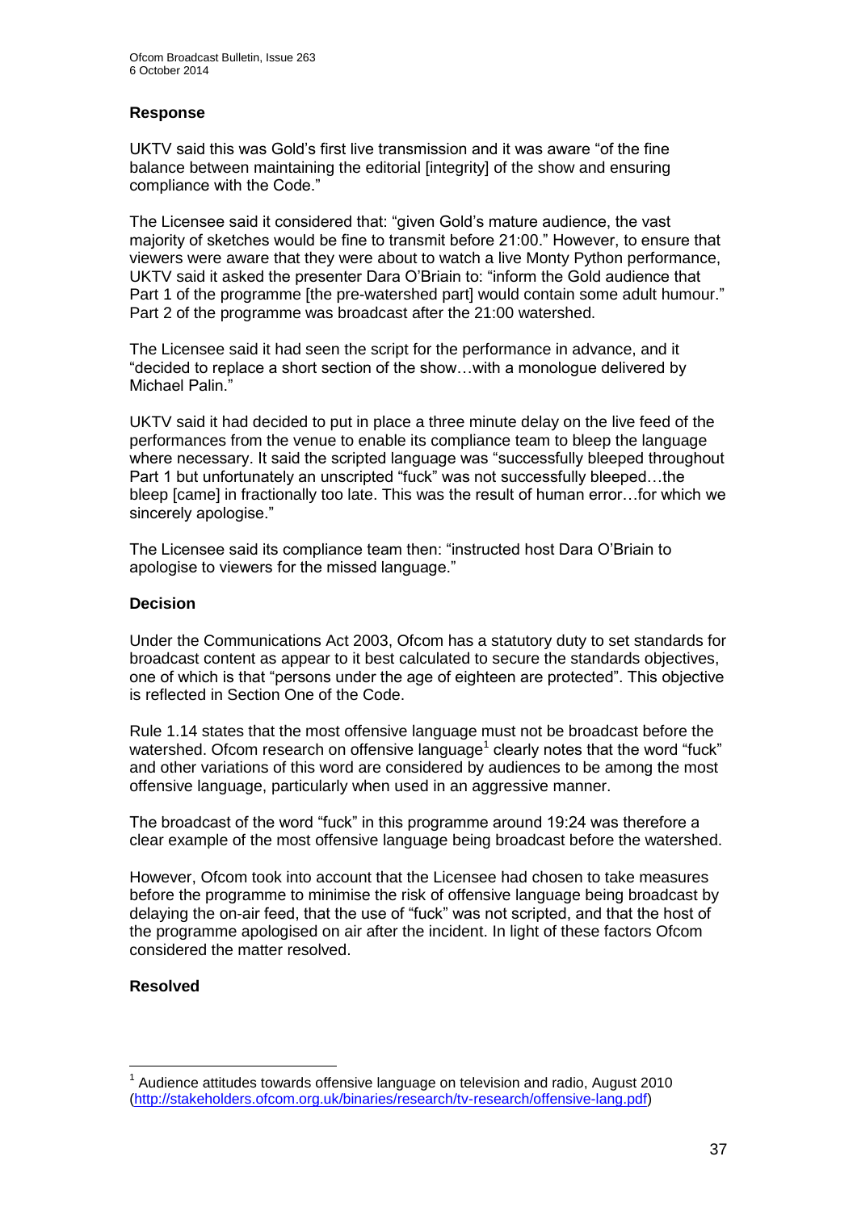**Response**

UKTV said this was Gold's first live transmission and it was aware "of the fine balance between maintaining the editorial [integrity] of the show and ensuring compliance with the Code."

The Licensee said it considered that: "given Gold's mature audience, the vast majority of sketches would be fine to transmit before 21:00." However, to ensure that viewers were aware that they were about to watch a live Monty Python performance, UKTV said it asked the presenter Dara O'Briain to: "inform the Gold audience that Part 1 of the programme [the pre-watershed part] would contain some adult humour." Part 2 of the programme was broadcast after the 21:00 watershed.

The Licensee said it had seen the script for the performance in advance, and it "decided to replace a short section of the show…with a monologue delivered by Michael Palin."

UKTV said it had decided to put in place a three minute delay on the live feed of the performances from the venue to enable its compliance team to bleep the language where necessary. It said the scripted language was "successfully bleeped throughout Part 1 but unfortunately an unscripted "fuck" was not successfully bleeped…the bleep [came] in fractionally too late. This was the result of human error…for which we sincerely apologise."

The Licensee said its compliance team then: "instructed host Dara O'Briain to apologise to viewers for the missed language."

**Decision**

Under the Communications Act 2003, Ofcom has a statutory duty to set standards for broadcast content as appear to it best calculated to secure the standards objectives, one of which is that "persons under the age of eighteen are protected". This objective is reflected in Section One of the Code.

Rule 1.14 states that the most offensive language must not be broadcast before the watershed. Ofcom research on offensive language[1] clearly notes that the word "fuck" and other variations of this word are considered by audiences to be among the most offensive language, particularly when used in an aggressive manner.

The broadcast of the word "fuck" in this programme around 19:24 was therefore a clear example of the most offensive language being broadcast before the watershed.

However, Ofcom took into account that the Licensee had chosen to take measures before the programme to minimise the risk of offensive language being broadcast by delaying the on-air feed, that the use of "fuck" was not scripted, and that the host of the programme apologised on air after the incident. In light of these factors Ofcom considered the matter resolved.

**Resolved**

---

[1] Audience attitudes towards offensive language on television and radio, August 2010 (http://stakeholders.ofcom.org.uk/binaries/research/tv-research/offensive-lang.pdf)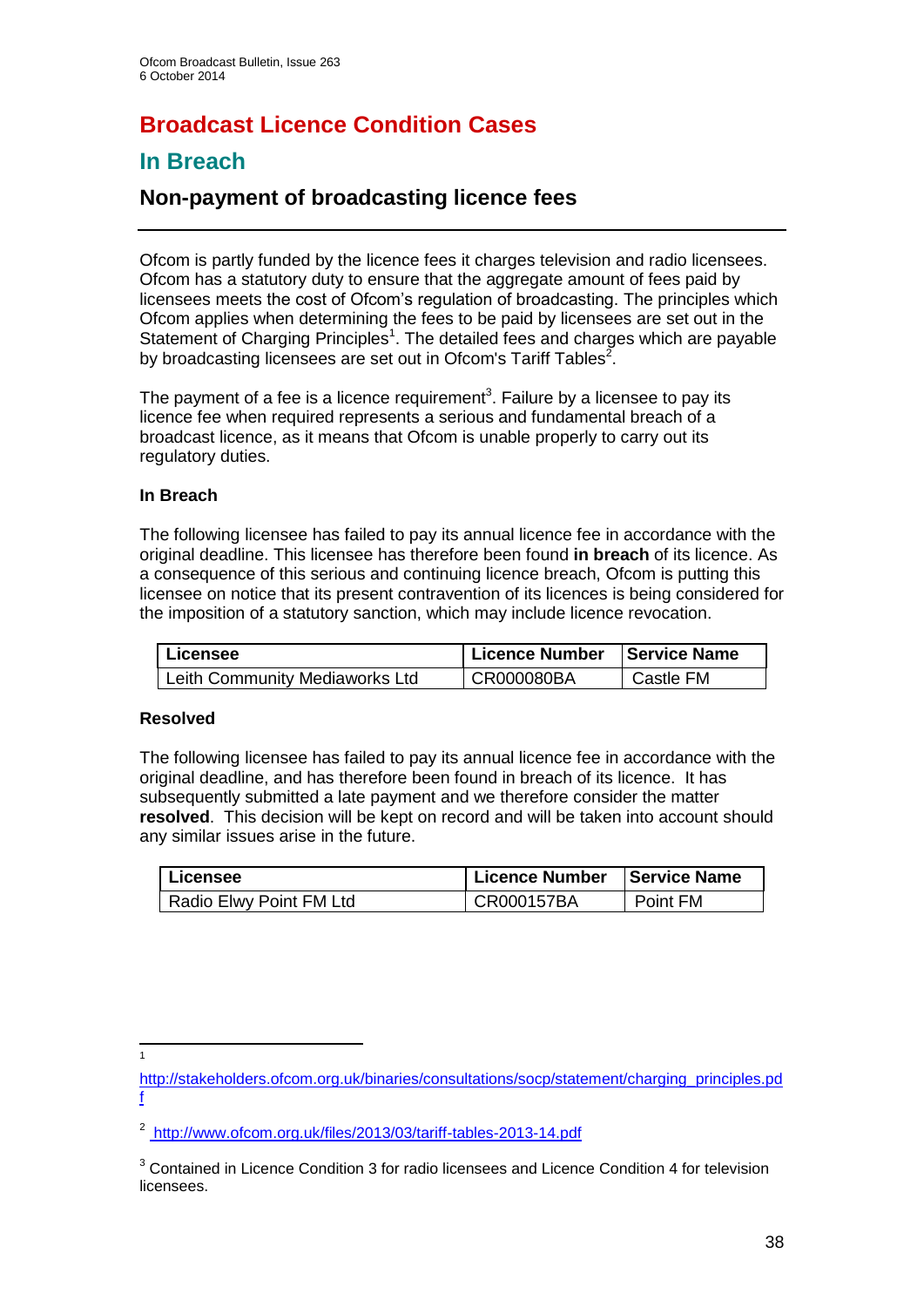# Broadcast Licence Condition Cases

## In Breach

### Non-payment of broadcasting licence fees

Ofcom is partly funded by the licence fees it charges television and radio licensees. Ofcom has a statutory duty to ensure that the aggregate amount of fees paid by licensees meets the cost of Ofcom's regulation of broadcasting. The principles which Ofcom applies when determining the fees to be paid by licensees are set out in the Statement of Charging Principles[1]. The detailed fees and charges which are payable by broadcasting licensees are set out in Ofcom's Tariff Tables[2].

The payment of a fee is a licence requirement[3]. Failure by a licensee to pay its licence fee when required represents a serious and fundamental breach of a broadcast licence, as it means that Ofcom is unable properly to carry out its regulatory duties.

**In Breach**

The following licensee has failed to pay its annual licence fee in accordance with the original deadline. This licensee has therefore been found **in breach** of its licence. As a consequence of this serious and continuing licence breach, Ofcom is putting this licensee on notice that its present contravention of its licences is being considered for the imposition of a statutory sanction, which may include licence revocation.

| Licensee | Licence Number | Service Name |
|---|---|---|
| Leith Community Mediaworks Ltd | CR000080BA | Castle FM |

**Resolved**

The following licensee has failed to pay its annual licence fee in accordance with the original deadline, and has therefore been found in breach of its licence. It has subsequently submitted a late payment and we therefore consider the matter **resolved**. This decision will be kept on record and will be taken into account should any similar issues arise in the future.

| Licensee | Licence Number | Service Name |
|---|---|---|
| Radio Elwy Point FM Ltd | CR000157BA | Point FM |

---

[1] http://stakeholders.ofcom.org.uk/binaries/consultations/socp/statement/charging_principles.pdf

[2] http://www.ofcom.org.uk/files/2013/03/tariff-tables-2013-14.pdf

[3] Contained in Licence Condition 3 for radio licensees and Licence Condition 4 for television licensees.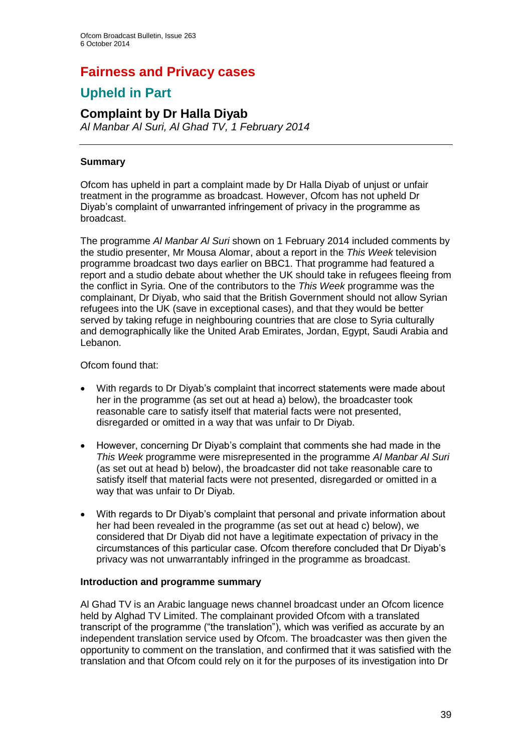# Fairness and Privacy cases

## Upheld in Part

### Complaint by Dr Halla Diyab

*Al Manbar Al Suri, Al Ghad TV, 1 February 2014*

---

**Summary**

Ofcom has upheld in part a complaint made by Dr Halla Diyab of unjust or unfair treatment in the programme as broadcast. However, Ofcom has not upheld Dr Diyab's complaint of unwarranted infringement of privacy in the programme as broadcast.

The programme *Al Manbar Al Suri* shown on 1 February 2014 included comments by the studio presenter, Mr Mousa Alomar, about a report in the *This Week* television programme broadcast two days earlier on BBC1. That programme had featured a report and a studio debate about whether the UK should take in refugees fleeing from the conflict in Syria. One of the contributors to the *This Week* programme was the complainant, Dr Diyab, who said that the British Government should not allow Syrian refugees into the UK (save in exceptional cases), and that they would be better served by taking refuge in neighbouring countries that are close to Syria culturally and demographically like the United Arab Emirates, Jordan, Egypt, Saudi Arabia and Lebanon.

Ofcom found that:

- With regards to Dr Diyab's complaint that incorrect statements were made about her in the programme (as set out at head a) below), the broadcaster took reasonable care to satisfy itself that material facts were not presented, disregarded or omitted in a way that was unfair to Dr Diyab.
- However, concerning Dr Diyab's complaint that comments she had made in the *This Week* programme were misrepresented in the programme *Al Manbar Al Suri* (as set out at head b) below), the broadcaster did not take reasonable care to satisfy itself that material facts were not presented, disregarded or omitted in a way that was unfair to Dr Diyab.
- With regards to Dr Diyab's complaint that personal and private information about her had been revealed in the programme (as set out at head c) below), we considered that Dr Diyab did not have a legitimate expectation of privacy in the circumstances of this particular case. Ofcom therefore concluded that Dr Diyab's privacy was not unwarrantably infringed in the programme as broadcast.

**Introduction and programme summary**

Al Ghad TV is an Arabic language news channel broadcast under an Ofcom licence held by Alghad TV Limited. The complainant provided Ofcom with a translated transcript of the programme ("the translation"), which was verified as accurate by an independent translation service used by Ofcom. The broadcaster was then given the opportunity to comment on the translation, and confirmed that it was satisfied with the translation and that Ofcom could rely on it for the purposes of its investigation into Dr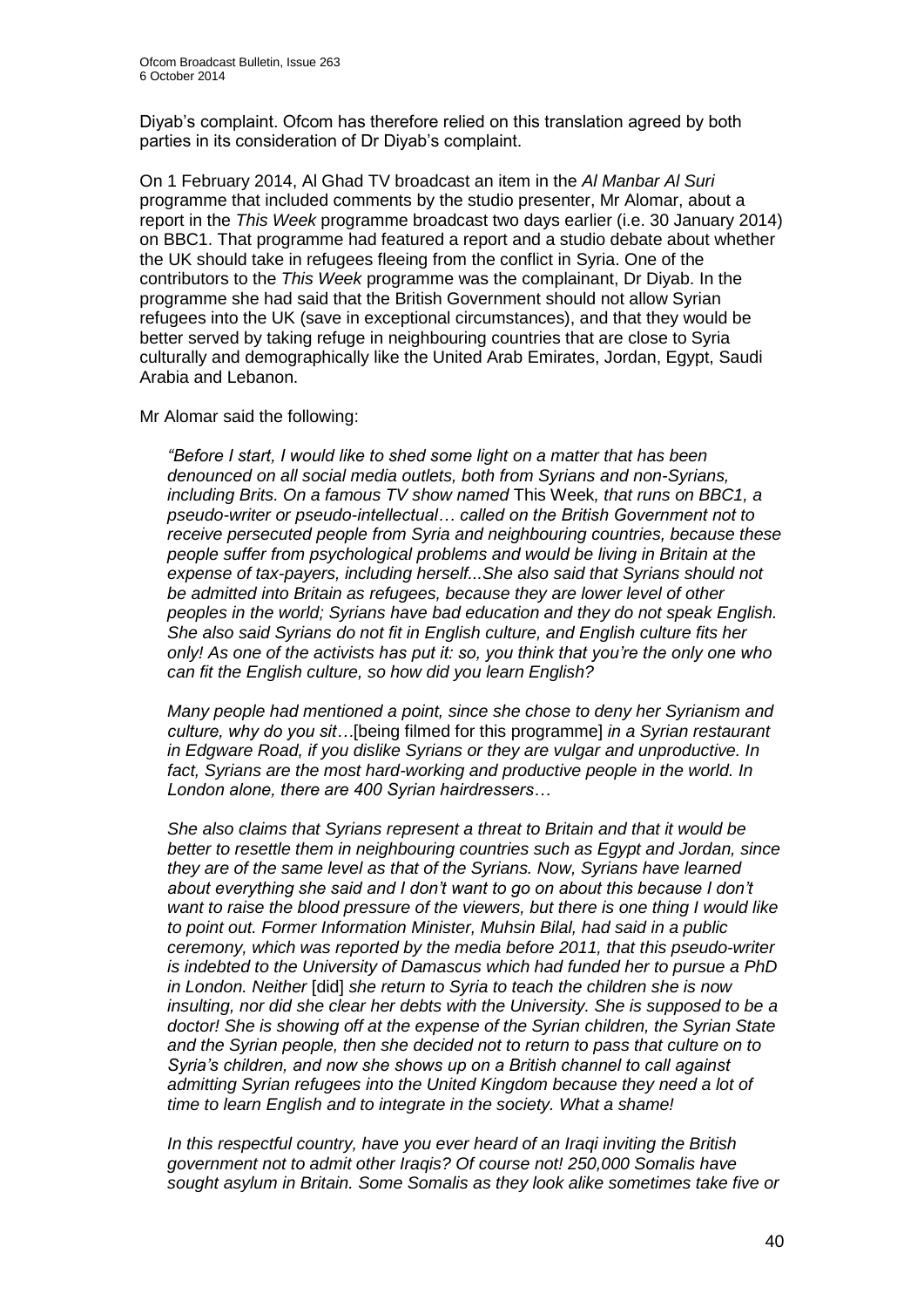Diyab's complaint. Ofcom has therefore relied on this translation agreed by both parties in its consideration of Dr Diyab's complaint.

On 1 February 2014, Al Ghad TV broadcast an item in the *Al Manbar Al Suri* programme that included comments by the studio presenter, Mr Alomar, about a report in the *This Week* programme broadcast two days earlier (i.e. 30 January 2014) on BBC1. That programme had featured a report and a studio debate about whether the UK should take in refugees fleeing from the conflict in Syria. One of the contributors to the *This Week* programme was the complainant, Dr Diyab. In the programme she had said that the British Government should not allow Syrian refugees into the UK (save in exceptional circumstances), and that they would be better served by taking refuge in neighbouring countries that are close to Syria culturally and demographically like the United Arab Emirates, Jordan, Egypt, Saudi Arabia and Lebanon.

Mr Alomar said the following:

> *"Before I start, I would like to shed some light on a matter that has been denounced on all social media outlets, both from Syrians and non-Syrians, including Brits. On a famous TV show named* This Week*, that runs on BBC1, a pseudo-writer or pseudo-intellectual… called on the British Government not to receive persecuted people from Syria and neighbouring countries, because these people suffer from psychological problems and would be living in Britain at the expense of tax-payers, including herself...She also said that Syrians should not be admitted into Britain as refugees, because they are lower level of other peoples in the world; Syrians have bad education and they do not speak English. She also said Syrians do not fit in English culture, and English culture fits her only! As one of the activists has put it: so, you think that you're the only one who can fit the English culture, so how did you learn English?*
>
> *Many people had mentioned a point, since she chose to deny her Syrianism and culture, why do you sit*…[being filmed for this programme] *in a Syrian restaurant in Edgware Road, if you dislike Syrians or they are vulgar and unproductive. In fact, Syrians are the most hard-working and productive people in the world. In London alone, there are 400 Syrian hairdressers…*
>
> *She also claims that Syrians represent a threat to Britain and that it would be better to resettle them in neighbouring countries such as Egypt and Jordan, since they are of the same level as that of the Syrians. Now, Syrians have learned about everything she said and I don't want to go on about this because I don't want to raise the blood pressure of the viewers, but there is one thing I would like to point out. Former Information Minister, Muhsin Bilal, had said in a public ceremony, which was reported by the media before 2011, that this pseudo-writer is indebted to the University of Damascus which had funded her to pursue a PhD in London. Neither* [did] *she return to Syria to teach the children she is now insulting, nor did she clear her debts with the University. She is supposed to be a doctor! She is showing off at the expense of the Syrian children, the Syrian State and the Syrian people, then she decided not to return to pass that culture on to Syria's children, and now she shows up on a British channel to call against admitting Syrian refugees into the United Kingdom because they need a lot of time to learn English and to integrate in the society. What a shame!*
>
> *In this respectful country, have you ever heard of an Iraqi inviting the British government not to admit other Iraqis? Of course not! 250,000 Somalis have sought asylum in Britain. Some Somalis as they look alike sometimes take five or*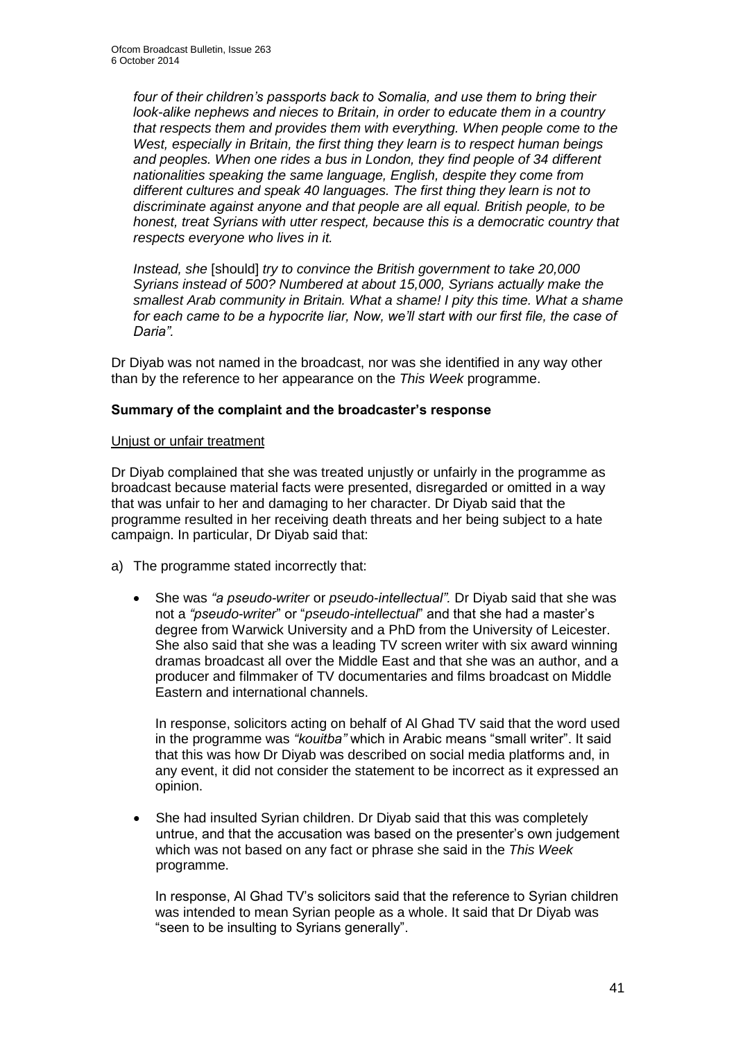*four of their children's passports back to Somalia, and use them to bring their look-alike nephews and nieces to Britain, in order to educate them in a country that respects them and provides them with everything. When people come to the West, especially in Britain, the first thing they learn is to respect human beings and peoples. When one rides a bus in London, they find people of 34 different nationalities speaking the same language, English, despite they come from different cultures and speak 40 languages. The first thing they learn is not to discriminate against anyone and that people are all equal. British people, to be honest, treat Syrians with utter respect, because this is a democratic country that respects everyone who lives in it.*

*Instead, she* [should] *try to convince the British government to take 20,000 Syrians instead of 500? Numbered at about 15,000, Syrians actually make the smallest Arab community in Britain. What a shame! I pity this time. What a shame for each came to be a hypocrite liar, Now, we'll start with our first file, the case of Daria".*

Dr Diyab was not named in the broadcast, nor was she identified in any way other than by the reference to her appearance on the *This Week* programme.

**Summary of the complaint and the broadcaster's response**

Unjust or unfair treatment

Dr Diyab complained that she was treated unjustly or unfairly in the programme as broadcast because material facts were presented, disregarded or omitted in a way that was unfair to her and damaging to her character. Dr Diyab said that the programme resulted in her receiving death threats and her being subject to a hate campaign. In particular, Dr Diyab said that:

a) The programme stated incorrectly that:

- She was *"a pseudo-writer* or *pseudo-intellectual".* Dr Diyab said that she was not a *"pseudo-writer*" or "*pseudo-intellectual*" and that she had a master's degree from Warwick University and a PhD from the University of Leicester. She also said that she was a leading TV screen writer with six award winning dramas broadcast all over the Middle East and that she was an author, and a producer and filmmaker of TV documentaries and films broadcast on Middle Eastern and international channels.

  In response, solicitors acting on behalf of Al Ghad TV said that the word used in the programme was *"kouitba"* which in Arabic means "small writer". It said that this was how Dr Diyab was described on social media platforms and, in any event, it did not consider the statement to be incorrect as it expressed an opinion.

- She had insulted Syrian children. Dr Diyab said that this was completely untrue, and that the accusation was based on the presenter's own judgement which was not based on any fact or phrase she said in the *This Week* programme.

  In response, Al Ghad TV's solicitors said that the reference to Syrian children was intended to mean Syrian people as a whole. It said that Dr Diyab was "seen to be insulting to Syrians generally".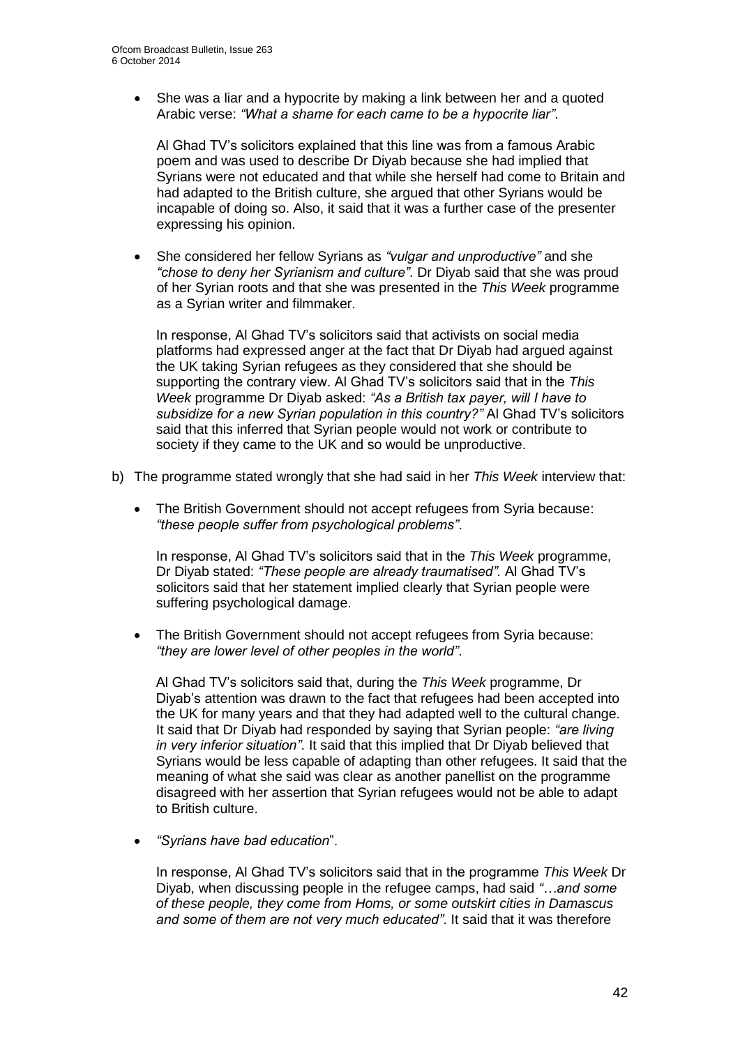- She was a liar and a hypocrite by making a link between her and a quoted Arabic verse: *"What a shame for each came to be a hypocrite liar"*.

  Al Ghad TV's solicitors explained that this line was from a famous Arabic poem and was used to describe Dr Diyab because she had implied that Syrians were not educated and that while she herself had come to Britain and had adapted to the British culture, she argued that other Syrians would be incapable of doing so. Also, it said that it was a further case of the presenter expressing his opinion.

- She considered her fellow Syrians as *"vulgar and unproductive"* and she *"chose to deny her Syrianism and culture"*. Dr Diyab said that she was proud of her Syrian roots and that she was presented in the *This Week* programme as a Syrian writer and filmmaker.

  In response, Al Ghad TV's solicitors said that activists on social media platforms had expressed anger at the fact that Dr Diyab had argued against the UK taking Syrian refugees as they considered that she should be supporting the contrary view. Al Ghad TV's solicitors said that in the *This Week* programme Dr Diyab asked: *"As a British tax payer, will I have to subsidize for a new Syrian population in this country?"* Al Ghad TV's solicitors said that this inferred that Syrian people would not work or contribute to society if they came to the UK and so would be unproductive.

b) The programme stated wrongly that she had said in her *This Week* interview that:

- The British Government should not accept refugees from Syria because: *"these people suffer from psychological problems"*.

  In response, Al Ghad TV's solicitors said that in the *This Week* programme, Dr Diyab stated: *"These people are already traumatised".* Al Ghad TV's solicitors said that her statement implied clearly that Syrian people were suffering psychological damage.

- The British Government should not accept refugees from Syria because: *"they are lower level of other peoples in the world"*.

  Al Ghad TV's solicitors said that, during the *This Week* programme, Dr Diyab's attention was drawn to the fact that refugees had been accepted into the UK for many years and that they had adapted well to the cultural change. It said that Dr Diyab had responded by saying that Syrian people: *"are living in very inferior situation".* It said that this implied that Dr Diyab believed that Syrians would be less capable of adapting than other refugees. It said that the meaning of what she said was clear as another panellist on the programme disagreed with her assertion that Syrian refugees would not be able to adapt to British culture.

- *"Syrians have bad education*".

  In response, Al Ghad TV's solicitors said that in the programme *This Week* Dr Diyab, when discussing people in the refugee camps, had said *"…and some of these people, they come from Homs, or some outskirt cities in Damascus and some of them are not very much educated"*. It said that it was therefore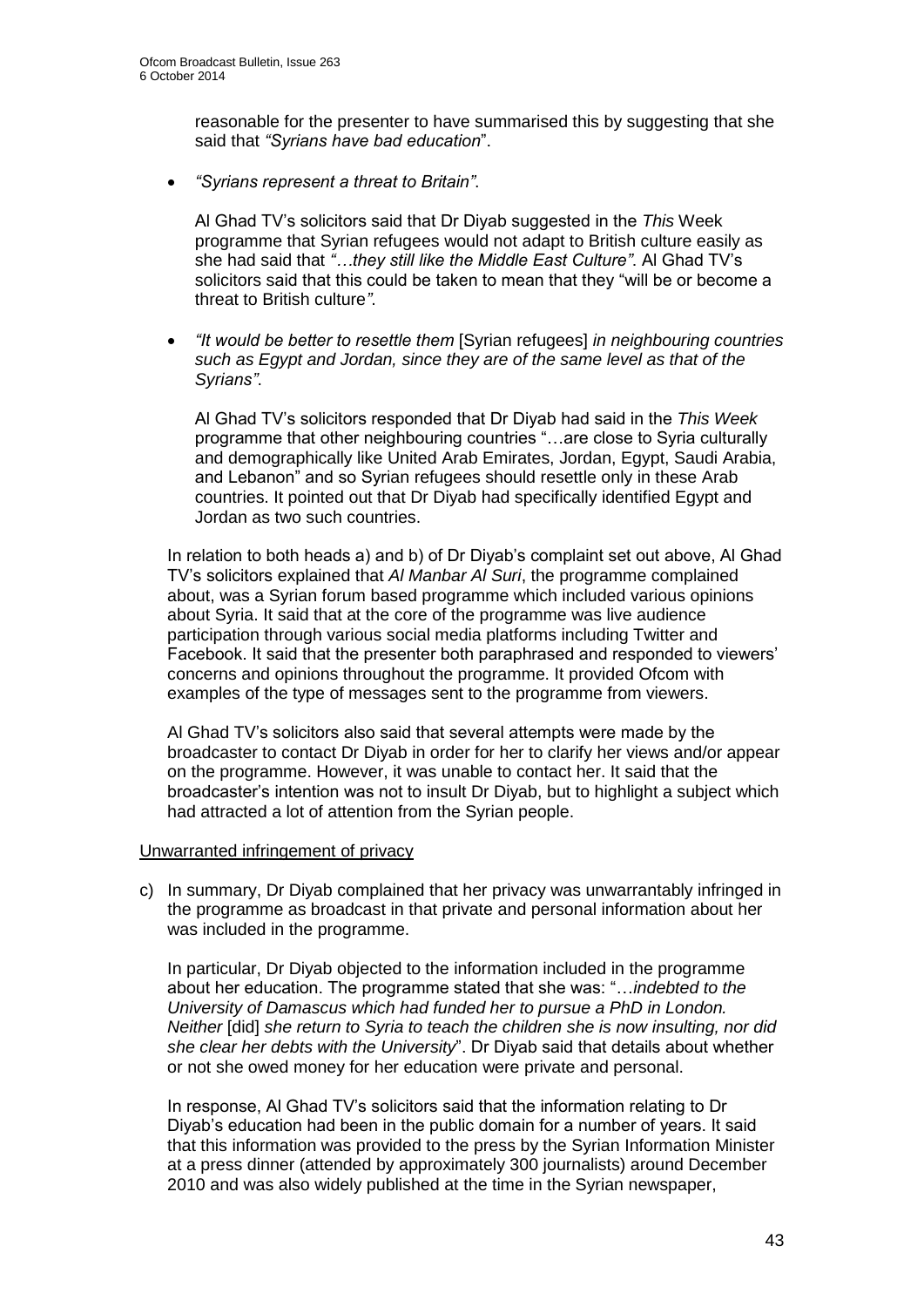reasonable for the presenter to have summarised this by suggesting that she said that *"Syrians have bad education*".

- *"Syrians represent a threat to Britain"*.

  Al Ghad TV's solicitors said that Dr Diyab suggested in the *This* Week programme that Syrian refugees would not adapt to British culture easily as she had said that *"…they still like the Middle East Culture"*. Al Ghad TV's solicitors said that this could be taken to mean that they "will be or become a threat to British culture*"*.

- *"It would be better to resettle them* [Syrian refugees] *in neighbouring countries such as Egypt and Jordan, since they are of the same level as that of the Syrians"*.

  Al Ghad TV's solicitors responded that Dr Diyab had said in the *This Week* programme that other neighbouring countries "…are close to Syria culturally and demographically like United Arab Emirates, Jordan, Egypt, Saudi Arabia, and Lebanon" and so Syrian refugees should resettle only in these Arab countries. It pointed out that Dr Diyab had specifically identified Egypt and Jordan as two such countries.

In relation to both heads a) and b) of Dr Diyab's complaint set out above, Al Ghad TV's solicitors explained that *Al Manbar Al Suri*, the programme complained about, was a Syrian forum based programme which included various opinions about Syria. It said that at the core of the programme was live audience participation through various social media platforms including Twitter and Facebook. It said that the presenter both paraphrased and responded to viewers' concerns and opinions throughout the programme. It provided Ofcom with examples of the type of messages sent to the programme from viewers.

Al Ghad TV's solicitors also said that several attempts were made by the broadcaster to contact Dr Diyab in order for her to clarify her views and/or appear on the programme. However, it was unable to contact her. It said that the broadcaster's intention was not to insult Dr Diyab, but to highlight a subject which had attracted a lot of attention from the Syrian people.

Unwarranted infringement of privacy

c) In summary, Dr Diyab complained that her privacy was unwarrantably infringed in the programme as broadcast in that private and personal information about her was included in the programme.

   In particular, Dr Diyab objected to the information included in the programme about her education. The programme stated that she was: "…*indebted to the University of Damascus which had funded her to pursue a PhD in London. Neither* [did] *she return to Syria to teach the children she is now insulting, nor did she clear her debts with the University*". Dr Diyab said that details about whether or not she owed money for her education were private and personal.

   In response, Al Ghad TV's solicitors said that the information relating to Dr Diyab's education had been in the public domain for a number of years. It said that this information was provided to the press by the Syrian Information Minister at a press dinner (attended by approximately 300 journalists) around December 2010 and was also widely published at the time in the Syrian newspaper,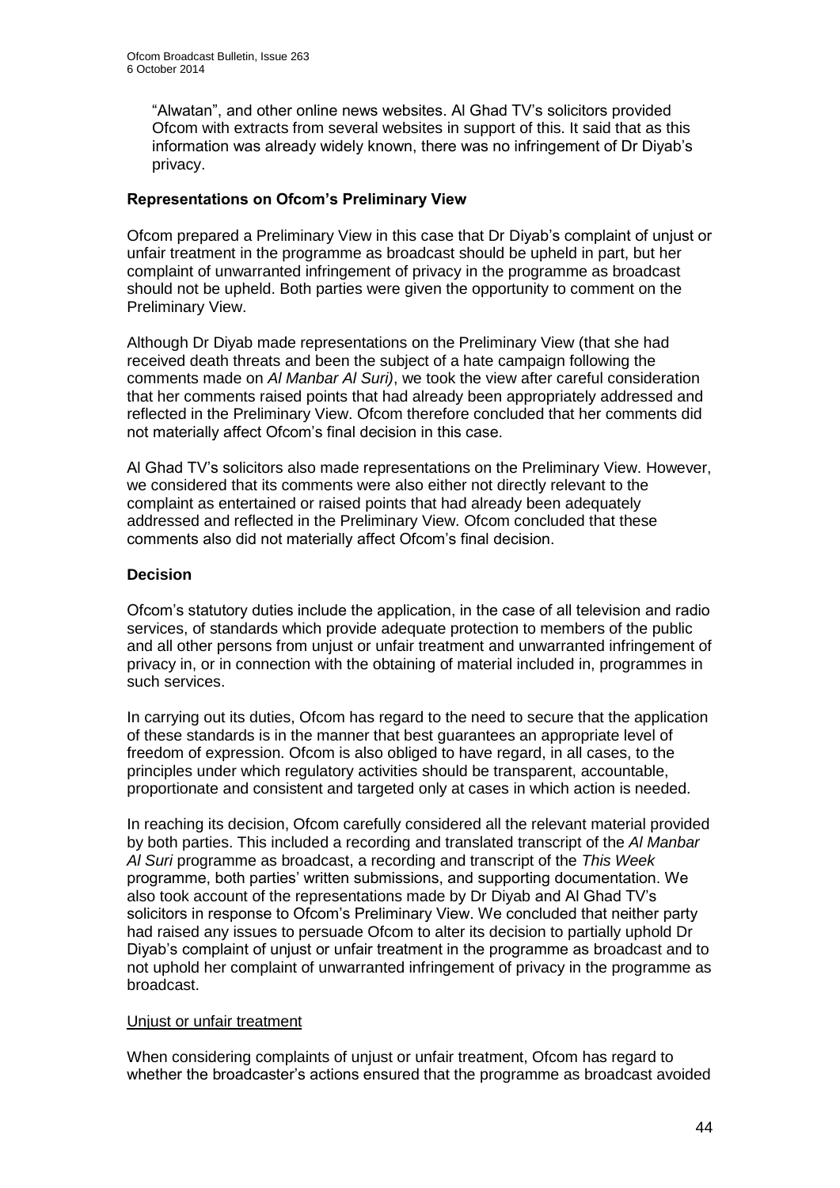"Alwatan", and other online news websites. Al Ghad TV's solicitors provided Ofcom with extracts from several websites in support of this. It said that as this information was already widely known, there was no infringement of Dr Diyab's privacy.

**Representations on Ofcom's Preliminary View**

Ofcom prepared a Preliminary View in this case that Dr Diyab's complaint of unjust or unfair treatment in the programme as broadcast should be upheld in part, but her complaint of unwarranted infringement of privacy in the programme as broadcast should not be upheld. Both parties were given the opportunity to comment on the Preliminary View.

Although Dr Diyab made representations on the Preliminary View (that she had received death threats and been the subject of a hate campaign following the comments made on *Al Manbar Al Suri)*, we took the view after careful consideration that her comments raised points that had already been appropriately addressed and reflected in the Preliminary View. Ofcom therefore concluded that her comments did not materially affect Ofcom's final decision in this case.

Al Ghad TV's solicitors also made representations on the Preliminary View. However, we considered that its comments were also either not directly relevant to the complaint as entertained or raised points that had already been adequately addressed and reflected in the Preliminary View. Ofcom concluded that these comments also did not materially affect Ofcom's final decision.

**Decision**

Ofcom's statutory duties include the application, in the case of all television and radio services, of standards which provide adequate protection to members of the public and all other persons from unjust or unfair treatment and unwarranted infringement of privacy in, or in connection with the obtaining of material included in, programmes in such services.

In carrying out its duties, Ofcom has regard to the need to secure that the application of these standards is in the manner that best guarantees an appropriate level of freedom of expression. Ofcom is also obliged to have regard, in all cases, to the principles under which regulatory activities should be transparent, accountable, proportionate and consistent and targeted only at cases in which action is needed.

In reaching its decision, Ofcom carefully considered all the relevant material provided by both parties. This included a recording and translated transcript of the *Al Manbar Al Suri* programme as broadcast, a recording and transcript of the *This Week* programme, both parties' written submissions, and supporting documentation. We also took account of the representations made by Dr Diyab and Al Ghad TV's solicitors in response to Ofcom's Preliminary View. We concluded that neither party had raised any issues to persuade Ofcom to alter its decision to partially uphold Dr Diyab's complaint of unjust or unfair treatment in the programme as broadcast and to not uphold her complaint of unwarranted infringement of privacy in the programme as broadcast.

Unjust or unfair treatment

When considering complaints of unjust or unfair treatment, Ofcom has regard to whether the broadcaster's actions ensured that the programme as broadcast avoided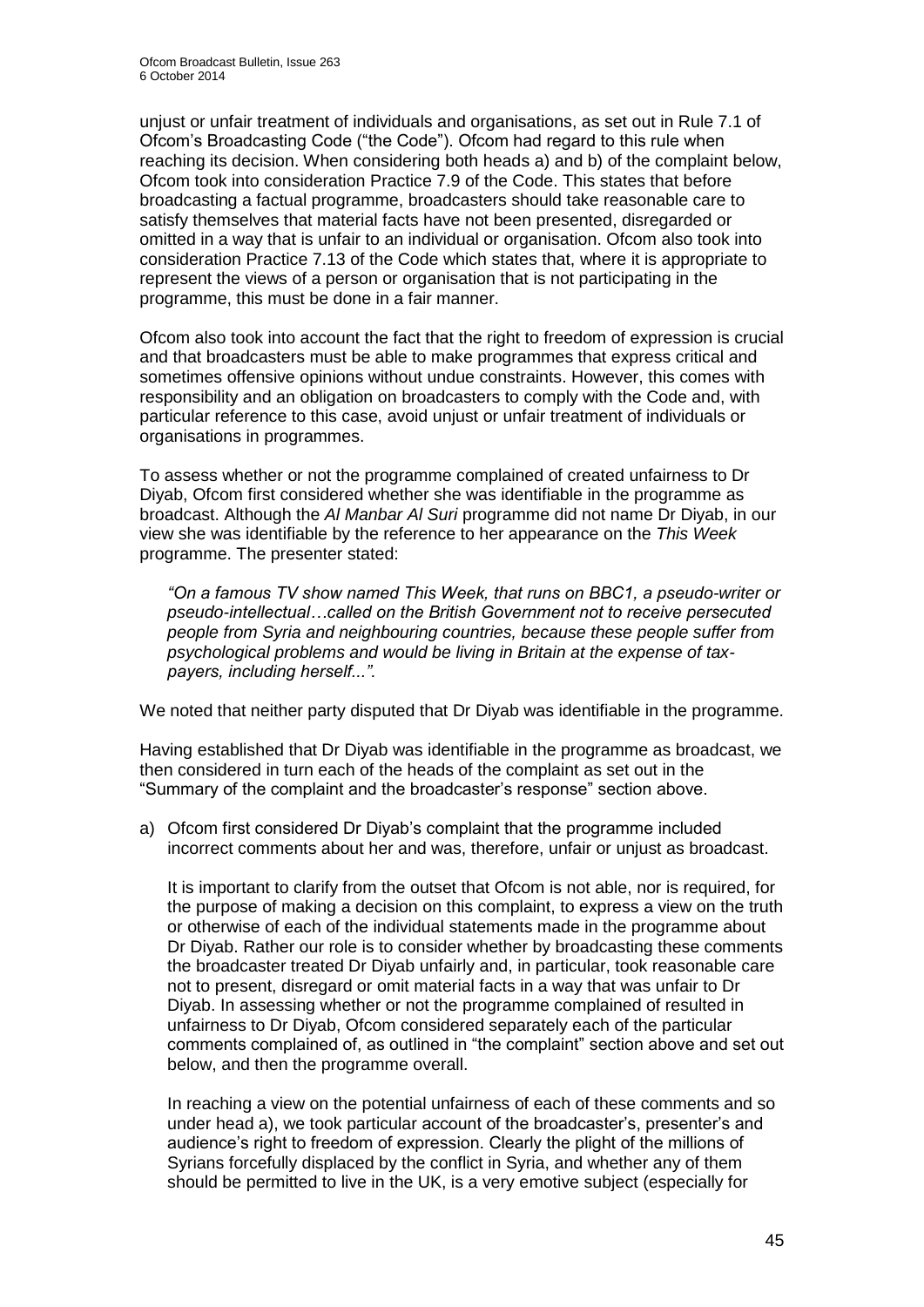unjust or unfair treatment of individuals and organisations, as set out in Rule 7.1 of Ofcom's Broadcasting Code ("the Code"). Ofcom had regard to this rule when reaching its decision. When considering both heads a) and b) of the complaint below, Ofcom took into consideration Practice 7.9 of the Code. This states that before broadcasting a factual programme, broadcasters should take reasonable care to satisfy themselves that material facts have not been presented, disregarded or omitted in a way that is unfair to an individual or organisation. Ofcom also took into consideration Practice 7.13 of the Code which states that, where it is appropriate to represent the views of a person or organisation that is not participating in the programme, this must be done in a fair manner.

Ofcom also took into account the fact that the right to freedom of expression is crucial and that broadcasters must be able to make programmes that express critical and sometimes offensive opinions without undue constraints. However, this comes with responsibility and an obligation on broadcasters to comply with the Code and, with particular reference to this case, avoid unjust or unfair treatment of individuals or organisations in programmes.

To assess whether or not the programme complained of created unfairness to Dr Diyab, Ofcom first considered whether she was identifiable in the programme as broadcast. Although the *Al Manbar Al Suri* programme did not name Dr Diyab, in our view she was identifiable by the reference to her appearance on the *This Week* programme. The presenter stated:

> *"On a famous TV show named This Week, that runs on BBC1, a pseudo-writer or pseudo-intellectual…called on the British Government not to receive persecuted people from Syria and neighbouring countries, because these people suffer from psychological problems and would be living in Britain at the expense of tax-payers, including herself...".*

We noted that neither party disputed that Dr Diyab was identifiable in the programme.

Having established that Dr Diyab was identifiable in the programme as broadcast, we then considered in turn each of the heads of the complaint as set out in the "Summary of the complaint and the broadcaster's response" section above.

a) Ofcom first considered Dr Diyab's complaint that the programme included incorrect comments about her and was, therefore, unfair or unjust as broadcast.

   It is important to clarify from the outset that Ofcom is not able, nor is required, for the purpose of making a decision on this complaint, to express a view on the truth or otherwise of each of the individual statements made in the programme about Dr Diyab. Rather our role is to consider whether by broadcasting these comments the broadcaster treated Dr Diyab unfairly and, in particular, took reasonable care not to present, disregard or omit material facts in a way that was unfair to Dr Diyab. In assessing whether or not the programme complained of resulted in unfairness to Dr Diyab, Ofcom considered separately each of the particular comments complained of, as outlined in "the complaint" section above and set out below, and then the programme overall.

   In reaching a view on the potential unfairness of each of these comments and so under head a), we took particular account of the broadcaster's, presenter's and audience's right to freedom of expression. Clearly the plight of the millions of Syrians forcefully displaced by the conflict in Syria, and whether any of them should be permitted to live in the UK, is a very emotive subject (especially for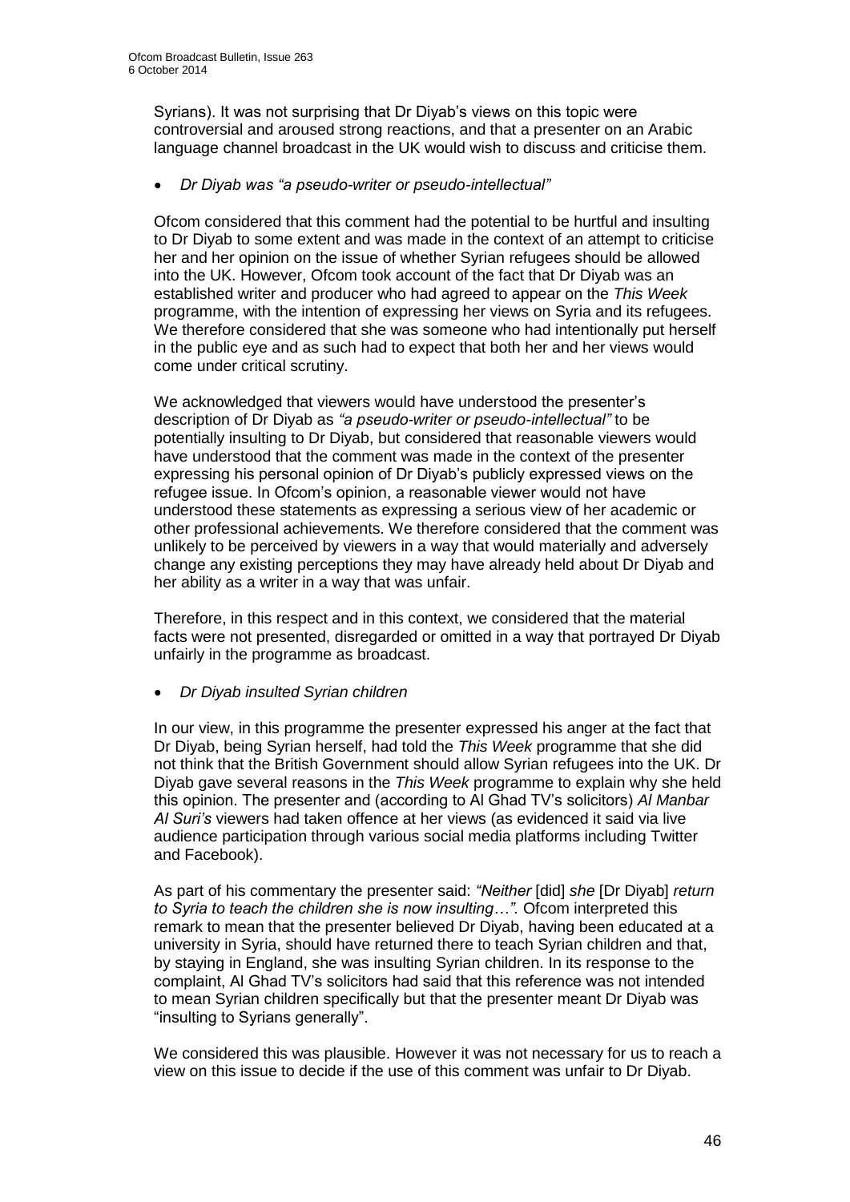Syrians). It was not surprising that Dr Diyab's views on this topic were controversial and aroused strong reactions, and that a presenter on an Arabic language channel broadcast in the UK would wish to discuss and criticise them.

- *Dr Diyab was "a pseudo-writer or pseudo-intellectual"*

Ofcom considered that this comment had the potential to be hurtful and insulting to Dr Diyab to some extent and was made in the context of an attempt to criticise her and her opinion on the issue of whether Syrian refugees should be allowed into the UK. However, Ofcom took account of the fact that Dr Diyab was an established writer and producer who had agreed to appear on the *This Week* programme, with the intention of expressing her views on Syria and its refugees. We therefore considered that she was someone who had intentionally put herself in the public eye and as such had to expect that both her and her views would come under critical scrutiny.

We acknowledged that viewers would have understood the presenter's description of Dr Diyab as *"a pseudo-writer or pseudo-intellectual"* to be potentially insulting to Dr Diyab, but considered that reasonable viewers would have understood that the comment was made in the context of the presenter expressing his personal opinion of Dr Diyab's publicly expressed views on the refugee issue. In Ofcom's opinion, a reasonable viewer would not have understood these statements as expressing a serious view of her academic or other professional achievements. We therefore considered that the comment was unlikely to be perceived by viewers in a way that would materially and adversely change any existing perceptions they may have already held about Dr Diyab and her ability as a writer in a way that was unfair.

Therefore, in this respect and in this context, we considered that the material facts were not presented, disregarded or omitted in a way that portrayed Dr Diyab unfairly in the programme as broadcast.

- *Dr Diyab insulted Syrian children*

In our view, in this programme the presenter expressed his anger at the fact that Dr Diyab, being Syrian herself, had told the *This Week* programme that she did not think that the British Government should allow Syrian refugees into the UK. Dr Diyab gave several reasons in the *This Week* programme to explain why she held this opinion. The presenter and (according to Al Ghad TV's solicitors) *Al Manbar Al Suri's* viewers had taken offence at her views (as evidenced it said via live audience participation through various social media platforms including Twitter and Facebook).

As part of his commentary the presenter said: *"Neither* [did] *she* [Dr Diyab] *return to Syria to teach the children she is now insulting…".* Ofcom interpreted this remark to mean that the presenter believed Dr Diyab, having been educated at a university in Syria, should have returned there to teach Syrian children and that, by staying in England, she was insulting Syrian children. In its response to the complaint, Al Ghad TV's solicitors had said that this reference was not intended to mean Syrian children specifically but that the presenter meant Dr Diyab was "insulting to Syrians generally".

We considered this was plausible. However it was not necessary for us to reach a view on this issue to decide if the use of this comment was unfair to Dr Diyab.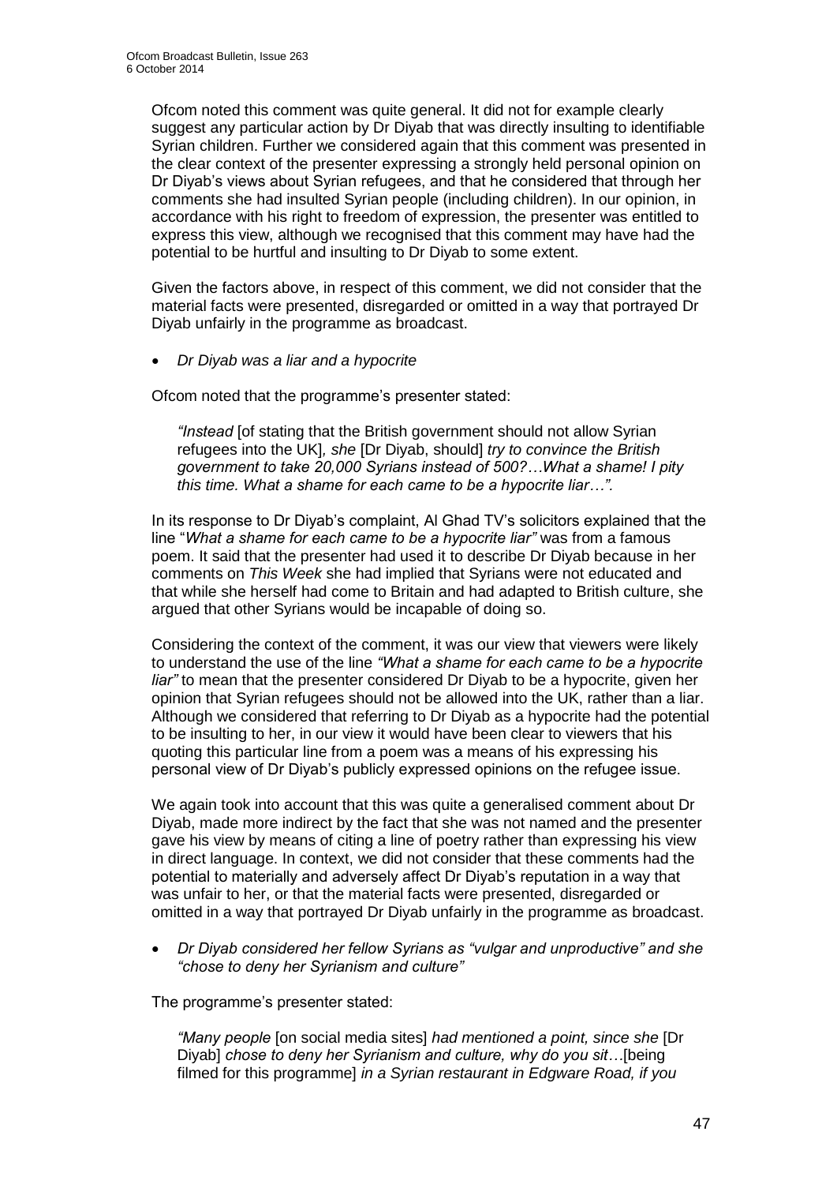Ofcom noted this comment was quite general. It did not for example clearly suggest any particular action by Dr Diyab that was directly insulting to identifiable Syrian children. Further we considered again that this comment was presented in the clear context of the presenter expressing a strongly held personal opinion on Dr Diyab's views about Syrian refugees, and that he considered that through her comments she had insulted Syrian people (including children). In our opinion, in accordance with his right to freedom of expression, the presenter was entitled to express this view, although we recognised that this comment may have had the potential to be hurtful and insulting to Dr Diyab to some extent.

Given the factors above, in respect of this comment, we did not consider that the material facts were presented, disregarded or omitted in a way that portrayed Dr Diyab unfairly in the programme as broadcast.

- *Dr Diyab was a liar and a hypocrite*

Ofcom noted that the programme's presenter stated:

> *"Instead* [of stating that the British government should not allow Syrian refugees into the UK]*, she* [Dr Diyab, should] *try to convince the British government to take 20,000 Syrians instead of 500?…What a shame! I pity this time. What a shame for each came to be a hypocrite liar…".*

In its response to Dr Diyab's complaint, Al Ghad TV's solicitors explained that the line "*What a shame for each came to be a hypocrite liar"* was from a famous poem. It said that the presenter had used it to describe Dr Diyab because in her comments on *This Week* she had implied that Syrians were not educated and that while she herself had come to Britain and had adapted to British culture, she argued that other Syrians would be incapable of doing so.

Considering the context of the comment, it was our view that viewers were likely to understand the use of the line *"What a shame for each came to be a hypocrite liar"* to mean that the presenter considered Dr Diyab to be a hypocrite, given her opinion that Syrian refugees should not be allowed into the UK, rather than a liar. Although we considered that referring to Dr Diyab as a hypocrite had the potential to be insulting to her, in our view it would have been clear to viewers that his quoting this particular line from a poem was a means of his expressing his personal view of Dr Diyab's publicly expressed opinions on the refugee issue.

We again took into account that this was quite a generalised comment about Dr Diyab, made more indirect by the fact that she was not named and the presenter gave his view by means of citing a line of poetry rather than expressing his view in direct language. In context, we did not consider that these comments had the potential to materially and adversely affect Dr Diyab's reputation in a way that was unfair to her, or that the material facts were presented, disregarded or omitted in a way that portrayed Dr Diyab unfairly in the programme as broadcast.

- *Dr Diyab considered her fellow Syrians as "vulgar and unproductive" and she "chose to deny her Syrianism and culture"*

The programme's presenter stated:

> *"Many people* [on social media sites] *had mentioned a point, since she* [Dr Diyab] *chose to deny her Syrianism and culture, why do you sit…*[being filmed for this programme] *in a Syrian restaurant in Edgware Road, if you*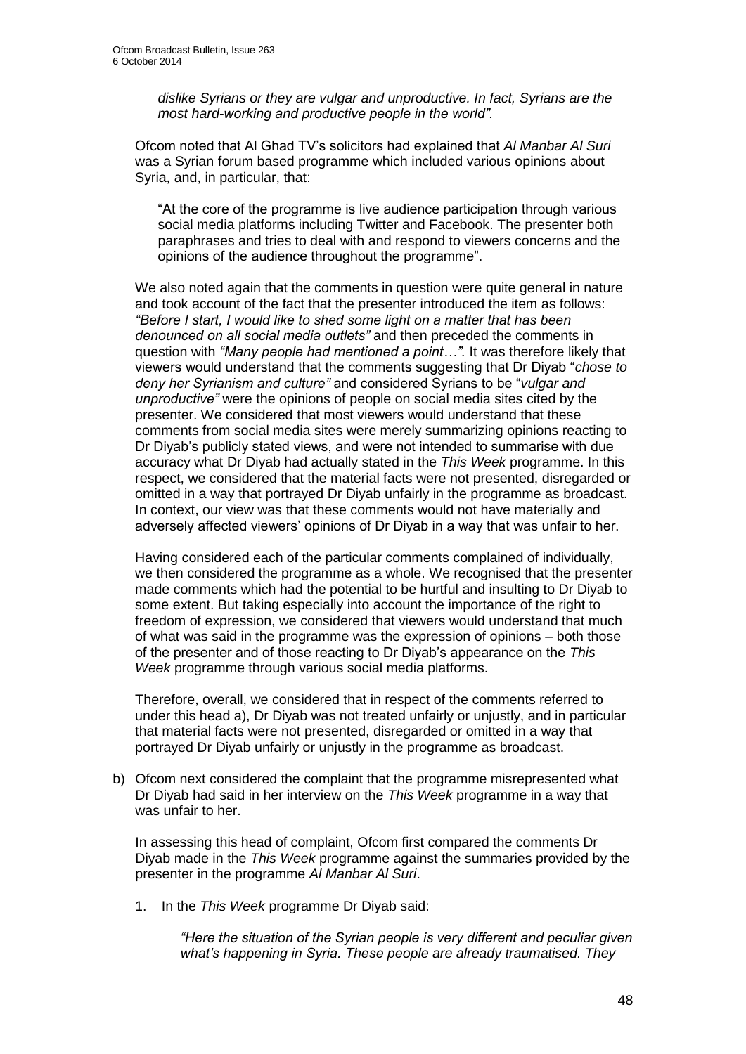*dislike Syrians or they are vulgar and unproductive. In fact, Syrians are the most hard-working and productive people in the world".*

Ofcom noted that Al Ghad TV's solicitors had explained that *Al Manbar Al Suri* was a Syrian forum based programme which included various opinions about Syria, and, in particular, that:

"At the core of the programme is live audience participation through various social media platforms including Twitter and Facebook. The presenter both paraphrases and tries to deal with and respond to viewers concerns and the opinions of the audience throughout the programme".

We also noted again that the comments in question were quite general in nature and took account of the fact that the presenter introduced the item as follows: *"Before I start, I would like to shed some light on a matter that has been denounced on all social media outlets"* and then preceded the comments in question with *"Many people had mentioned a point…".* It was therefore likely that viewers would understand that the comments suggesting that Dr Diyab "*chose to deny her Syrianism and culture"* and considered Syrians to be "*vulgar and unproductive"* were the opinions of people on social media sites cited by the presenter. We considered that most viewers would understand that these comments from social media sites were merely summarizing opinions reacting to Dr Diyab's publicly stated views, and were not intended to summarise with due accuracy what Dr Diyab had actually stated in the *This Week* programme. In this respect, we considered that the material facts were not presented, disregarded or omitted in a way that portrayed Dr Diyab unfairly in the programme as broadcast. In context, our view was that these comments would not have materially and adversely affected viewers' opinions of Dr Diyab in a way that was unfair to her.

Having considered each of the particular comments complained of individually, we then considered the programme as a whole. We recognised that the presenter made comments which had the potential to be hurtful and insulting to Dr Diyab to some extent. But taking especially into account the importance of the right to freedom of expression, we considered that viewers would understand that much of what was said in the programme was the expression of opinions – both those of the presenter and of those reacting to Dr Diyab's appearance on the *This Week* programme through various social media platforms.

Therefore, overall, we considered that in respect of the comments referred to under this head a), Dr Diyab was not treated unfairly or unjustly, and in particular that material facts were not presented, disregarded or omitted in a way that portrayed Dr Diyab unfairly or unjustly in the programme as broadcast.

b) Ofcom next considered the complaint that the programme misrepresented what Dr Diyab had said in her interview on the *This Week* programme in a way that was unfair to her.

   In assessing this head of complaint, Ofcom first compared the comments Dr Diyab made in the *This Week* programme against the summaries provided by the presenter in the programme *Al Manbar Al Suri*.

   1. In the *This Week* programme Dr Diyab said:

      *"Here the situation of the Syrian people is very different and peculiar given what's happening in Syria. These people are already traumatised. They*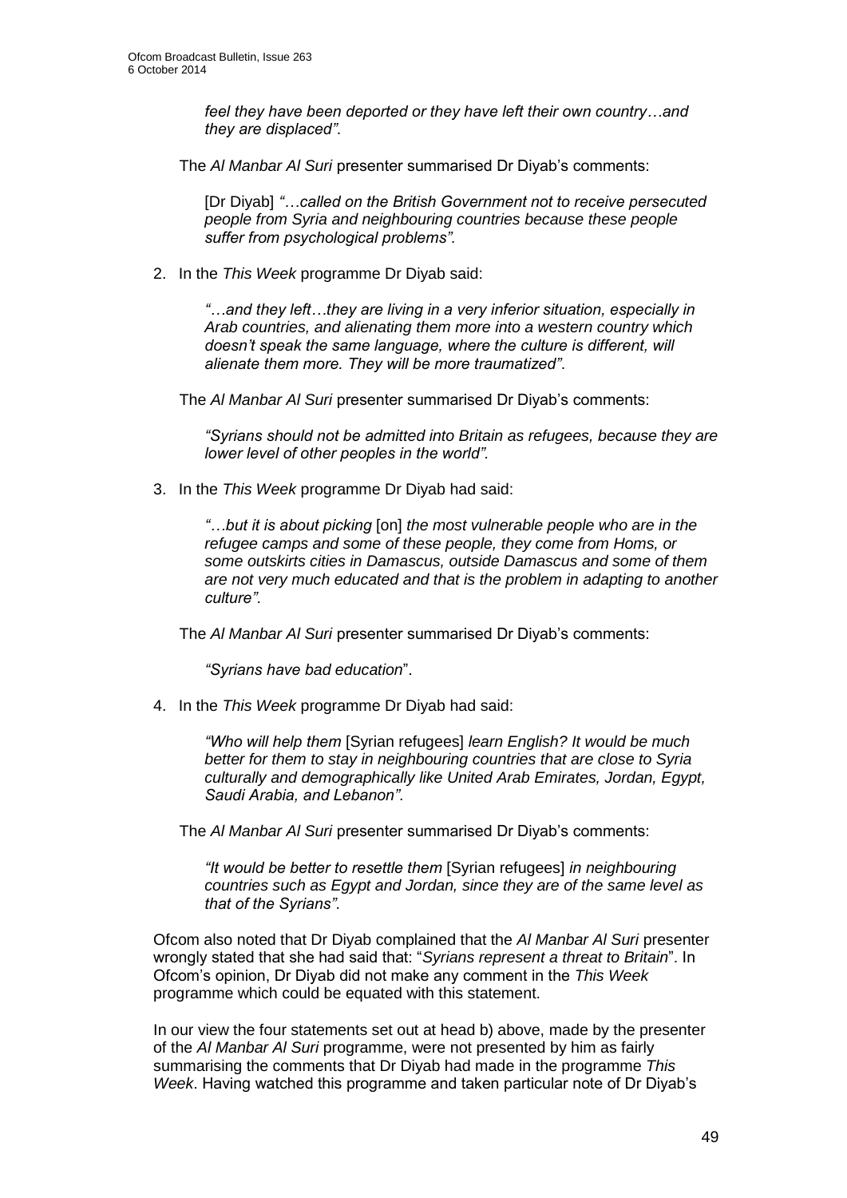*feel they have been deported or they have left their own country…and they are displaced"*.

The *Al Manbar Al Suri* presenter summarised Dr Diyab's comments:

[Dr Diyab] *"…called on the British Government not to receive persecuted people from Syria and neighbouring countries because these people suffer from psychological problems".*

2. In the *This Week* programme Dr Diyab said:

   *"…and they left…they are living in a very inferior situation, especially in Arab countries, and alienating them more into a western country which doesn't speak the same language, where the culture is different, will alienate them more. They will be more traumatized"*.

   The *Al Manbar Al Suri* presenter summarised Dr Diyab's comments:

   *"Syrians should not be admitted into Britain as refugees, because they are lower level of other peoples in the world".*

3. In the *This Week* programme Dr Diyab had said:

   *"…but it is about picking* [on] *the most vulnerable people who are in the refugee camps and some of these people, they come from Homs, or some outskirts cities in Damascus, outside Damascus and some of them are not very much educated and that is the problem in adapting to another culture"*.

   The *Al Manbar Al Suri* presenter summarised Dr Diyab's comments:

   *"Syrians have bad education*".

4. In the *This Week* programme Dr Diyab had said:

   *"Who will help them* [Syrian refugees] *learn English? It would be much better for them to stay in neighbouring countries that are close to Syria culturally and demographically like United Arab Emirates, Jordan, Egypt, Saudi Arabia, and Lebanon"*.

   The *Al Manbar Al Suri* presenter summarised Dr Diyab's comments:

   *"It would be better to resettle them* [Syrian refugees] *in neighbouring countries such as Egypt and Jordan, since they are of the same level as that of the Syrians"*.

Ofcom also noted that Dr Diyab complained that the *Al Manbar Al Suri* presenter wrongly stated that she had said that: "*Syrians represent a threat to Britain*". In Ofcom's opinion, Dr Diyab did not make any comment in the *This Week* programme which could be equated with this statement.

In our view the four statements set out at head b) above, made by the presenter of the *Al Manbar Al Suri* programme, were not presented by him as fairly summarising the comments that Dr Diyab had made in the programme *This Week*. Having watched this programme and taken particular note of Dr Diyab's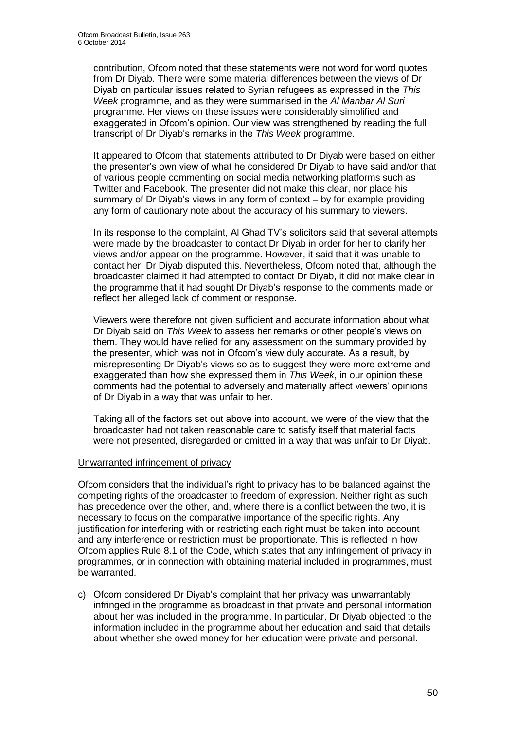contribution, Ofcom noted that these statements were not word for word quotes from Dr Diyab. There were some material differences between the views of Dr Diyab on particular issues related to Syrian refugees as expressed in the *This Week* programme, and as they were summarised in the *Al Manbar Al Suri* programme. Her views on these issues were considerably simplified and exaggerated in Ofcom's opinion. Our view was strengthened by reading the full transcript of Dr Diyab's remarks in the *This Week* programme.

It appeared to Ofcom that statements attributed to Dr Diyab were based on either the presenter's own view of what he considered Dr Diyab to have said and/or that of various people commenting on social media networking platforms such as Twitter and Facebook. The presenter did not make this clear, nor place his summary of Dr Diyab's views in any form of context – by for example providing any form of cautionary note about the accuracy of his summary to viewers.

In its response to the complaint, Al Ghad TV's solicitors said that several attempts were made by the broadcaster to contact Dr Diyab in order for her to clarify her views and/or appear on the programme. However, it said that it was unable to contact her. Dr Diyab disputed this. Nevertheless, Ofcom noted that, although the broadcaster claimed it had attempted to contact Dr Diyab, it did not make clear in the programme that it had sought Dr Diyab's response to the comments made or reflect her alleged lack of comment or response.

Viewers were therefore not given sufficient and accurate information about what Dr Diyab said on *This Week* to assess her remarks or other people's views on them. They would have relied for any assessment on the summary provided by the presenter, which was not in Ofcom's view duly accurate. As a result, by misrepresenting Dr Diyab's views so as to suggest they were more extreme and exaggerated than how she expressed them in *This Week*, in our opinion these comments had the potential to adversely and materially affect viewers' opinions of Dr Diyab in a way that was unfair to her.

Taking all of the factors set out above into account, we were of the view that the broadcaster had not taken reasonable care to satisfy itself that material facts were not presented, disregarded or omitted in a way that was unfair to Dr Diyab.

Unwarranted infringement of privacy

Ofcom considers that the individual's right to privacy has to be balanced against the competing rights of the broadcaster to freedom of expression. Neither right as such has precedence over the other, and, where there is a conflict between the two, it is necessary to focus on the comparative importance of the specific rights. Any justification for interfering with or restricting each right must be taken into account and any interference or restriction must be proportionate. This is reflected in how Ofcom applies Rule 8.1 of the Code, which states that any infringement of privacy in programmes, or in connection with obtaining material included in programmes, must be warranted.

c) Ofcom considered Dr Diyab's complaint that her privacy was unwarrantably infringed in the programme as broadcast in that private and personal information about her was included in the programme. In particular, Dr Diyab objected to the information included in the programme about her education and said that details about whether she owed money for her education were private and personal.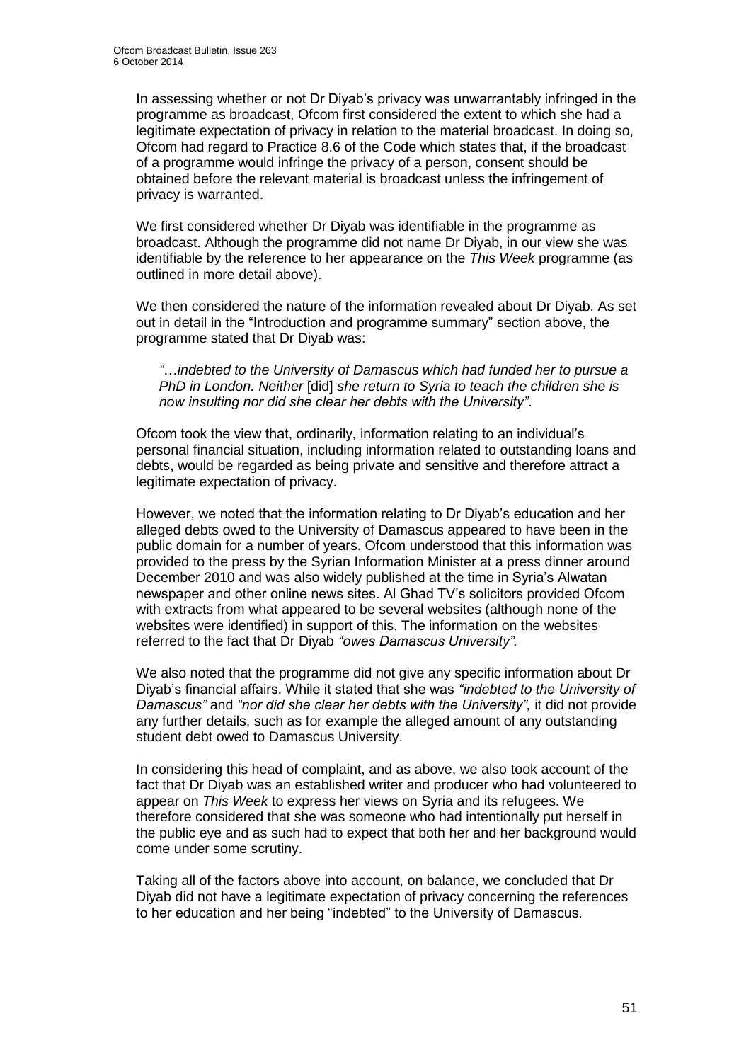In assessing whether or not Dr Diyab's privacy was unwarrantably infringed in the programme as broadcast, Ofcom first considered the extent to which she had a legitimate expectation of privacy in relation to the material broadcast. In doing so, Ofcom had regard to Practice 8.6 of the Code which states that, if the broadcast of a programme would infringe the privacy of a person, consent should be obtained before the relevant material is broadcast unless the infringement of privacy is warranted.

We first considered whether Dr Diyab was identifiable in the programme as broadcast. Although the programme did not name Dr Diyab, in our view she was identifiable by the reference to her appearance on the *This Week* programme (as outlined in more detail above).

We then considered the nature of the information revealed about Dr Diyab. As set out in detail in the "Introduction and programme summary" section above, the programme stated that Dr Diyab was:

> *"…indebted to the University of Damascus which had funded her to pursue a PhD in London. Neither* [did] *she return to Syria to teach the children she is now insulting nor did she clear her debts with the University"*.

Ofcom took the view that, ordinarily, information relating to an individual's personal financial situation, including information related to outstanding loans and debts, would be regarded as being private and sensitive and therefore attract a legitimate expectation of privacy.

However, we noted that the information relating to Dr Diyab's education and her alleged debts owed to the University of Damascus appeared to have been in the public domain for a number of years. Ofcom understood that this information was provided to the press by the Syrian Information Minister at a press dinner around December 2010 and was also widely published at the time in Syria's Alwatan newspaper and other online news sites. Al Ghad TV's solicitors provided Ofcom with extracts from what appeared to be several websites (although none of the websites were identified) in support of this. The information on the websites referred to the fact that Dr Diyab *"owes Damascus University".*

We also noted that the programme did not give any specific information about Dr Diyab's financial affairs. While it stated that she was *"indebted to the University of Damascus"* and *"nor did she clear her debts with the University",* it did not provide any further details, such as for example the alleged amount of any outstanding student debt owed to Damascus University.

In considering this head of complaint, and as above, we also took account of the fact that Dr Diyab was an established writer and producer who had volunteered to appear on *This Week* to express her views on Syria and its refugees. We therefore considered that she was someone who had intentionally put herself in the public eye and as such had to expect that both her and her background would come under some scrutiny.

Taking all of the factors above into account, on balance, we concluded that Dr Diyab did not have a legitimate expectation of privacy concerning the references to her education and her being "indebted" to the University of Damascus.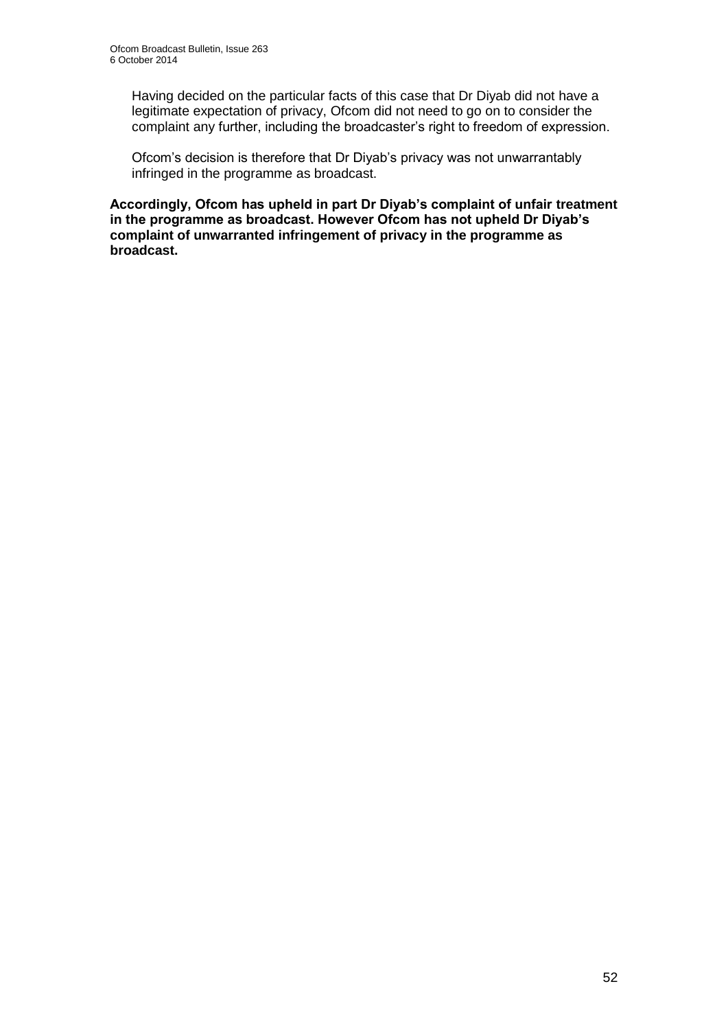Having decided on the particular facts of this case that Dr Diyab did not have a legitimate expectation of privacy, Ofcom did not need to go on to consider the complaint any further, including the broadcaster's right to freedom of expression.

Ofcom's decision is therefore that Dr Diyab's privacy was not unwarrantably infringed in the programme as broadcast.

**Accordingly, Ofcom has upheld in part Dr Diyab's complaint of unfair treatment in the programme as broadcast. However Ofcom has not upheld Dr Diyab's complaint of unwarranted infringement of privacy in the programme as broadcast.**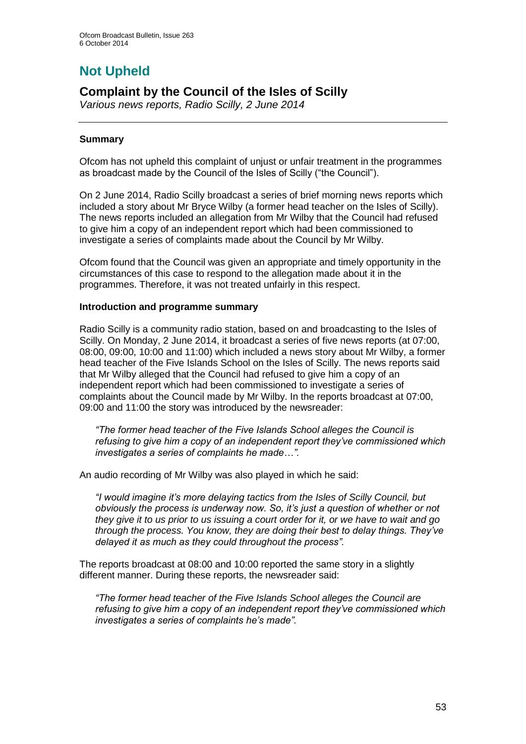# Not Upheld

## Complaint by the Council of the Isles of Scilly

*Various news reports, Radio Scilly, 2 June 2014*

### Summary

Ofcom has not upheld this complaint of unjust or unfair treatment in the programmes as broadcast made by the Council of the Isles of Scilly ("the Council").

On 2 June 2014, Radio Scilly broadcast a series of brief morning news reports which included a story about Mr Bryce Wilby (a former head teacher on the Isles of Scilly). The news reports included an allegation from Mr Wilby that the Council had refused to give him a copy of an independent report which had been commissioned to investigate a series of complaints made about the Council by Mr Wilby.

Ofcom found that the Council was given an appropriate and timely opportunity in the circumstances of this case to respond to the allegation made about it in the programmes. Therefore, it was not treated unfairly in this respect.

### Introduction and programme summary

Radio Scilly is a community radio station, based on and broadcasting to the Isles of Scilly. On Monday, 2 June 2014, it broadcast a series of five news reports (at 07:00, 08:00, 09:00, 10:00 and 11:00) which included a news story about Mr Wilby, a former head teacher of the Five Islands School on the Isles of Scilly. The news reports said that Mr Wilby alleged that the Council had refused to give him a copy of an independent report which had been commissioned to investigate a series of complaints about the Council made by Mr Wilby. In the reports broadcast at 07:00, 09:00 and 11:00 the story was introduced by the newsreader:

> *"The former head teacher of the Five Islands School alleges the Council is refusing to give him a copy of an independent report they've commissioned which investigates a series of complaints he made…".*

An audio recording of Mr Wilby was also played in which he said:

> *"I would imagine it's more delaying tactics from the Isles of Scilly Council, but obviously the process is underway now. So, it's just a question of whether or not they give it to us prior to us issuing a court order for it, or we have to wait and go through the process. You know, they are doing their best to delay things. They've delayed it as much as they could throughout the process".*

The reports broadcast at 08:00 and 10:00 reported the same story in a slightly different manner. During these reports, the newsreader said:

> *"The former head teacher of the Five Islands School alleges the Council are refusing to give him a copy of an independent report they've commissioned which investigates a series of complaints he's made".*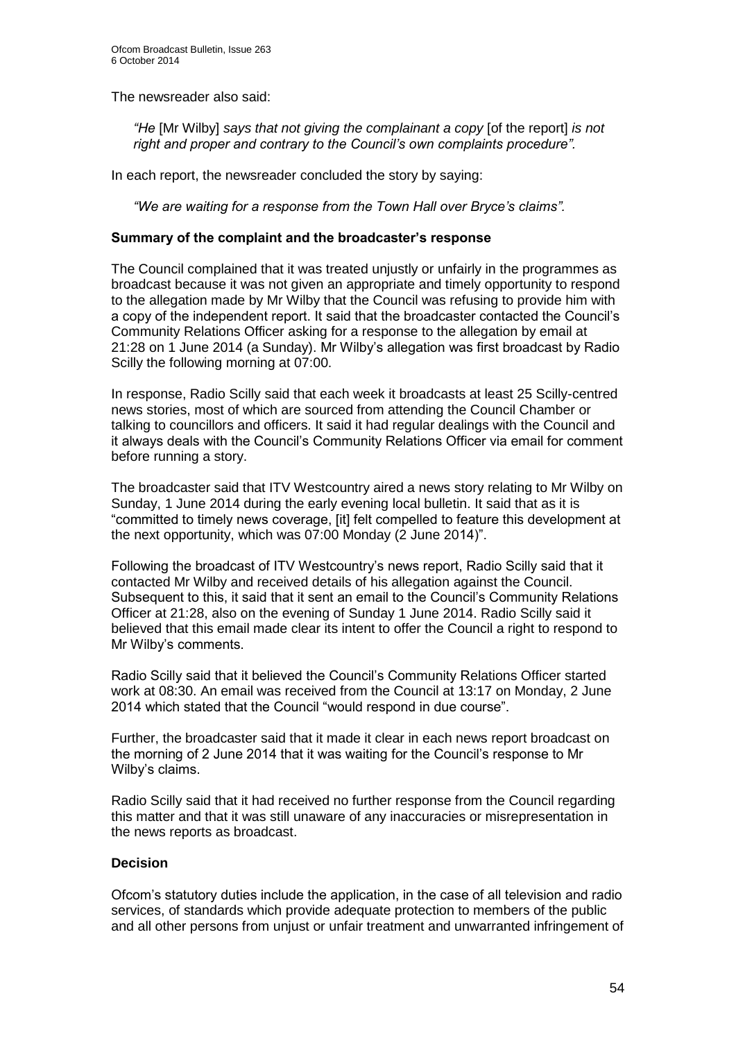The newsreader also said:

> *"He* [Mr Wilby] *says that not giving the complainant a copy* [of the report] *is not right and proper and contrary to the Council's own complaints procedure".*

In each report, the newsreader concluded the story by saying:

> *"We are waiting for a response from the Town Hall over Bryce's claims".*

**Summary of the complaint and the broadcaster's response**

The Council complained that it was treated unjustly or unfairly in the programmes as broadcast because it was not given an appropriate and timely opportunity to respond to the allegation made by Mr Wilby that the Council was refusing to provide him with a copy of the independent report. It said that the broadcaster contacted the Council's Community Relations Officer asking for a response to the allegation by email at 21:28 on 1 June 2014 (a Sunday). Mr Wilby's allegation was first broadcast by Radio Scilly the following morning at 07:00.

In response, Radio Scilly said that each week it broadcasts at least 25 Scilly-centred news stories, most of which are sourced from attending the Council Chamber or talking to councillors and officers. It said it had regular dealings with the Council and it always deals with the Council's Community Relations Officer via email for comment before running a story.

The broadcaster said that ITV Westcountry aired a news story relating to Mr Wilby on Sunday, 1 June 2014 during the early evening local bulletin. It said that as it is "committed to timely news coverage, [it] felt compelled to feature this development at the next opportunity, which was 07:00 Monday (2 June 2014)".

Following the broadcast of ITV Westcountry's news report, Radio Scilly said that it contacted Mr Wilby and received details of his allegation against the Council. Subsequent to this, it said that it sent an email to the Council's Community Relations Officer at 21:28, also on the evening of Sunday 1 June 2014. Radio Scilly said it believed that this email made clear its intent to offer the Council a right to respond to Mr Wilby's comments.

Radio Scilly said that it believed the Council's Community Relations Officer started work at 08:30. An email was received from the Council at 13:17 on Monday, 2 June 2014 which stated that the Council "would respond in due course".

Further, the broadcaster said that it made it clear in each news report broadcast on the morning of 2 June 2014 that it was waiting for the Council's response to Mr Wilby's claims.

Radio Scilly said that it had received no further response from the Council regarding this matter and that it was still unaware of any inaccuracies or misrepresentation in the news reports as broadcast.

**Decision**

Ofcom's statutory duties include the application, in the case of all television and radio services, of standards which provide adequate protection to members of the public and all other persons from unjust or unfair treatment and unwarranted infringement of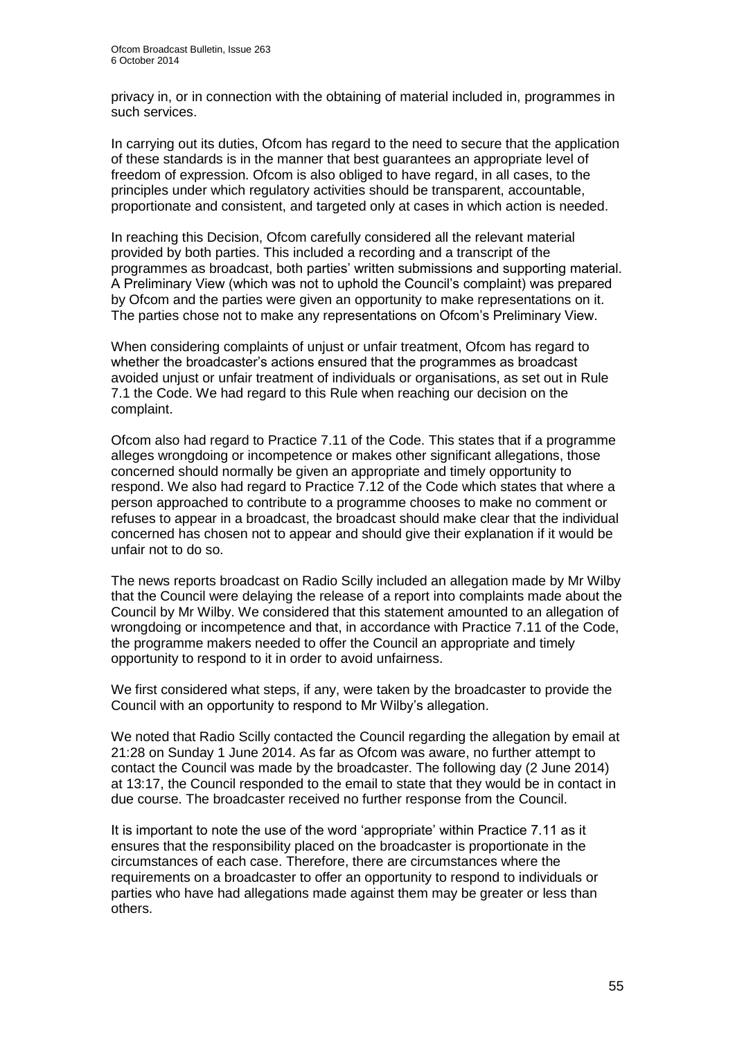privacy in, or in connection with the obtaining of material included in, programmes in such services.

In carrying out its duties, Ofcom has regard to the need to secure that the application of these standards is in the manner that best guarantees an appropriate level of freedom of expression. Ofcom is also obliged to have regard, in all cases, to the principles under which regulatory activities should be transparent, accountable, proportionate and consistent, and targeted only at cases in which action is needed.

In reaching this Decision, Ofcom carefully considered all the relevant material provided by both parties. This included a recording and a transcript of the programmes as broadcast, both parties' written submissions and supporting material. A Preliminary View (which was not to uphold the Council's complaint) was prepared by Ofcom and the parties were given an opportunity to make representations on it. The parties chose not to make any representations on Ofcom's Preliminary View.

When considering complaints of unjust or unfair treatment, Ofcom has regard to whether the broadcaster's actions ensured that the programmes as broadcast avoided unjust or unfair treatment of individuals or organisations, as set out in Rule 7.1 the Code. We had regard to this Rule when reaching our decision on the complaint.

Ofcom also had regard to Practice 7.11 of the Code. This states that if a programme alleges wrongdoing or incompetence or makes other significant allegations, those concerned should normally be given an appropriate and timely opportunity to respond. We also had regard to Practice 7.12 of the Code which states that where a person approached to contribute to a programme chooses to make no comment or refuses to appear in a broadcast, the broadcast should make clear that the individual concerned has chosen not to appear and should give their explanation if it would be unfair not to do so.

The news reports broadcast on Radio Scilly included an allegation made by Mr Wilby that the Council were delaying the release of a report into complaints made about the Council by Mr Wilby. We considered that this statement amounted to an allegation of wrongdoing or incompetence and that, in accordance with Practice 7.11 of the Code, the programme makers needed to offer the Council an appropriate and timely opportunity to respond to it in order to avoid unfairness.

We first considered what steps, if any, were taken by the broadcaster to provide the Council with an opportunity to respond to Mr Wilby's allegation.

We noted that Radio Scilly contacted the Council regarding the allegation by email at 21:28 on Sunday 1 June 2014. As far as Ofcom was aware, no further attempt to contact the Council was made by the broadcaster. The following day (2 June 2014) at 13:17, the Council responded to the email to state that they would be in contact in due course. The broadcaster received no further response from the Council.

It is important to note the use of the word 'appropriate' within Practice 7.11 as it ensures that the responsibility placed on the broadcaster is proportionate in the circumstances of each case. Therefore, there are circumstances where the requirements on a broadcaster to offer an opportunity to respond to individuals or parties who have had allegations made against them may be greater or less than others.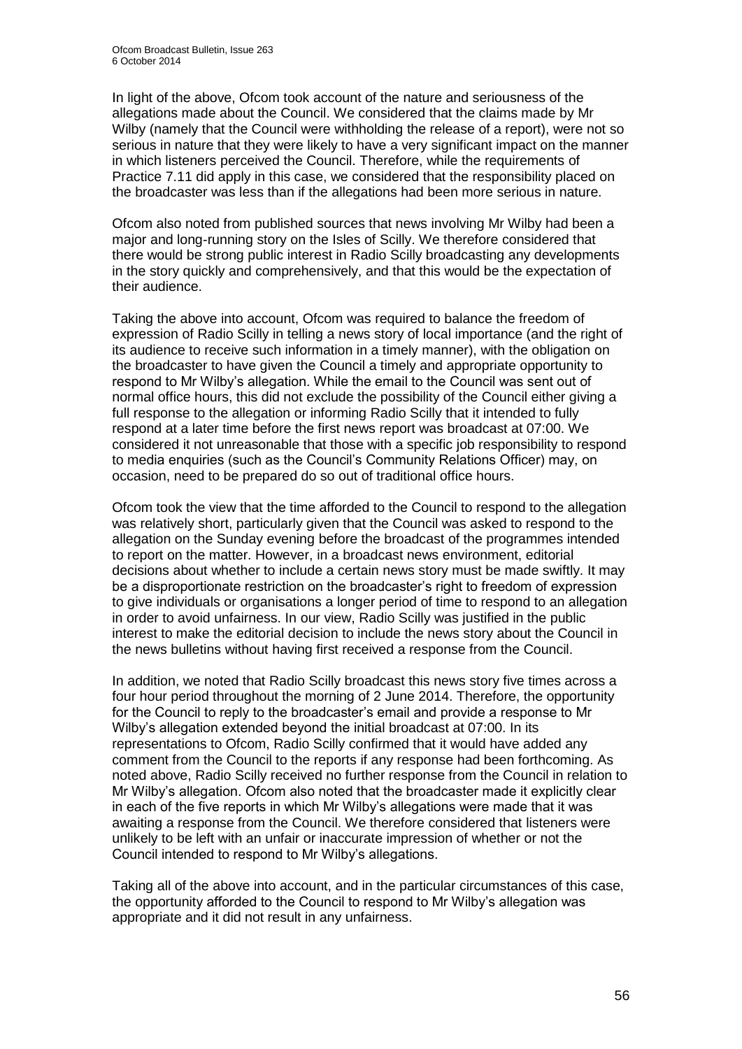In light of the above, Ofcom took account of the nature and seriousness of the allegations made about the Council. We considered that the claims made by Mr Wilby (namely that the Council were withholding the release of a report), were not so serious in nature that they were likely to have a very significant impact on the manner in which listeners perceived the Council. Therefore, while the requirements of Practice 7.11 did apply in this case, we considered that the responsibility placed on the broadcaster was less than if the allegations had been more serious in nature.

Ofcom also noted from published sources that news involving Mr Wilby had been a major and long-running story on the Isles of Scilly. We therefore considered that there would be strong public interest in Radio Scilly broadcasting any developments in the story quickly and comprehensively, and that this would be the expectation of their audience.

Taking the above into account, Ofcom was required to balance the freedom of expression of Radio Scilly in telling a news story of local importance (and the right of its audience to receive such information in a timely manner), with the obligation on the broadcaster to have given the Council a timely and appropriate opportunity to respond to Mr Wilby's allegation. While the email to the Council was sent out of normal office hours, this did not exclude the possibility of the Council either giving a full response to the allegation or informing Radio Scilly that it intended to fully respond at a later time before the first news report was broadcast at 07:00. We considered it not unreasonable that those with a specific job responsibility to respond to media enquiries (such as the Council's Community Relations Officer) may, on occasion, need to be prepared do so out of traditional office hours.

Ofcom took the view that the time afforded to the Council to respond to the allegation was relatively short, particularly given that the Council was asked to respond to the allegation on the Sunday evening before the broadcast of the programmes intended to report on the matter. However, in a broadcast news environment, editorial decisions about whether to include a certain news story must be made swiftly. It may be a disproportionate restriction on the broadcaster's right to freedom of expression to give individuals or organisations a longer period of time to respond to an allegation in order to avoid unfairness. In our view, Radio Scilly was justified in the public interest to make the editorial decision to include the news story about the Council in the news bulletins without having first received a response from the Council.

In addition, we noted that Radio Scilly broadcast this news story five times across a four hour period throughout the morning of 2 June 2014. Therefore, the opportunity for the Council to reply to the broadcaster's email and provide a response to Mr Wilby's allegation extended beyond the initial broadcast at 07:00. In its representations to Ofcom, Radio Scilly confirmed that it would have added any comment from the Council to the reports if any response had been forthcoming. As noted above, Radio Scilly received no further response from the Council in relation to Mr Wilby's allegation. Ofcom also noted that the broadcaster made it explicitly clear in each of the five reports in which Mr Wilby's allegations were made that it was awaiting a response from the Council. We therefore considered that listeners were unlikely to be left with an unfair or inaccurate impression of whether or not the Council intended to respond to Mr Wilby's allegations.

Taking all of the above into account, and in the particular circumstances of this case, the opportunity afforded to the Council to respond to Mr Wilby's allegation was appropriate and it did not result in any unfairness.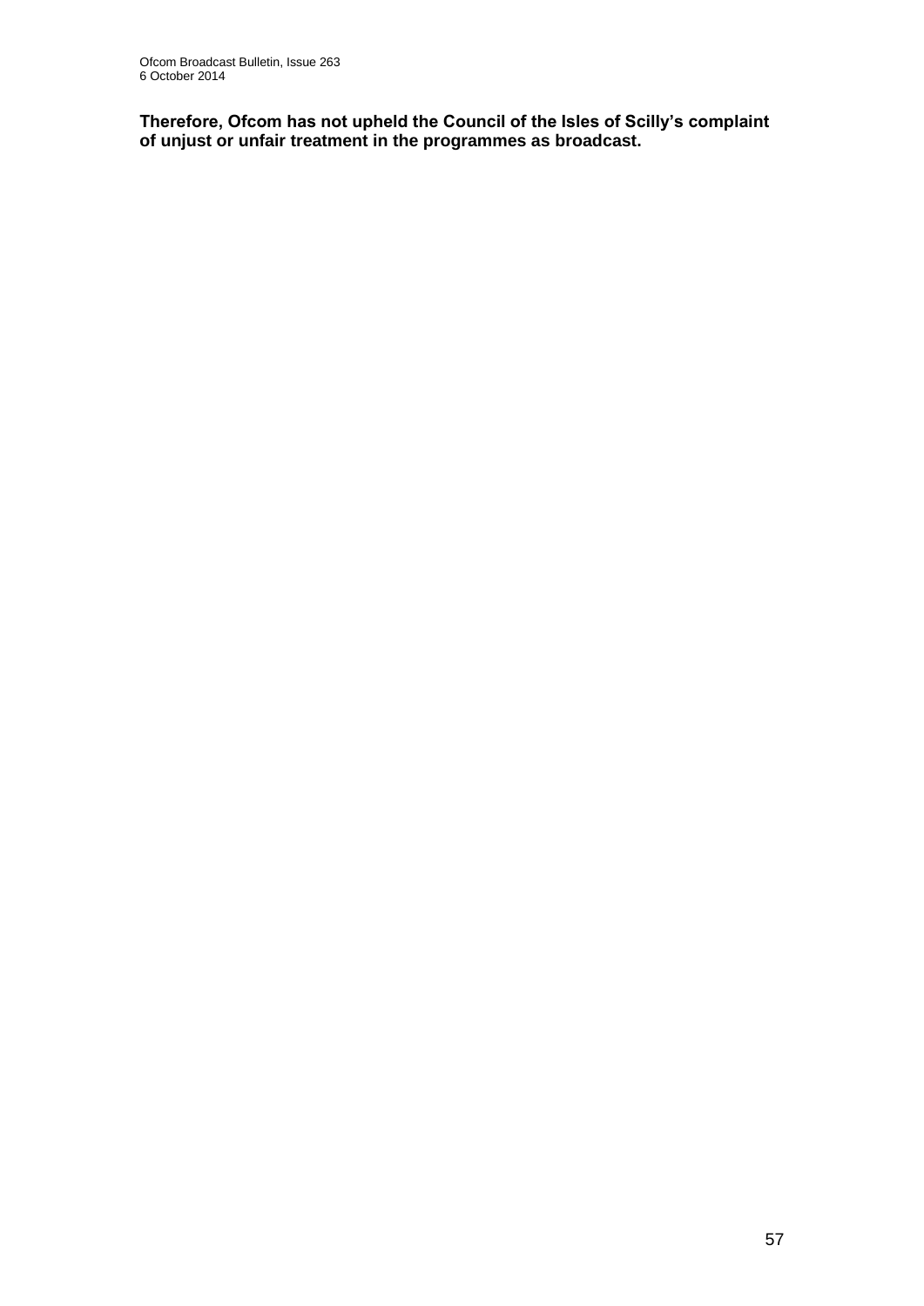**Therefore, Ofcom has not upheld the Council of the Isles of Scilly's complaint of unjust or unfair treatment in the programmes as broadcast.**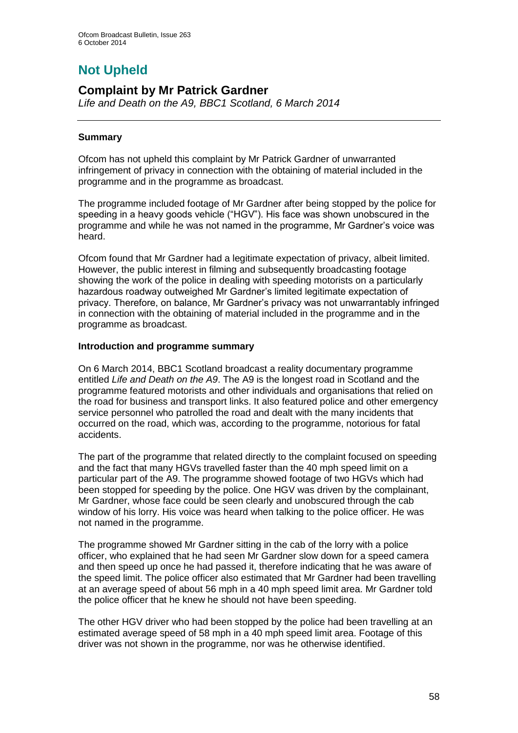# Not Upheld

## Complaint by Mr Patrick Gardner

*Life and Death on the A9, BBC1 Scotland, 6 March 2014*

### Summary

Ofcom has not upheld this complaint by Mr Patrick Gardner of unwarranted infringement of privacy in connection with the obtaining of material included in the programme and in the programme as broadcast.

The programme included footage of Mr Gardner after being stopped by the police for speeding in a heavy goods vehicle ("HGV"). His face was shown unobscured in the programme and while he was not named in the programme, Mr Gardner's voice was heard.

Ofcom found that Mr Gardner had a legitimate expectation of privacy, albeit limited. However, the public interest in filming and subsequently broadcasting footage showing the work of the police in dealing with speeding motorists on a particularly hazardous roadway outweighed Mr Gardner's limited legitimate expectation of privacy. Therefore, on balance, Mr Gardner's privacy was not unwarrantably infringed in connection with the obtaining of material included in the programme and in the programme as broadcast.

### Introduction and programme summary

On 6 March 2014, BBC1 Scotland broadcast a reality documentary programme entitled *Life and Death on the A9*. The A9 is the longest road in Scotland and the programme featured motorists and other individuals and organisations that relied on the road for business and transport links. It also featured police and other emergency service personnel who patrolled the road and dealt with the many incidents that occurred on the road, which was, according to the programme, notorious for fatal accidents.

The part of the programme that related directly to the complaint focused on speeding and the fact that many HGVs travelled faster than the 40 mph speed limit on a particular part of the A9. The programme showed footage of two HGVs which had been stopped for speeding by the police. One HGV was driven by the complainant, Mr Gardner, whose face could be seen clearly and unobscured through the cab window of his lorry. His voice was heard when talking to the police officer. He was not named in the programme.

The programme showed Mr Gardner sitting in the cab of the lorry with a police officer, who explained that he had seen Mr Gardner slow down for a speed camera and then speed up once he had passed it, therefore indicating that he was aware of the speed limit. The police officer also estimated that Mr Gardner had been travelling at an average speed of about 56 mph in a 40 mph speed limit area. Mr Gardner told the police officer that he knew he should not have been speeding.

The other HGV driver who had been stopped by the police had been travelling at an estimated average speed of 58 mph in a 40 mph speed limit area. Footage of this driver was not shown in the programme, nor was he otherwise identified.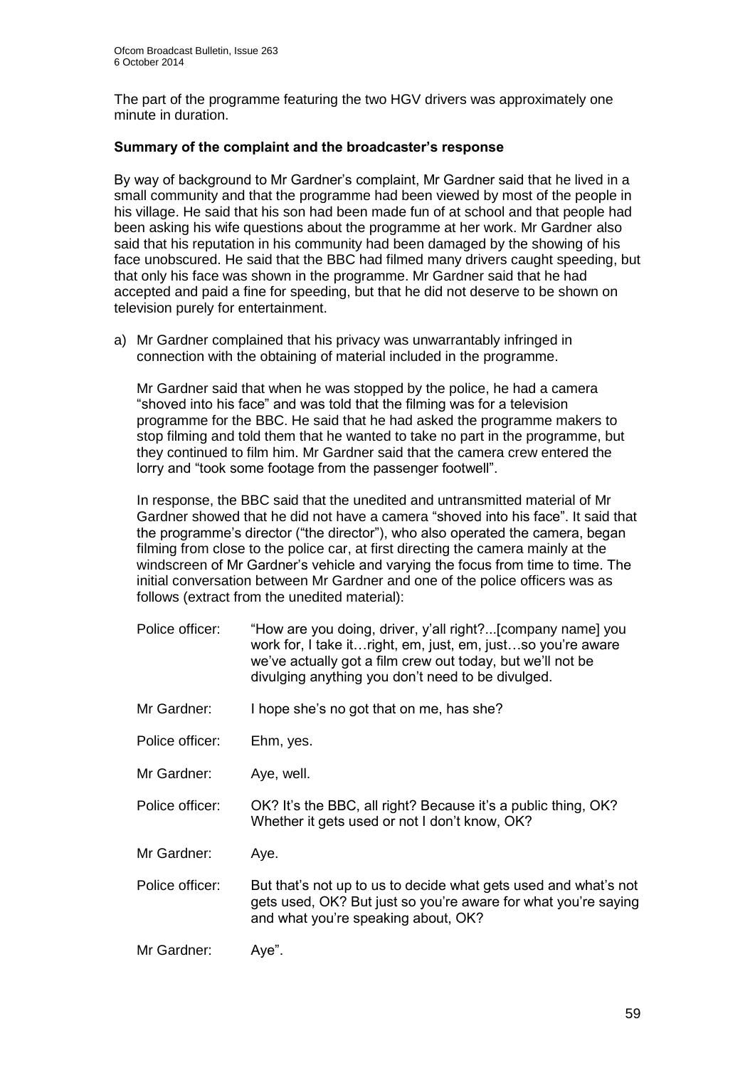The part of the programme featuring the two HGV drivers was approximately one minute in duration.

**Summary of the complaint and the broadcaster's response**

By way of background to Mr Gardner's complaint, Mr Gardner said that he lived in a small community and that the programme had been viewed by most of the people in his village. He said that his son had been made fun of at school and that people had been asking his wife questions about the programme at her work. Mr Gardner also said that his reputation in his community had been damaged by the showing of his face unobscured. He said that the BBC had filmed many drivers caught speeding, but that only his face was shown in the programme. Mr Gardner said that he had accepted and paid a fine for speeding, but that he did not deserve to be shown on television purely for entertainment.

a) Mr Gardner complained that his privacy was unwarrantably infringed in connection with the obtaining of material included in the programme.

   Mr Gardner said that when he was stopped by the police, he had a camera "shoved into his face" and was told that the filming was for a television programme for the BBC. He said that he had asked the programme makers to stop filming and told them that he wanted to take no part in the programme, but they continued to film him. Mr Gardner said that the camera crew entered the lorry and "took some footage from the passenger footwell".

   In response, the BBC said that the unedited and untransmitted material of Mr Gardner showed that he did not have a camera "shoved into his face". It said that the programme's director ("the director"), who also operated the camera, began filming from close to the police car, at first directing the camera mainly at the windscreen of Mr Gardner's vehicle and varying the focus from time to time. The initial conversation between Mr Gardner and one of the police officers was as follows (extract from the unedited material):

   Police officer: "How are you doing, driver, y'all right?...[company name] you work for, I take it…right, em, just, em, just…so you're aware we've actually got a film crew out today, but we'll not be divulging anything you don't need to be divulged.

   Mr Gardner: I hope she's no got that on me, has she?

   Police officer: Ehm, yes.

   Mr Gardner: Aye, well.

   Police officer: OK? It's the BBC, all right? Because it's a public thing, OK? Whether it gets used or not I don't know, OK?

   Mr Gardner: Aye.

   Police officer: But that's not up to us to decide what gets used and what's not gets used, OK? But just so you're aware for what you're saying and what you're speaking about, OK?

   Mr Gardner: Aye".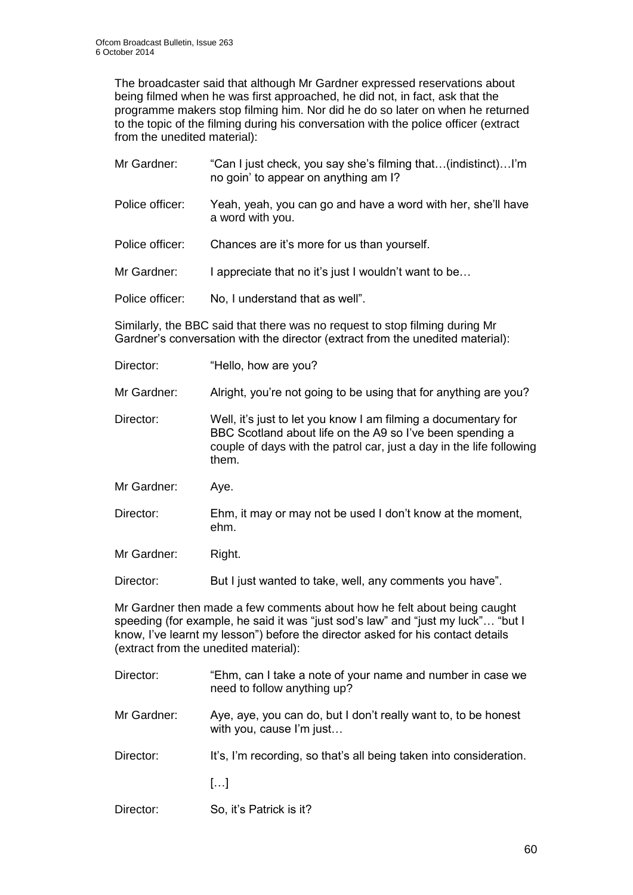The broadcaster said that although Mr Gardner expressed reservations about being filmed when he was first approached, he did not, in fact, ask that the programme makers stop filming him. Nor did he do so later on when he returned to the topic of the filming during his conversation with the police officer (extract from the unedited material):

| | |
|---|---|
| Mr Gardner: | "Can I just check, you say she's filming that…(indistinct)…I'm no goin' to appear on anything am I? |
| Police officer: | Yeah, yeah, you can go and have a word with her, she'll have a word with you. |
| Police officer: | Chances are it's more for us than yourself. |
| Mr Gardner: | I appreciate that no it's just I wouldn't want to be… |
| Police officer: | No, I understand that as well". |

Similarly, the BBC said that there was no request to stop filming during Mr Gardner's conversation with the director (extract from the unedited material):

| | |
|---|---|
| Director: | "Hello, how are you? |
| Mr Gardner: | Alright, you're not going to be using that for anything are you? |
| Director: | Well, it's just to let you know I am filming a documentary for BBC Scotland about life on the A9 so I've been spending a couple of days with the patrol car, just a day in the life following them. |
| Mr Gardner: | Aye. |
| Director: | Ehm, it may or may not be used I don't know at the moment, ehm. |
| Mr Gardner: | Right. |
| Director: | But I just wanted to take, well, any comments you have". |

Mr Gardner then made a few comments about how he felt about being caught speeding (for example, he said it was "just sod's law" and "just my luck"… "but I know, I've learnt my lesson") before the director asked for his contact details (extract from the unedited material):

| | |
|---|---|
| Director: | "Ehm, can I take a note of your name and number in case we need to follow anything up? |
| Mr Gardner: | Aye, aye, you can do, but I don't really want to, to be honest with you, cause I'm just… |
| Director: | It's, I'm recording, so that's all being taken into consideration. |
| | […] |
| Director: | So, it's Patrick is it? |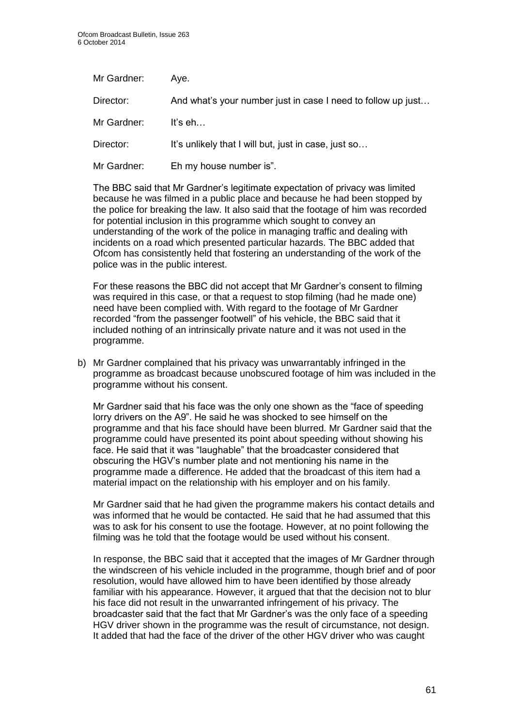| | |
|---|---|
| Mr Gardner: | Aye. |
| Director: | And what's your number just in case I need to follow up just… |
| Mr Gardner: | It's eh… |
| Director: | It's unlikely that I will but, just in case, just so… |
| Mr Gardner: | Eh my house number is". |

The BBC said that Mr Gardner's legitimate expectation of privacy was limited because he was filmed in a public place and because he had been stopped by the police for breaking the law. It also said that the footage of him was recorded for potential inclusion in this programme which sought to convey an understanding of the work of the police in managing traffic and dealing with incidents on a road which presented particular hazards. The BBC added that Ofcom has consistently held that fostering an understanding of the work of the police was in the public interest.

For these reasons the BBC did not accept that Mr Gardner's consent to filming was required in this case, or that a request to stop filming (had he made one) need have been complied with. With regard to the footage of Mr Gardner recorded "from the passenger footwell" of his vehicle, the BBC said that it included nothing of an intrinsically private nature and it was not used in the programme.

b) Mr Gardner complained that his privacy was unwarrantably infringed in the programme as broadcast because unobscured footage of him was included in the programme without his consent.

   Mr Gardner said that his face was the only one shown as the "face of speeding lorry drivers on the A9". He said he was shocked to see himself on the programme and that his face should have been blurred. Mr Gardner said that the programme could have presented its point about speeding without showing his face. He said that it was "laughable" that the broadcaster considered that obscuring the HGV's number plate and not mentioning his name in the programme made a difference. He added that the broadcast of this item had a material impact on the relationship with his employer and on his family.

   Mr Gardner said that he had given the programme makers his contact details and was informed that he would be contacted. He said that he had assumed that this was to ask for his consent to use the footage. However, at no point following the filming was he told that the footage would be used without his consent.

   In response, the BBC said that it accepted that the images of Mr Gardner through the windscreen of his vehicle included in the programme, though brief and of poor resolution, would have allowed him to have been identified by those already familiar with his appearance. However, it argued that that the decision not to blur his face did not result in the unwarranted infringement of his privacy. The broadcaster said that the fact that Mr Gardner's was the only face of a speeding HGV driver shown in the programme was the result of circumstance, not design. It added that had the face of the driver of the other HGV driver who was caught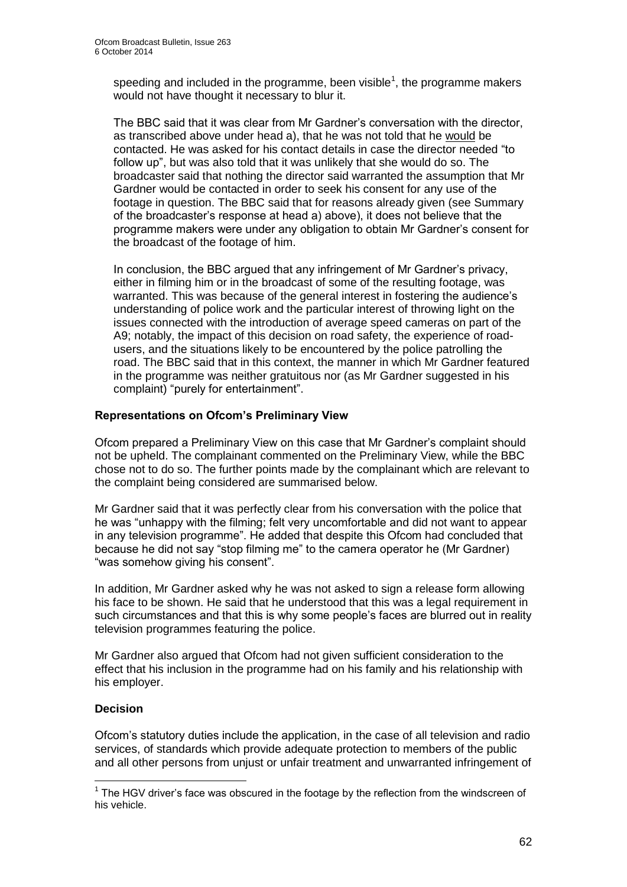speeding and included in the programme, been visible[1], the programme makers would not have thought it necessary to blur it.

The BBC said that it was clear from Mr Gardner's conversation with the director, as transcribed above under head a), that he was not told that he would be contacted. He was asked for his contact details in case the director needed "to follow up", but was also told that it was unlikely that she would do so. The broadcaster said that nothing the director said warranted the assumption that Mr Gardner would be contacted in order to seek his consent for any use of the footage in question. The BBC said that for reasons already given (see Summary of the broadcaster's response at head a) above), it does not believe that the programme makers were under any obligation to obtain Mr Gardner's consent for the broadcast of the footage of him.

In conclusion, the BBC argued that any infringement of Mr Gardner's privacy, either in filming him or in the broadcast of some of the resulting footage, was warranted. This was because of the general interest in fostering the audience's understanding of police work and the particular interest of throwing light on the issues connected with the introduction of average speed cameras on part of the A9; notably, the impact of this decision on road safety, the experience of road-users, and the situations likely to be encountered by the police patrolling the road. The BBC said that in this context, the manner in which Mr Gardner featured in the programme was neither gratuitous nor (as Mr Gardner suggested in his complaint) "purely for entertainment".

**Representations on Ofcom's Preliminary View**

Ofcom prepared a Preliminary View on this case that Mr Gardner's complaint should not be upheld. The complainant commented on the Preliminary View, while the BBC chose not to do so. The further points made by the complainant which are relevant to the complaint being considered are summarised below.

Mr Gardner said that it was perfectly clear from his conversation with the police that he was "unhappy with the filming; felt very uncomfortable and did not want to appear in any television programme". He added that despite this Ofcom had concluded that because he did not say "stop filming me" to the camera operator he (Mr Gardner) "was somehow giving his consent".

In addition, Mr Gardner asked why he was not asked to sign a release form allowing his face to be shown. He said that he understood that this was a legal requirement in such circumstances and that this is why some people's faces are blurred out in reality television programmes featuring the police.

Mr Gardner also argued that Ofcom had not given sufficient consideration to the effect that his inclusion in the programme had on his family and his relationship with his employer.

**Decision**

Ofcom's statutory duties include the application, in the case of all television and radio services, of standards which provide adequate protection to members of the public and all other persons from unjust or unfair treatment and unwarranted infringement of

---

[1] The HGV driver's face was obscured in the footage by the reflection from the windscreen of his vehicle.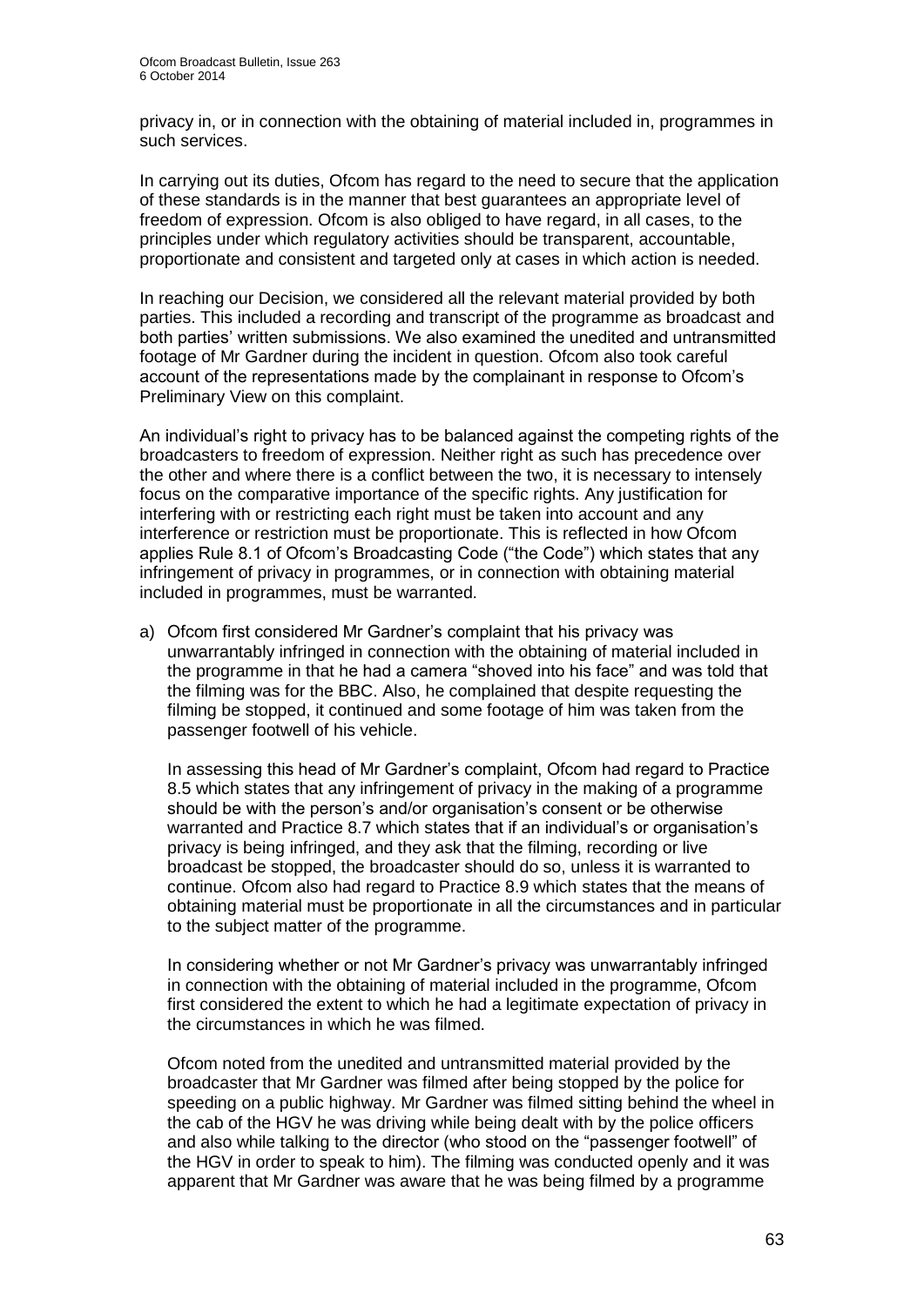privacy in, or in connection with the obtaining of material included in, programmes in such services.

In carrying out its duties, Ofcom has regard to the need to secure that the application of these standards is in the manner that best guarantees an appropriate level of freedom of expression. Ofcom is also obliged to have regard, in all cases, to the principles under which regulatory activities should be transparent, accountable, proportionate and consistent and targeted only at cases in which action is needed.

In reaching our Decision, we considered all the relevant material provided by both parties. This included a recording and transcript of the programme as broadcast and both parties' written submissions. We also examined the unedited and untransmitted footage of Mr Gardner during the incident in question. Ofcom also took careful account of the representations made by the complainant in response to Ofcom's Preliminary View on this complaint.

An individual's right to privacy has to be balanced against the competing rights of the broadcasters to freedom of expression. Neither right as such has precedence over the other and where there is a conflict between the two, it is necessary to intensely focus on the comparative importance of the specific rights. Any justification for interfering with or restricting each right must be taken into account and any interference or restriction must be proportionate. This is reflected in how Ofcom applies Rule 8.1 of Ofcom's Broadcasting Code ("the Code") which states that any infringement of privacy in programmes, or in connection with obtaining material included in programmes, must be warranted.

a) Ofcom first considered Mr Gardner's complaint that his privacy was unwarrantably infringed in connection with the obtaining of material included in the programme in that he had a camera "shoved into his face" and was told that the filming was for the BBC. Also, he complained that despite requesting the filming be stopped, it continued and some footage of him was taken from the passenger footwell of his vehicle.

   In assessing this head of Mr Gardner's complaint, Ofcom had regard to Practice 8.5 which states that any infringement of privacy in the making of a programme should be with the person's and/or organisation's consent or be otherwise warranted and Practice 8.7 which states that if an individual's or organisation's privacy is being infringed, and they ask that the filming, recording or live broadcast be stopped, the broadcaster should do so, unless it is warranted to continue. Ofcom also had regard to Practice 8.9 which states that the means of obtaining material must be proportionate in all the circumstances and in particular to the subject matter of the programme.

   In considering whether or not Mr Gardner's privacy was unwarrantably infringed in connection with the obtaining of material included in the programme, Ofcom first considered the extent to which he had a legitimate expectation of privacy in the circumstances in which he was filmed.

   Ofcom noted from the unedited and untransmitted material provided by the broadcaster that Mr Gardner was filmed after being stopped by the police for speeding on a public highway. Mr Gardner was filmed sitting behind the wheel in the cab of the HGV he was driving while being dealt with by the police officers and also while talking to the director (who stood on the "passenger footwell" of the HGV in order to speak to him). The filming was conducted openly and it was apparent that Mr Gardner was aware that he was being filmed by a programme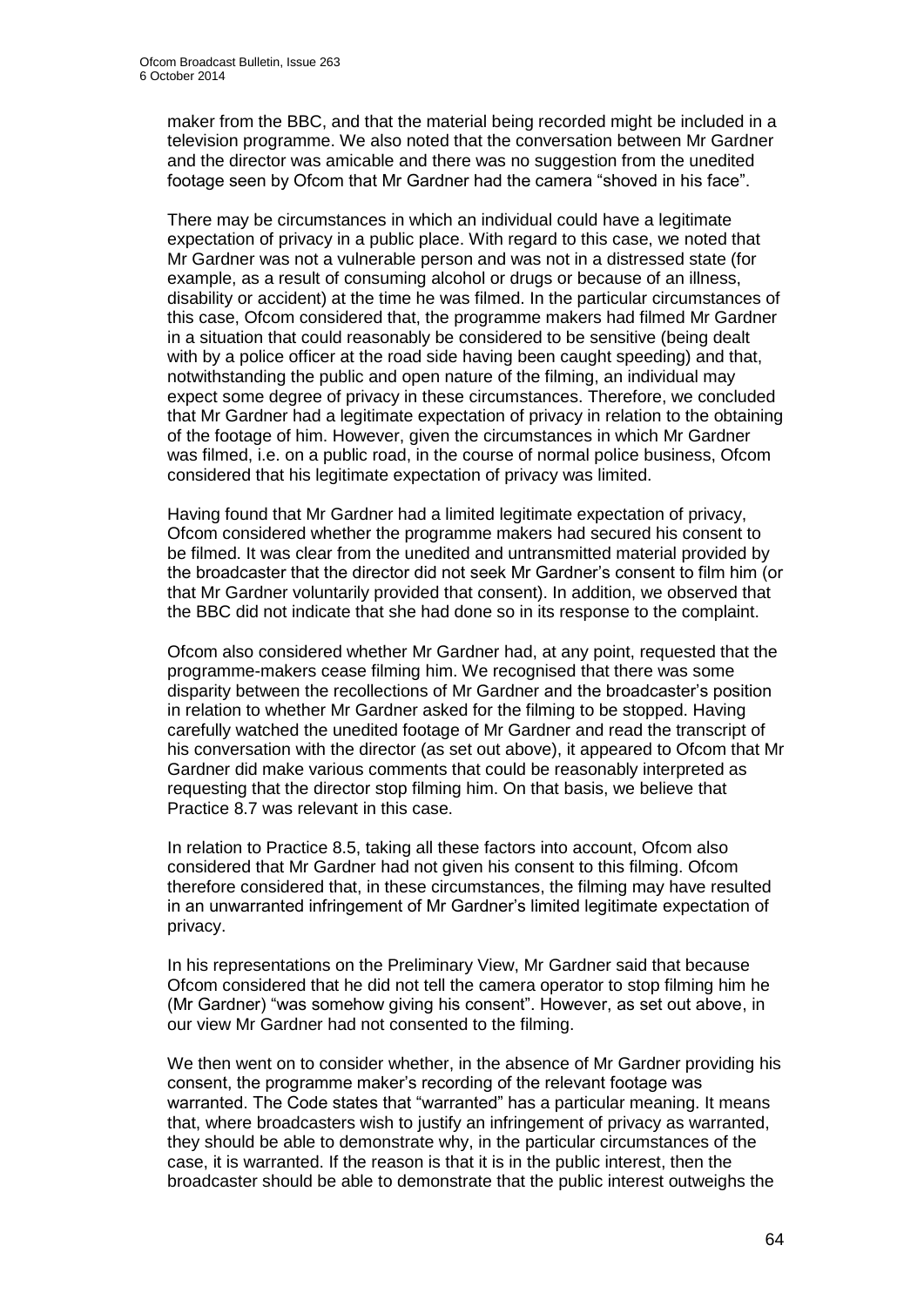maker from the BBC, and that the material being recorded might be included in a television programme. We also noted that the conversation between Mr Gardner and the director was amicable and there was no suggestion from the unedited footage seen by Ofcom that Mr Gardner had the camera "shoved in his face".

There may be circumstances in which an individual could have a legitimate expectation of privacy in a public place. With regard to this case, we noted that Mr Gardner was not a vulnerable person and was not in a distressed state (for example, as a result of consuming alcohol or drugs or because of an illness, disability or accident) at the time he was filmed. In the particular circumstances of this case, Ofcom considered that, the programme makers had filmed Mr Gardner in a situation that could reasonably be considered to be sensitive (being dealt with by a police officer at the road side having been caught speeding) and that, notwithstanding the public and open nature of the filming, an individual may expect some degree of privacy in these circumstances. Therefore, we concluded that Mr Gardner had a legitimate expectation of privacy in relation to the obtaining of the footage of him. However, given the circumstances in which Mr Gardner was filmed, i.e. on a public road, in the course of normal police business, Ofcom considered that his legitimate expectation of privacy was limited.

Having found that Mr Gardner had a limited legitimate expectation of privacy, Ofcom considered whether the programme makers had secured his consent to be filmed. It was clear from the unedited and untransmitted material provided by the broadcaster that the director did not seek Mr Gardner's consent to film him (or that Mr Gardner voluntarily provided that consent). In addition, we observed that the BBC did not indicate that she had done so in its response to the complaint.

Ofcom also considered whether Mr Gardner had, at any point, requested that the programme-makers cease filming him. We recognised that there was some disparity between the recollections of Mr Gardner and the broadcaster's position in relation to whether Mr Gardner asked for the filming to be stopped. Having carefully watched the unedited footage of Mr Gardner and read the transcript of his conversation with the director (as set out above), it appeared to Ofcom that Mr Gardner did make various comments that could be reasonably interpreted as requesting that the director stop filming him. On that basis, we believe that Practice 8.7 was relevant in this case.

In relation to Practice 8.5, taking all these factors into account, Ofcom also considered that Mr Gardner had not given his consent to this filming. Ofcom therefore considered that, in these circumstances, the filming may have resulted in an unwarranted infringement of Mr Gardner's limited legitimate expectation of privacy.

In his representations on the Preliminary View, Mr Gardner said that because Ofcom considered that he did not tell the camera operator to stop filming him he (Mr Gardner) "was somehow giving his consent". However, as set out above, in our view Mr Gardner had not consented to the filming.

We then went on to consider whether, in the absence of Mr Gardner providing his consent, the programme maker's recording of the relevant footage was warranted. The Code states that "warranted" has a particular meaning. It means that, where broadcasters wish to justify an infringement of privacy as warranted, they should be able to demonstrate why, in the particular circumstances of the case, it is warranted. If the reason is that it is in the public interest, then the broadcaster should be able to demonstrate that the public interest outweighs the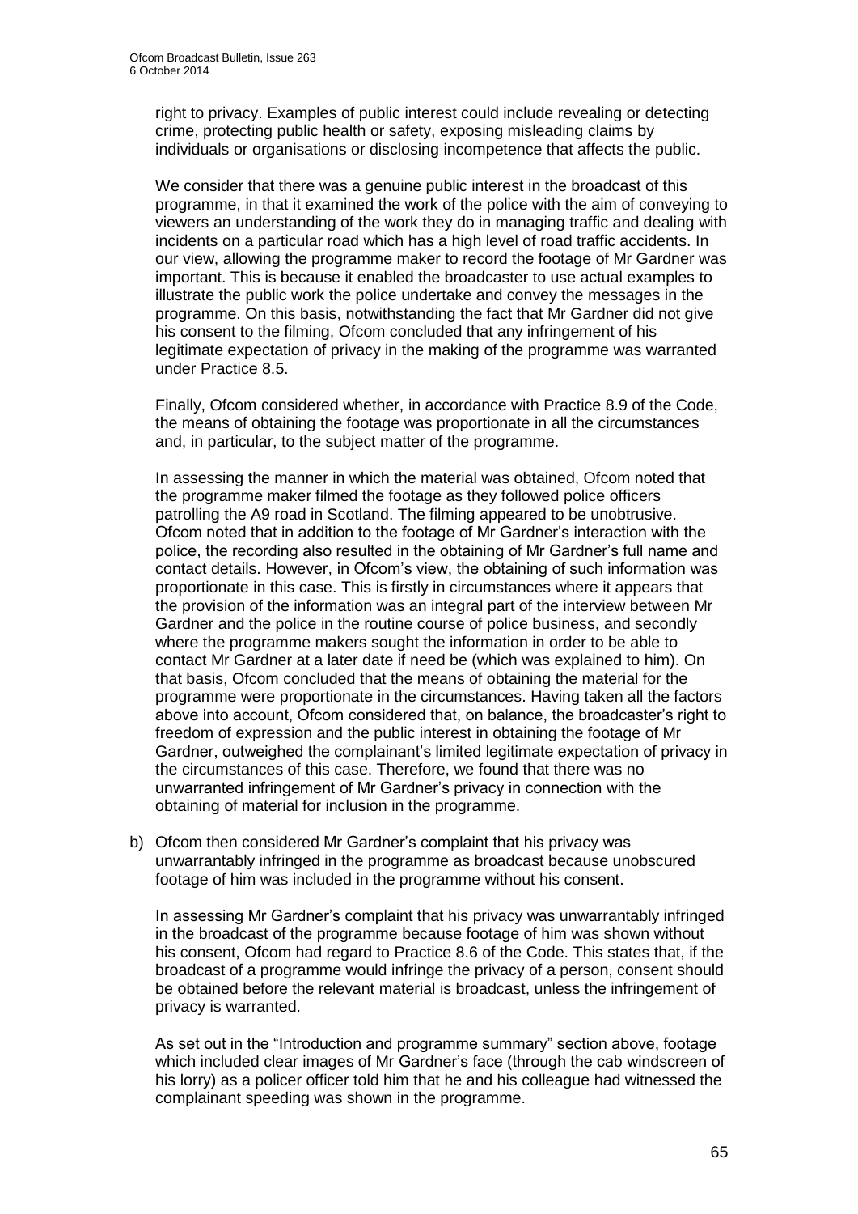right to privacy. Examples of public interest could include revealing or detecting crime, protecting public health or safety, exposing misleading claims by individuals or organisations or disclosing incompetence that affects the public.

We consider that there was a genuine public interest in the broadcast of this programme, in that it examined the work of the police with the aim of conveying to viewers an understanding of the work they do in managing traffic and dealing with incidents on a particular road which has a high level of road traffic accidents. In our view, allowing the programme maker to record the footage of Mr Gardner was important. This is because it enabled the broadcaster to use actual examples to illustrate the public work the police undertake and convey the messages in the programme. On this basis, notwithstanding the fact that Mr Gardner did not give his consent to the filming, Ofcom concluded that any infringement of his legitimate expectation of privacy in the making of the programme was warranted under Practice 8.5.

Finally, Ofcom considered whether, in accordance with Practice 8.9 of the Code, the means of obtaining the footage was proportionate in all the circumstances and, in particular, to the subject matter of the programme.

In assessing the manner in which the material was obtained, Ofcom noted that the programme maker filmed the footage as they followed police officers patrolling the A9 road in Scotland. The filming appeared to be unobtrusive. Ofcom noted that in addition to the footage of Mr Gardner's interaction with the police, the recording also resulted in the obtaining of Mr Gardner's full name and contact details. However, in Ofcom's view, the obtaining of such information was proportionate in this case. This is firstly in circumstances where it appears that the provision of the information was an integral part of the interview between Mr Gardner and the police in the routine course of police business, and secondly where the programme makers sought the information in order to be able to contact Mr Gardner at a later date if need be (which was explained to him). On that basis, Ofcom concluded that the means of obtaining the material for the programme were proportionate in the circumstances. Having taken all the factors above into account, Ofcom considered that, on balance, the broadcaster's right to freedom of expression and the public interest in obtaining the footage of Mr Gardner, outweighed the complainant's limited legitimate expectation of privacy in the circumstances of this case. Therefore, we found that there was no unwarranted infringement of Mr Gardner's privacy in connection with the obtaining of material for inclusion in the programme.

b) Ofcom then considered Mr Gardner's complaint that his privacy was unwarrantably infringed in the programme as broadcast because unobscured footage of him was included in the programme without his consent.

In assessing Mr Gardner's complaint that his privacy was unwarrantably infringed in the broadcast of the programme because footage of him was shown without his consent, Ofcom had regard to Practice 8.6 of the Code. This states that, if the broadcast of a programme would infringe the privacy of a person, consent should be obtained before the relevant material is broadcast, unless the infringement of privacy is warranted.

As set out in the "Introduction and programme summary" section above, footage which included clear images of Mr Gardner's face (through the cab windscreen of his lorry) as a policer officer told him that he and his colleague had witnessed the complainant speeding was shown in the programme.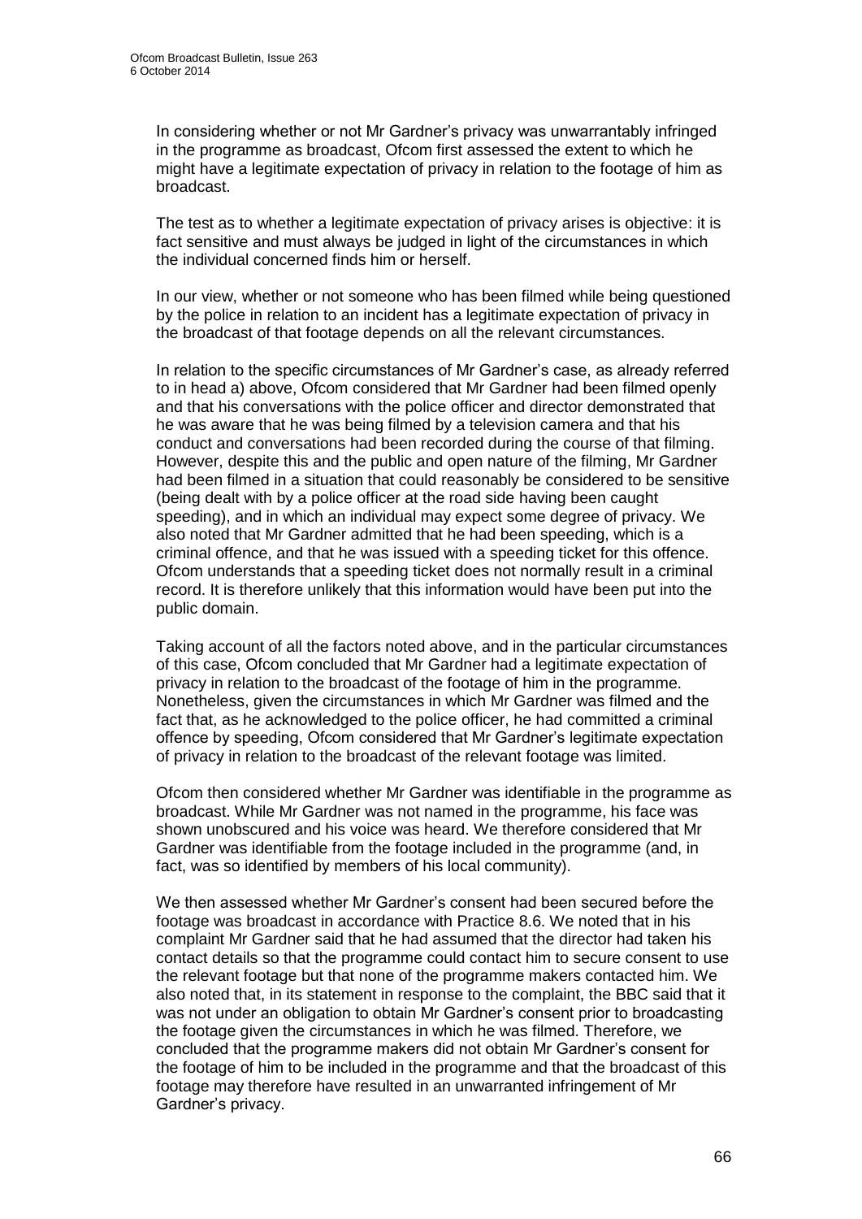In considering whether or not Mr Gardner's privacy was unwarrantably infringed in the programme as broadcast, Ofcom first assessed the extent to which he might have a legitimate expectation of privacy in relation to the footage of him as broadcast.

The test as to whether a legitimate expectation of privacy arises is objective: it is fact sensitive and must always be judged in light of the circumstances in which the individual concerned finds him or herself.

In our view, whether or not someone who has been filmed while being questioned by the police in relation to an incident has a legitimate expectation of privacy in the broadcast of that footage depends on all the relevant circumstances.

In relation to the specific circumstances of Mr Gardner's case, as already referred to in head a) above, Ofcom considered that Mr Gardner had been filmed openly and that his conversations with the police officer and director demonstrated that he was aware that he was being filmed by a television camera and that his conduct and conversations had been recorded during the course of that filming. However, despite this and the public and open nature of the filming, Mr Gardner had been filmed in a situation that could reasonably be considered to be sensitive (being dealt with by a police officer at the road side having been caught speeding), and in which an individual may expect some degree of privacy. We also noted that Mr Gardner admitted that he had been speeding, which is a criminal offence, and that he was issued with a speeding ticket for this offence. Ofcom understands that a speeding ticket does not normally result in a criminal record. It is therefore unlikely that this information would have been put into the public domain.

Taking account of all the factors noted above, and in the particular circumstances of this case, Ofcom concluded that Mr Gardner had a legitimate expectation of privacy in relation to the broadcast of the footage of him in the programme. Nonetheless, given the circumstances in which Mr Gardner was filmed and the fact that, as he acknowledged to the police officer, he had committed a criminal offence by speeding, Ofcom considered that Mr Gardner's legitimate expectation of privacy in relation to the broadcast of the relevant footage was limited.

Ofcom then considered whether Mr Gardner was identifiable in the programme as broadcast. While Mr Gardner was not named in the programme, his face was shown unobscured and his voice was heard. We therefore considered that Mr Gardner was identifiable from the footage included in the programme (and, in fact, was so identified by members of his local community).

We then assessed whether Mr Gardner's consent had been secured before the footage was broadcast in accordance with Practice 8.6. We noted that in his complaint Mr Gardner said that he had assumed that the director had taken his contact details so that the programme could contact him to secure consent to use the relevant footage but that none of the programme makers contacted him. We also noted that, in its statement in response to the complaint, the BBC said that it was not under an obligation to obtain Mr Gardner's consent prior to broadcasting the footage given the circumstances in which he was filmed. Therefore, we concluded that the programme makers did not obtain Mr Gardner's consent for the footage of him to be included in the programme and that the broadcast of this footage may therefore have resulted in an unwarranted infringement of Mr Gardner's privacy.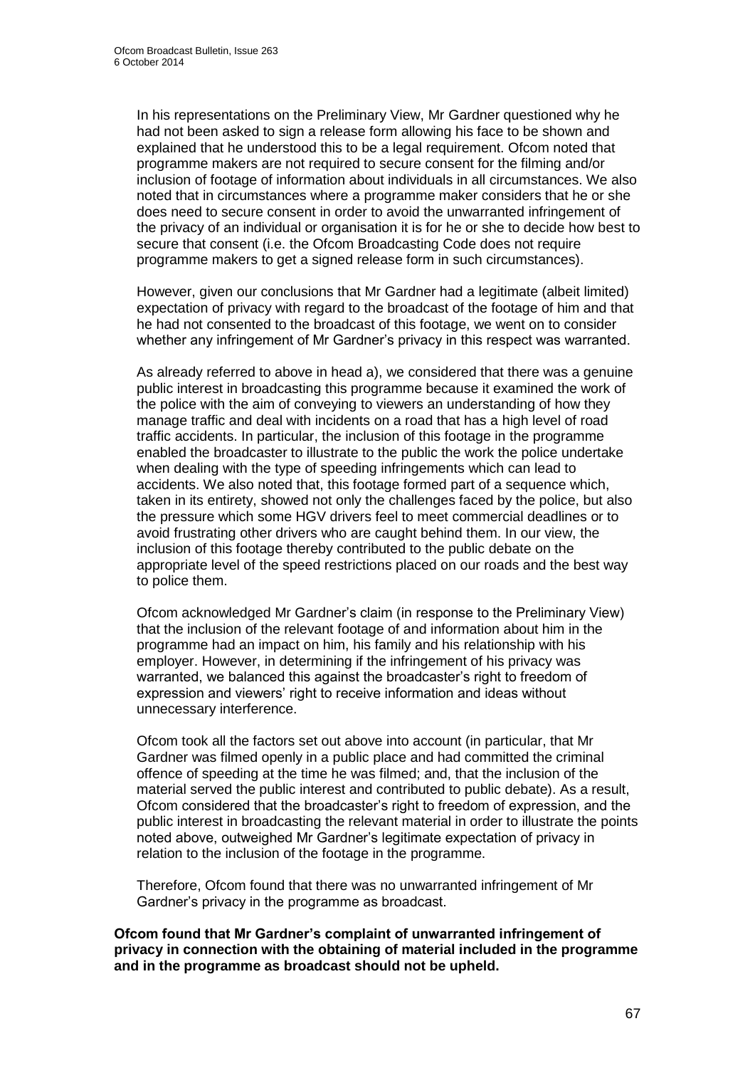In his representations on the Preliminary View, Mr Gardner questioned why he had not been asked to sign a release form allowing his face to be shown and explained that he understood this to be a legal requirement. Ofcom noted that programme makers are not required to secure consent for the filming and/or inclusion of footage of information about individuals in all circumstances. We also noted that in circumstances where a programme maker considers that he or she does need to secure consent in order to avoid the unwarranted infringement of the privacy of an individual or organisation it is for he or she to decide how best to secure that consent (i.e. the Ofcom Broadcasting Code does not require programme makers to get a signed release form in such circumstances).

However, given our conclusions that Mr Gardner had a legitimate (albeit limited) expectation of privacy with regard to the broadcast of the footage of him and that he had not consented to the broadcast of this footage, we went on to consider whether any infringement of Mr Gardner's privacy in this respect was warranted.

As already referred to above in head a), we considered that there was a genuine public interest in broadcasting this programme because it examined the work of the police with the aim of conveying to viewers an understanding of how they manage traffic and deal with incidents on a road that has a high level of road traffic accidents. In particular, the inclusion of this footage in the programme enabled the broadcaster to illustrate to the public the work the police undertake when dealing with the type of speeding infringements which can lead to accidents. We also noted that, this footage formed part of a sequence which, taken in its entirety, showed not only the challenges faced by the police, but also the pressure which some HGV drivers feel to meet commercial deadlines or to avoid frustrating other drivers who are caught behind them. In our view, the inclusion of this footage thereby contributed to the public debate on the appropriate level of the speed restrictions placed on our roads and the best way to police them.

Ofcom acknowledged Mr Gardner's claim (in response to the Preliminary View) that the inclusion of the relevant footage of and information about him in the programme had an impact on him, his family and his relationship with his employer. However, in determining if the infringement of his privacy was warranted, we balanced this against the broadcaster's right to freedom of expression and viewers' right to receive information and ideas without unnecessary interference.

Ofcom took all the factors set out above into account (in particular, that Mr Gardner was filmed openly in a public place and had committed the criminal offence of speeding at the time he was filmed; and, that the inclusion of the material served the public interest and contributed to public debate). As a result, Ofcom considered that the broadcaster's right to freedom of expression, and the public interest in broadcasting the relevant material in order to illustrate the points noted above, outweighed Mr Gardner's legitimate expectation of privacy in relation to the inclusion of the footage in the programme.

Therefore, Ofcom found that there was no unwarranted infringement of Mr Gardner's privacy in the programme as broadcast.

**Ofcom found that Mr Gardner's complaint of unwarranted infringement of privacy in connection with the obtaining of material included in the programme and in the programme as broadcast should not be upheld.**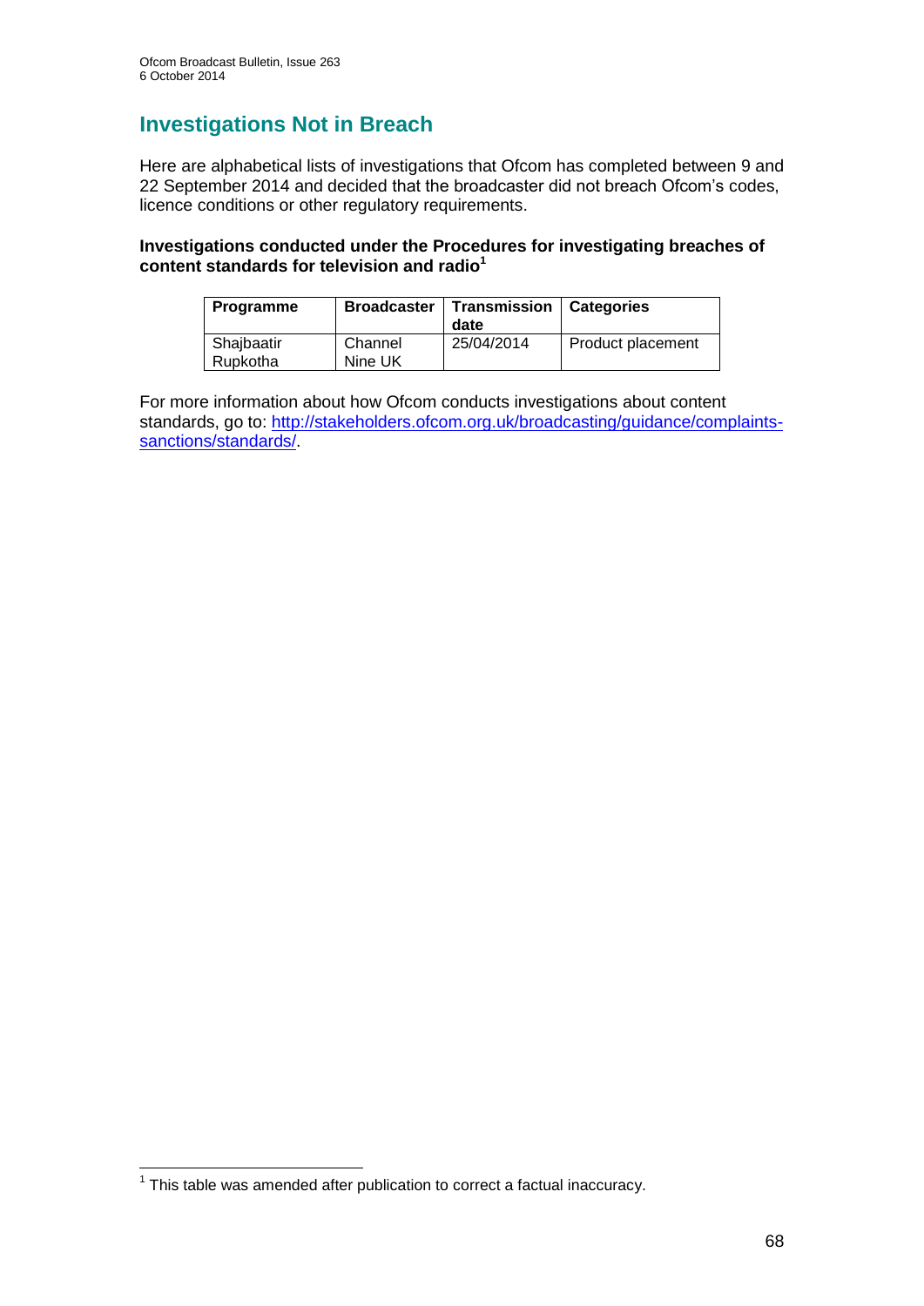# Investigations Not in Breach

Here are alphabetical lists of investigations that Ofcom has completed between 9 and 22 September 2014 and decided that the broadcaster did not breach Ofcom's codes, licence conditions or other regulatory requirements.

**Investigations conducted under the Procedures for investigating breaches of content standards for television and radio**[1]

| Programme | Broadcaster | Transmission date | Categories |
|---|---|---|---|
| Shajbaatir Rupkotha | Channel Nine UK | 25/04/2014 | Product placement |

For more information about how Ofcom conducts investigations about content standards, go to: http://stakeholders.ofcom.org.uk/broadcasting/guidance/complaints-sanctions/standards/.

[1] This table was amended after publication to correct a factual inaccuracy.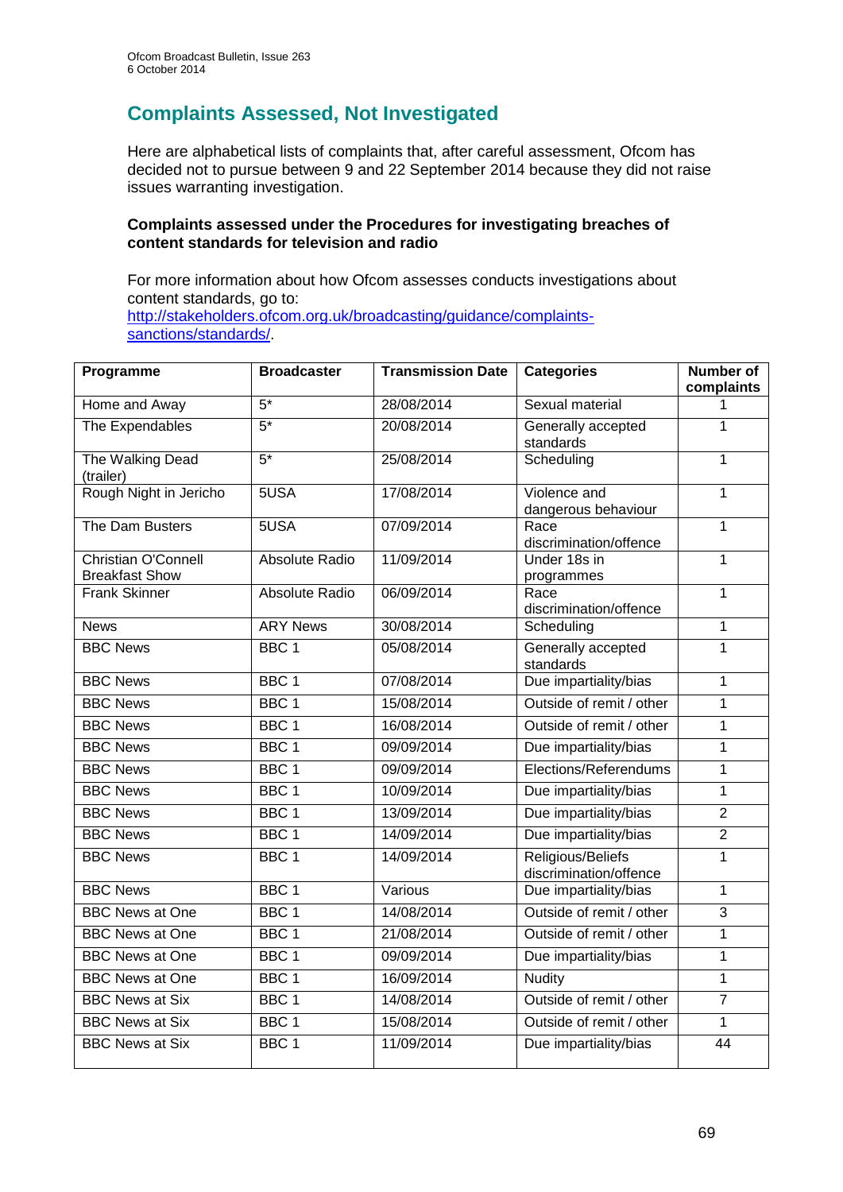## Complaints Assessed, Not Investigated

Here are alphabetical lists of complaints that, after careful assessment, Ofcom has decided not to pursue between 9 and 22 September 2014 because they did not raise issues warranting investigation.

**Complaints assessed under the Procedures for investigating breaches of content standards for television and radio**

For more information about how Ofcom assesses conducts investigations about content standards, go to: [http://stakeholders.ofcom.org.uk/broadcasting/guidance/complaints-sanctions/standards/](http://stakeholders.ofcom.org.uk/broadcasting/guidance/complaints-sanctions/standards/).

| Programme | Broadcaster | Transmission Date | Categories | Number of complaints |
|---|---|---|---|---|
| Home and Away | 5* | 28/08/2014 | Sexual material | 1 |
| The Expendables | 5* | 20/08/2014 | Generally accepted standards | 1 |
| The Walking Dead (trailer) | 5* | 25/08/2014 | Scheduling | 1 |
| Rough Night in Jericho | 5USA | 17/08/2014 | Violence and dangerous behaviour | 1 |
| The Dam Busters | 5USA | 07/09/2014 | Race discrimination/offence | 1 |
| Christian O'Connell Breakfast Show | Absolute Radio | 11/09/2014 | Under 18s in programmes | 1 |
| Frank Skinner | Absolute Radio | 06/09/2014 | Race discrimination/offence | 1 |
| News | ARY News | 30/08/2014 | Scheduling | 1 |
| BBC News | BBC 1 | 05/08/2014 | Generally accepted standards | 1 |
| BBC News | BBC 1 | 07/08/2014 | Due impartiality/bias | 1 |
| BBC News | BBC 1 | 15/08/2014 | Outside of remit / other | 1 |
| BBC News | BBC 1 | 16/08/2014 | Outside of remit / other | 1 |
| BBC News | BBC 1 | 09/09/2014 | Due impartiality/bias | 1 |
| BBC News | BBC 1 | 09/09/2014 | Elections/Referendums | 1 |
| BBC News | BBC 1 | 10/09/2014 | Due impartiality/bias | 1 |
| BBC News | BBC 1 | 13/09/2014 | Due impartiality/bias | 2 |
| BBC News | BBC 1 | 14/09/2014 | Due impartiality/bias | 2 |
| BBC News | BBC 1 | 14/09/2014 | Religious/Beliefs discrimination/offence | 1 |
| BBC News | BBC 1 | Various | Due impartiality/bias | 1 |
| BBC News at One | BBC 1 | 14/08/2014 | Outside of remit / other | 3 |
| BBC News at One | BBC 1 | 21/08/2014 | Outside of remit / other | 1 |
| BBC News at One | BBC 1 | 09/09/2014 | Due impartiality/bias | 1 |
| BBC News at One | BBC 1 | 16/09/2014 | Nudity | 1 |
| BBC News at Six | BBC 1 | 14/08/2014 | Outside of remit / other | 7 |
| BBC News at Six | BBC 1 | 15/08/2014 | Outside of remit / other | 1 |
| BBC News at Six | BBC 1 | 11/09/2014 | Due impartiality/bias | 44 |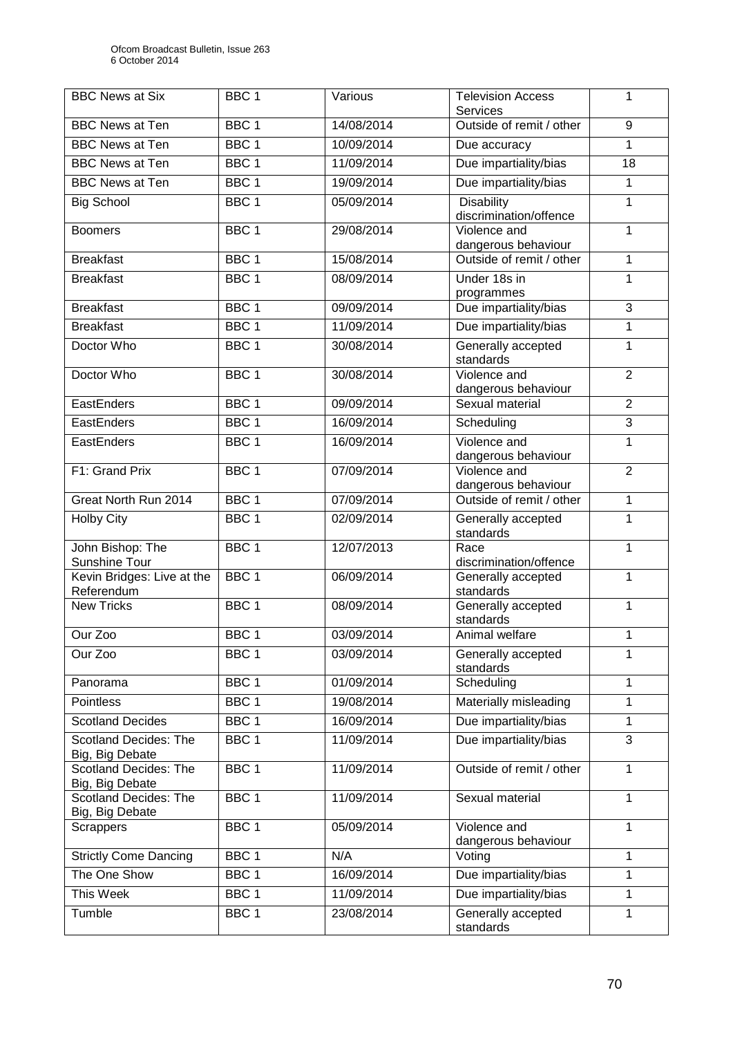| BBC News at Six | BBC 1 | Various | Television Access Services | 1 |
|---|---|---|---|---|
| BBC News at Ten | BBC 1 | 14/08/2014 | Outside of remit / other | 9 |
| BBC News at Ten | BBC 1 | 10/09/2014 | Due accuracy | 1 |
| BBC News at Ten | BBC 1 | 11/09/2014 | Due impartiality/bias | 18 |
| BBC News at Ten | BBC 1 | 19/09/2014 | Due impartiality/bias | 1 |
| Big School | BBC 1 | 05/09/2014 | Disability discrimination/offence | 1 |
| Boomers | BBC 1 | 29/08/2014 | Violence and dangerous behaviour | 1 |
| Breakfast | BBC 1 | 15/08/2014 | Outside of remit / other | 1 |
| Breakfast | BBC 1 | 08/09/2014 | Under 18s in programmes | 1 |
| Breakfast | BBC 1 | 09/09/2014 | Due impartiality/bias | 3 |
| Breakfast | BBC 1 | 11/09/2014 | Due impartiality/bias | 1 |
| Doctor Who | BBC 1 | 30/08/2014 | Generally accepted standards | 1 |
| Doctor Who | BBC 1 | 30/08/2014 | Violence and dangerous behaviour | 2 |
| EastEnders | BBC 1 | 09/09/2014 | Sexual material | 2 |
| EastEnders | BBC 1 | 16/09/2014 | Scheduling | 3 |
| EastEnders | BBC 1 | 16/09/2014 | Violence and dangerous behaviour | 1 |
| F1: Grand Prix | BBC 1 | 07/09/2014 | Violence and dangerous behaviour | 2 |
| Great North Run 2014 | BBC 1 | 07/09/2014 | Outside of remit / other | 1 |
| Holby City | BBC 1 | 02/09/2014 | Generally accepted standards | 1 |
| John Bishop: The Sunshine Tour | BBC 1 | 12/07/2013 | Race discrimination/offence | 1 |
| Kevin Bridges: Live at the Referendum | BBC 1 | 06/09/2014 | Generally accepted standards | 1 |
| New Tricks | BBC 1 | 08/09/2014 | Generally accepted standards | 1 |
| Our Zoo | BBC 1 | 03/09/2014 | Animal welfare | 1 |
| Our Zoo | BBC 1 | 03/09/2014 | Generally accepted standards | 1 |
| Panorama | BBC 1 | 01/09/2014 | Scheduling | 1 |
| Pointless | BBC 1 | 19/08/2014 | Materially misleading | 1 |
| Scotland Decides | BBC 1 | 16/09/2014 | Due impartiality/bias | 1 |
| Scotland Decides: The Big, Big Debate | BBC 1 | 11/09/2014 | Due impartiality/bias | 3 |
| Scotland Decides: The Big, Big Debate | BBC 1 | 11/09/2014 | Outside of remit / other | 1 |
| Scotland Decides: The Big, Big Debate | BBC 1 | 11/09/2014 | Sexual material | 1 |
| Scrappers | BBC 1 | 05/09/2014 | Violence and dangerous behaviour | 1 |
| Strictly Come Dancing | BBC 1 | N/A | Voting | 1 |
| The One Show | BBC 1 | 16/09/2014 | Due impartiality/bias | 1 |
| This Week | BBC 1 | 11/09/2014 | Due impartiality/bias | 1 |
| Tumble | BBC 1 | 23/08/2014 | Generally accepted standards | 1 |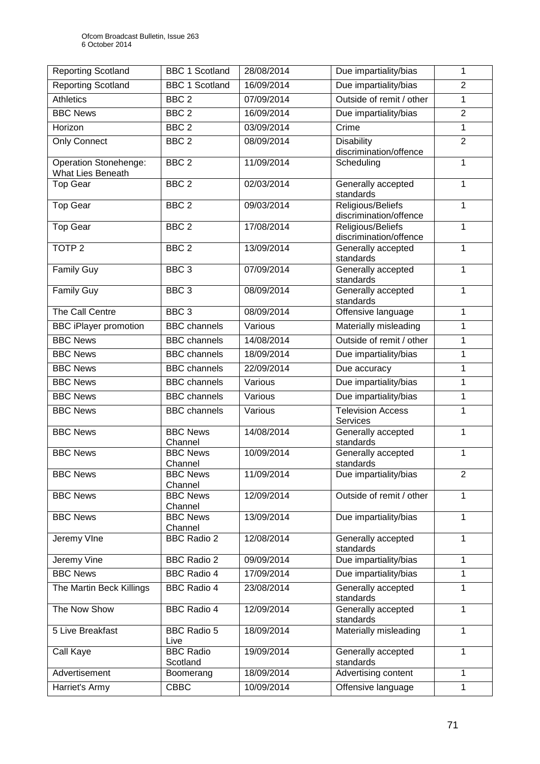| Reporting Scotland | BBC 1 Scotland | 28/08/2014 | Due impartiality/bias | 1 |
|---|---|---|---|---|
| Reporting Scotland | BBC 1 Scotland | 16/09/2014 | Due impartiality/bias | 2 |
| Athletics | BBC 2 | 07/09/2014 | Outside of remit / other | 1 |
| BBC News | BBC 2 | 16/09/2014 | Due impartiality/bias | 2 |
| Horizon | BBC 2 | 03/09/2014 | Crime | 1 |
| Only Connect | BBC 2 | 08/09/2014 | Disability discrimination/offence | 2 |
| Operation Stonehenge: What Lies Beneath | BBC 2 | 11/09/2014 | Scheduling | 1 |
| Top Gear | BBC 2 | 02/03/2014 | Generally accepted standards | 1 |
| Top Gear | BBC 2 | 09/03/2014 | Religious/Beliefs discrimination/offence | 1 |
| Top Gear | BBC 2 | 17/08/2014 | Religious/Beliefs discrimination/offence | 1 |
| TOTP 2 | BBC 2 | 13/09/2014 | Generally accepted standards | 1 |
| Family Guy | BBC 3 | 07/09/2014 | Generally accepted standards | 1 |
| Family Guy | BBC 3 | 08/09/2014 | Generally accepted standards | 1 |
| The Call Centre | BBC 3 | 08/09/2014 | Offensive language | 1 |
| BBC iPlayer promotion | BBC channels | Various | Materially misleading | 1 |
| BBC News | BBC channels | 14/08/2014 | Outside of remit / other | 1 |
| BBC News | BBC channels | 18/09/2014 | Due impartiality/bias | 1 |
| BBC News | BBC channels | 22/09/2014 | Due accuracy | 1 |
| BBC News | BBC channels | Various | Due impartiality/bias | 1 |
| BBC News | BBC channels | Various | Due impartiality/bias | 1 |
| BBC News | BBC channels | Various | Television Access Services | 1 |
| BBC News | BBC News Channel | 14/08/2014 | Generally accepted standards | 1 |
| BBC News | BBC News Channel | 10/09/2014 | Generally accepted standards | 1 |
| BBC News | BBC News Channel | 11/09/2014 | Due impartiality/bias | 2 |
| BBC News | BBC News Channel | 12/09/2014 | Outside of remit / other | 1 |
| BBC News | BBC News Channel | 13/09/2014 | Due impartiality/bias | 1 |
| Jeremy VIne | BBC Radio 2 | 12/08/2014 | Generally accepted standards | 1 |
| Jeremy Vine | BBC Radio 2 | 09/09/2014 | Due impartiality/bias | 1 |
| BBC News | BBC Radio 4 | 17/09/2014 | Due impartiality/bias | 1 |
| The Martin Beck Killings | BBC Radio 4 | 23/08/2014 | Generally accepted standards | 1 |
| The Now Show | BBC Radio 4 | 12/09/2014 | Generally accepted standards | 1 |
| 5 Live Breakfast | BBC Radio 5 Live | 18/09/2014 | Materially misleading | 1 |
| Call Kaye | BBC Radio Scotland | 19/09/2014 | Generally accepted standards | 1 |
| Advertisement | Boomerang | 18/09/2014 | Advertising content | 1 |
| Harriet's Army | CBBC | 10/09/2014 | Offensive language | 1 |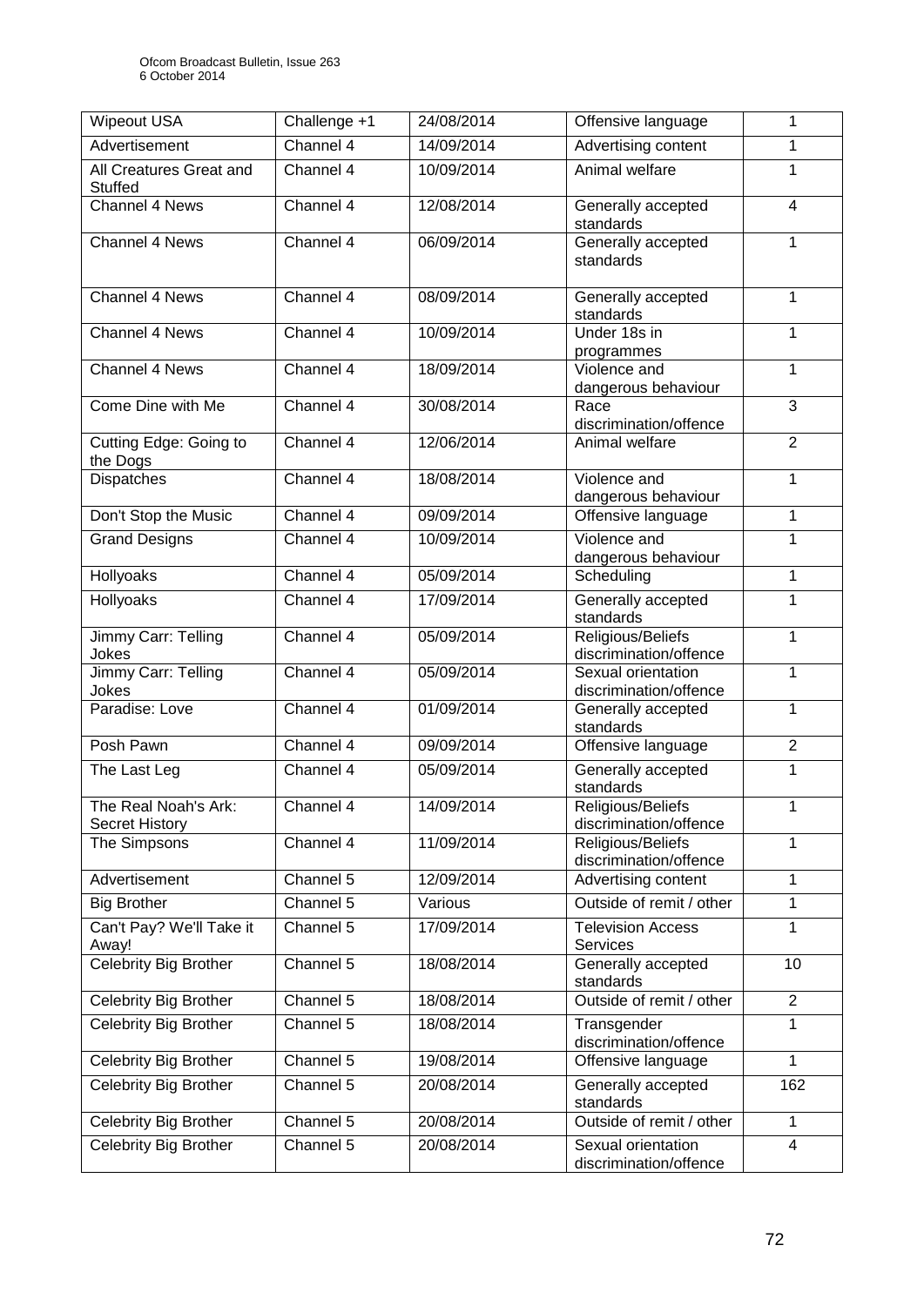| Wipeout USA | Challenge +1 | 24/08/2014 | Offensive language | 1 |
|---|---|---|---|---|
| Advertisement | Channel 4 | 14/09/2014 | Advertising content | 1 |
| All Creatures Great and Stuffed | Channel 4 | 10/09/2014 | Animal welfare | 1 |
| Channel 4 News | Channel 4 | 12/08/2014 | Generally accepted standards | 4 |
| Channel 4 News | Channel 4 | 06/09/2014 | Generally accepted standards | 1 |
| Channel 4 News | Channel 4 | 08/09/2014 | Generally accepted standards | 1 |
| Channel 4 News | Channel 4 | 10/09/2014 | Under 18s in programmes | 1 |
| Channel 4 News | Channel 4 | 18/09/2014 | Violence and dangerous behaviour | 1 |
| Come Dine with Me | Channel 4 | 30/08/2014 | Race discrimination/offence | 3 |
| Cutting Edge: Going to the Dogs | Channel 4 | 12/06/2014 | Animal welfare | 2 |
| Dispatches | Channel 4 | 18/08/2014 | Violence and dangerous behaviour | 1 |
| Don't Stop the Music | Channel 4 | 09/09/2014 | Offensive language | 1 |
| Grand Designs | Channel 4 | 10/09/2014 | Violence and dangerous behaviour | 1 |
| Hollyoaks | Channel 4 | 05/09/2014 | Scheduling | 1 |
| Hollyoaks | Channel 4 | 17/09/2014 | Generally accepted standards | 1 |
| Jimmy Carr: Telling Jokes | Channel 4 | 05/09/2014 | Religious/Beliefs discrimination/offence | 1 |
| Jimmy Carr: Telling Jokes | Channel 4 | 05/09/2014 | Sexual orientation discrimination/offence | 1 |
| Paradise: Love | Channel 4 | 01/09/2014 | Generally accepted standards | 1 |
| Posh Pawn | Channel 4 | 09/09/2014 | Offensive language | 2 |
| The Last Leg | Channel 4 | 05/09/2014 | Generally accepted standards | 1 |
| The Real Noah's Ark: Secret History | Channel 4 | 14/09/2014 | Religious/Beliefs discrimination/offence | 1 |
| The Simpsons | Channel 4 | 11/09/2014 | Religious/Beliefs discrimination/offence | 1 |
| Advertisement | Channel 5 | 12/09/2014 | Advertising content | 1 |
| Big Brother | Channel 5 | Various | Outside of remit / other | 1 |
| Can't Pay? We'll Take it Away! | Channel 5 | 17/09/2014 | Television Access Services | 1 |
| Celebrity Big Brother | Channel 5 | 18/08/2014 | Generally accepted standards | 10 |
| Celebrity Big Brother | Channel 5 | 18/08/2014 | Outside of remit / other | 2 |
| Celebrity Big Brother | Channel 5 | 18/08/2014 | Transgender discrimination/offence | 1 |
| Celebrity Big Brother | Channel 5 | 19/08/2014 | Offensive language | 1 |
| Celebrity Big Brother | Channel 5 | 20/08/2014 | Generally accepted standards | 162 |
| Celebrity Big Brother | Channel 5 | 20/08/2014 | Outside of remit / other | 1 |
| Celebrity Big Brother | Channel 5 | 20/08/2014 | Sexual orientation discrimination/offence | 4 |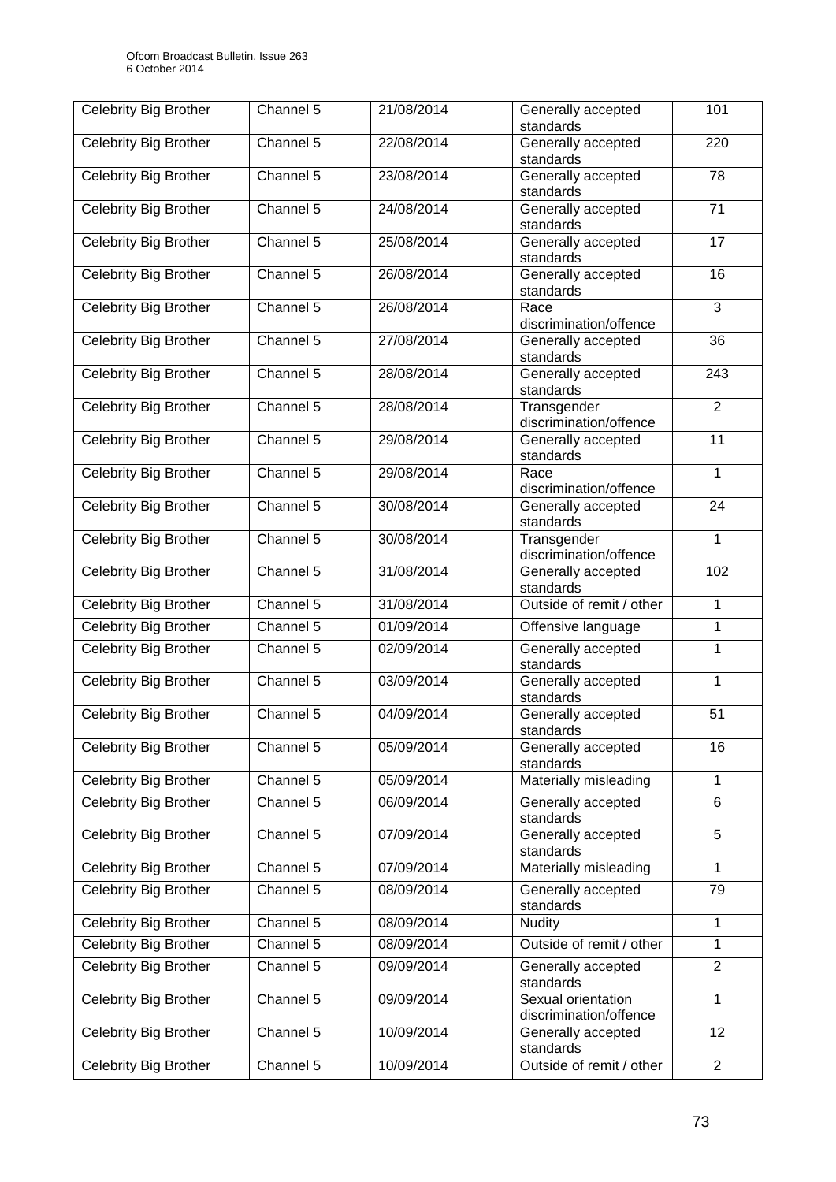| Celebrity Big Brother | Channel 5 | 21/08/2014 | Generally accepted standards | 101 |
|---|---|---|---|---|
| Celebrity Big Brother | Channel 5 | 22/08/2014 | Generally accepted standards | 220 |
| Celebrity Big Brother | Channel 5 | 23/08/2014 | Generally accepted standards | 78 |
| Celebrity Big Brother | Channel 5 | 24/08/2014 | Generally accepted standards | 71 |
| Celebrity Big Brother | Channel 5 | 25/08/2014 | Generally accepted standards | 17 |
| Celebrity Big Brother | Channel 5 | 26/08/2014 | Generally accepted standards | 16 |
| Celebrity Big Brother | Channel 5 | 26/08/2014 | Race discrimination/offence | 3 |
| Celebrity Big Brother | Channel 5 | 27/08/2014 | Generally accepted standards | 36 |
| Celebrity Big Brother | Channel 5 | 28/08/2014 | Generally accepted standards | 243 |
| Celebrity Big Brother | Channel 5 | 28/08/2014 | Transgender discrimination/offence | 2 |
| Celebrity Big Brother | Channel 5 | 29/08/2014 | Generally accepted standards | 11 |
| Celebrity Big Brother | Channel 5 | 29/08/2014 | Race discrimination/offence | 1 |
| Celebrity Big Brother | Channel 5 | 30/08/2014 | Generally accepted standards | 24 |
| Celebrity Big Brother | Channel 5 | 30/08/2014 | Transgender discrimination/offence | 1 |
| Celebrity Big Brother | Channel 5 | 31/08/2014 | Generally accepted standards | 102 |
| Celebrity Big Brother | Channel 5 | 31/08/2014 | Outside of remit / other | 1 |
| Celebrity Big Brother | Channel 5 | 01/09/2014 | Offensive language | 1 |
| Celebrity Big Brother | Channel 5 | 02/09/2014 | Generally accepted standards | 1 |
| Celebrity Big Brother | Channel 5 | 03/09/2014 | Generally accepted standards | 1 |
| Celebrity Big Brother | Channel 5 | 04/09/2014 | Generally accepted standards | 51 |
| Celebrity Big Brother | Channel 5 | 05/09/2014 | Generally accepted standards | 16 |
| Celebrity Big Brother | Channel 5 | 05/09/2014 | Materially misleading | 1 |
| Celebrity Big Brother | Channel 5 | 06/09/2014 | Generally accepted standards | 6 |
| Celebrity Big Brother | Channel 5 | 07/09/2014 | Generally accepted standards | 5 |
| Celebrity Big Brother | Channel 5 | 07/09/2014 | Materially misleading | 1 |
| Celebrity Big Brother | Channel 5 | 08/09/2014 | Generally accepted standards | 79 |
| Celebrity Big Brother | Channel 5 | 08/09/2014 | Nudity | 1 |
| Celebrity Big Brother | Channel 5 | 08/09/2014 | Outside of remit / other | 1 |
| Celebrity Big Brother | Channel 5 | 09/09/2014 | Generally accepted standards | 2 |
| Celebrity Big Brother | Channel 5 | 09/09/2014 | Sexual orientation discrimination/offence | 1 |
| Celebrity Big Brother | Channel 5 | 10/09/2014 | Generally accepted standards | 12 |
| Celebrity Big Brother | Channel 5 | 10/09/2014 | Outside of remit / other | 2 |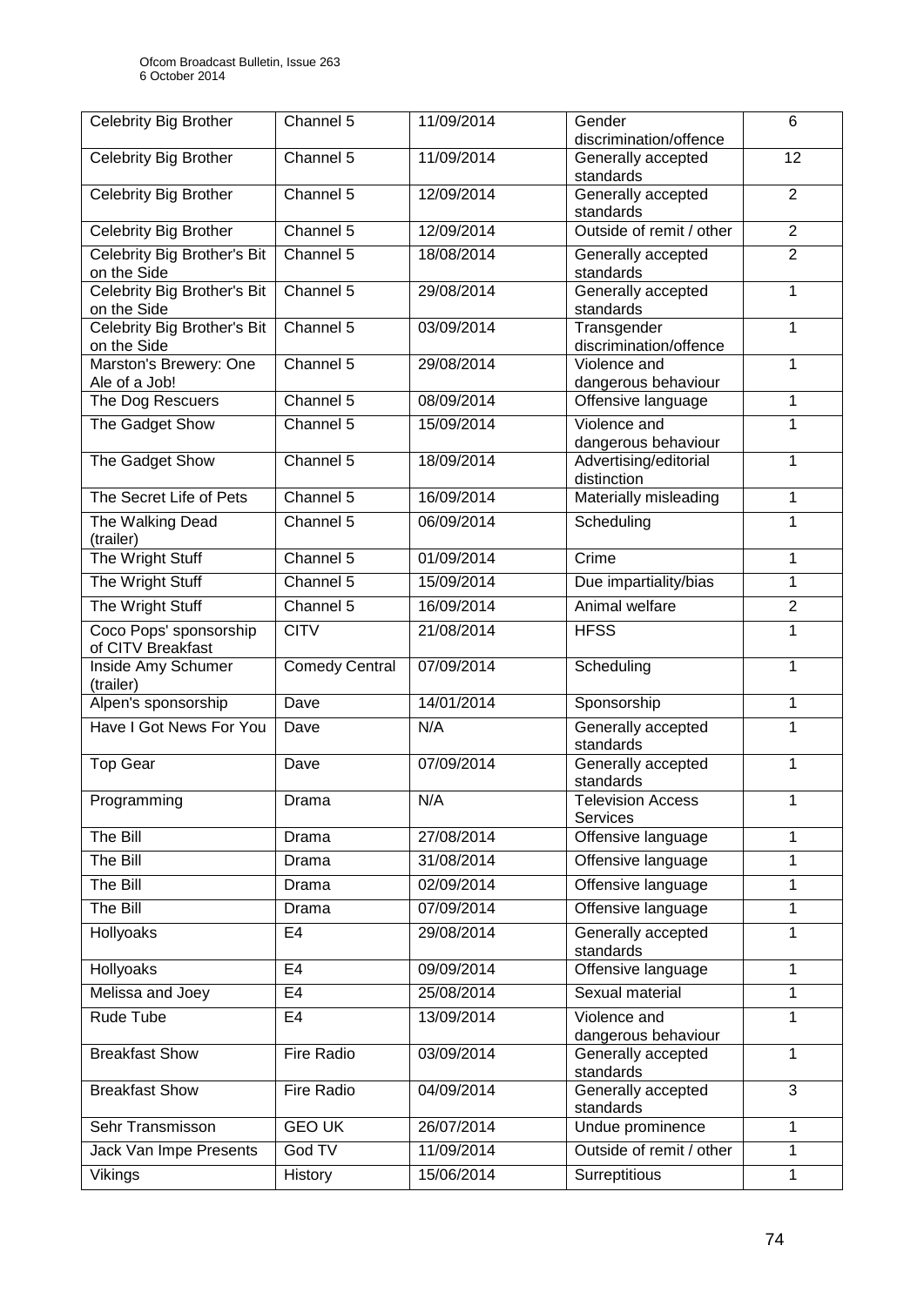| Celebrity Big Brother | Channel 5 | 11/09/2014 | Gender discrimination/offence | 6 |
|---|---|---|---|---|
| Celebrity Big Brother | Channel 5 | 11/09/2014 | Generally accepted standards | 12 |
| Celebrity Big Brother | Channel 5 | 12/09/2014 | Generally accepted standards | 2 |
| Celebrity Big Brother | Channel 5 | 12/09/2014 | Outside of remit / other | 2 |
| Celebrity Big Brother's Bit on the Side | Channel 5 | 18/08/2014 | Generally accepted standards | 2 |
| Celebrity Big Brother's Bit on the Side | Channel 5 | 29/08/2014 | Generally accepted standards | 1 |
| Celebrity Big Brother's Bit on the Side | Channel 5 | 03/09/2014 | Transgender discrimination/offence | 1 |
| Marston's Brewery: One Ale of a Job! | Channel 5 | 29/08/2014 | Violence and dangerous behaviour | 1 |
| The Dog Rescuers | Channel 5 | 08/09/2014 | Offensive language | 1 |
| The Gadget Show | Channel 5 | 15/09/2014 | Violence and dangerous behaviour | 1 |
| The Gadget Show | Channel 5 | 18/09/2014 | Advertising/editorial distinction | 1 |
| The Secret Life of Pets | Channel 5 | 16/09/2014 | Materially misleading | 1 |
| The Walking Dead (trailer) | Channel 5 | 06/09/2014 | Scheduling | 1 |
| The Wright Stuff | Channel 5 | 01/09/2014 | Crime | 1 |
| The Wright Stuff | Channel 5 | 15/09/2014 | Due impartiality/bias | 1 |
| The Wright Stuff | Channel 5 | 16/09/2014 | Animal welfare | 2 |
| Coco Pops' sponsorship of CITV Breakfast | CITV | 21/08/2014 | HFSS | 1 |
| Inside Amy Schumer (trailer) | Comedy Central | 07/09/2014 | Scheduling | 1 |
| Alpen's sponsorship | Dave | 14/01/2014 | Sponsorship | 1 |
| Have I Got News For You | Dave | N/A | Generally accepted standards | 1 |
| Top Gear | Dave | 07/09/2014 | Generally accepted standards | 1 |
| Programming | Drama | N/A | Television Access Services | 1 |
| The Bill | Drama | 27/08/2014 | Offensive language | 1 |
| The Bill | Drama | 31/08/2014 | Offensive language | 1 |
| The Bill | Drama | 02/09/2014 | Offensive language | 1 |
| The Bill | Drama | 07/09/2014 | Offensive language | 1 |
| Hollyoaks | E4 | 29/08/2014 | Generally accepted standards | 1 |
| Hollyoaks | E4 | 09/09/2014 | Offensive language | 1 |
| Melissa and Joey | E4 | 25/08/2014 | Sexual material | 1 |
| Rude Tube | E4 | 13/09/2014 | Violence and dangerous behaviour | 1 |
| Breakfast Show | Fire Radio | 03/09/2014 | Generally accepted standards | 1 |
| Breakfast Show | Fire Radio | 04/09/2014 | Generally accepted standards | 3 |
| Sehr Transmisson | GEO UK | 26/07/2014 | Undue prominence | 1 |
| Jack Van Impe Presents | God TV | 11/09/2014 | Outside of remit / other | 1 |
| Vikings | History | 15/06/2014 | Surreptitious | 1 |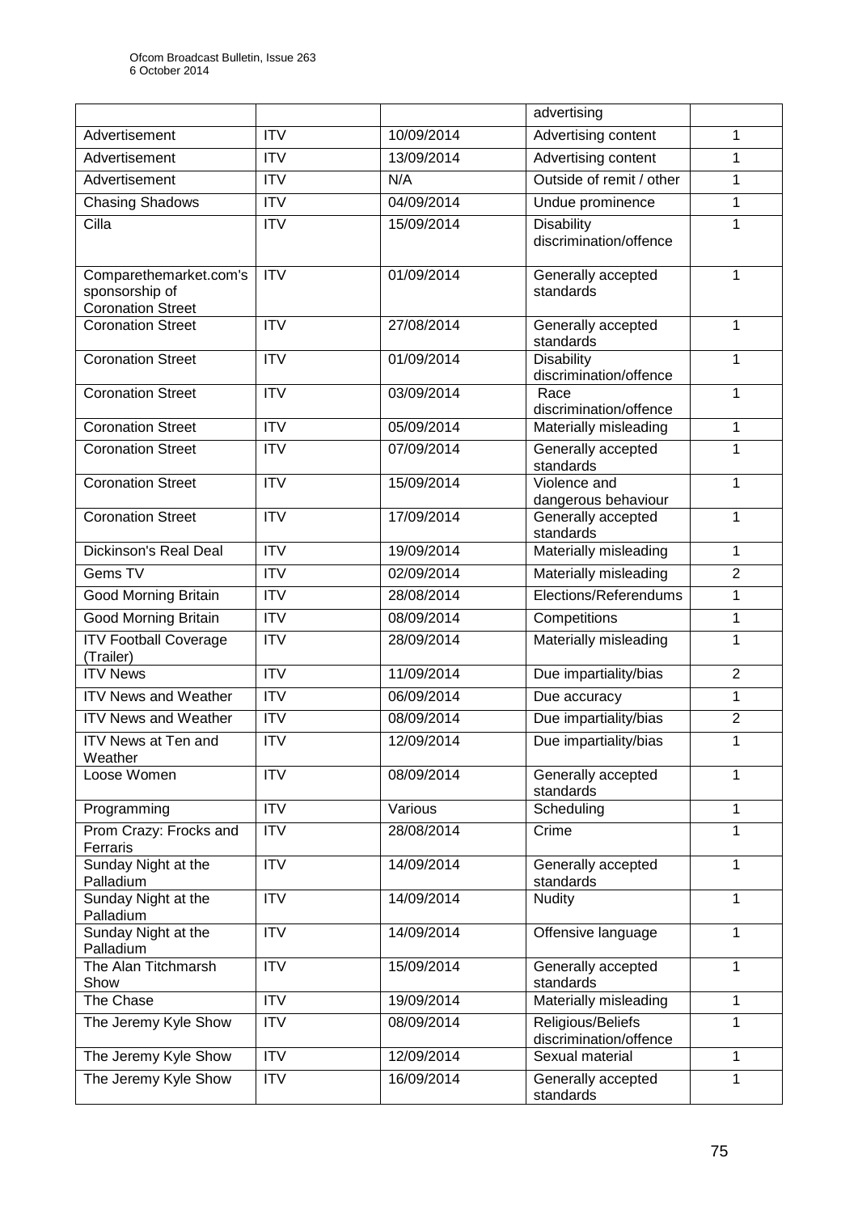| | | | advertising | |
|---|---|---|---|---|
| Advertisement | ITV | 10/09/2014 | Advertising content | 1 |
| Advertisement | ITV | 13/09/2014 | Advertising content | 1 |
| Advertisement | ITV | N/A | Outside of remit / other | 1 |
| Chasing Shadows | ITV | 04/09/2014 | Undue prominence | 1 |
| Cilla | ITV | 15/09/2014 | Disability discrimination/offence | 1 |
| Comparethemarket.com's sponsorship of Coronation Street | ITV | 01/09/2014 | Generally accepted standards | 1 |
| Coronation Street | ITV | 27/08/2014 | Generally accepted standards | 1 |
| Coronation Street | ITV | 01/09/2014 | Disability discrimination/offence | 1 |
| Coronation Street | ITV | 03/09/2014 | Race discrimination/offence | 1 |
| Coronation Street | ITV | 05/09/2014 | Materially misleading | 1 |
| Coronation Street | ITV | 07/09/2014 | Generally accepted standards | 1 |
| Coronation Street | ITV | 15/09/2014 | Violence and dangerous behaviour | 1 |
| Coronation Street | ITV | 17/09/2014 | Generally accepted standards | 1 |
| Dickinson's Real Deal | ITV | 19/09/2014 | Materially misleading | 1 |
| Gems TV | ITV | 02/09/2014 | Materially misleading | 2 |
| Good Morning Britain | ITV | 28/08/2014 | Elections/Referendums | 1 |
| Good Morning Britain | ITV | 08/09/2014 | Competitions | 1 |
| ITV Football Coverage (Trailer) | ITV | 28/09/2014 | Materially misleading | 1 |
| ITV News | ITV | 11/09/2014 | Due impartiality/bias | 2 |
| ITV News and Weather | ITV | 06/09/2014 | Due accuracy | 1 |
| ITV News and Weather | ITV | 08/09/2014 | Due impartiality/bias | 2 |
| ITV News at Ten and Weather | ITV | 12/09/2014 | Due impartiality/bias | 1 |
| Loose Women | ITV | 08/09/2014 | Generally accepted standards | 1 |
| Programming | ITV | Various | Scheduling | 1 |
| Prom Crazy: Frocks and Ferraris | ITV | 28/08/2014 | Crime | 1 |
| Sunday Night at the Palladium | ITV | 14/09/2014 | Generally accepted standards | 1 |
| Sunday Night at the Palladium | ITV | 14/09/2014 | Nudity | 1 |
| Sunday Night at the Palladium | ITV | 14/09/2014 | Offensive language | 1 |
| The Alan Titchmarsh Show | ITV | 15/09/2014 | Generally accepted standards | 1 |
| The Chase | ITV | 19/09/2014 | Materially misleading | 1 |
| The Jeremy Kyle Show | ITV | 08/09/2014 | Religious/Beliefs discrimination/offence | 1 |
| The Jeremy Kyle Show | ITV | 12/09/2014 | Sexual material | 1 |
| The Jeremy Kyle Show | ITV | 16/09/2014 | Generally accepted standards | 1 |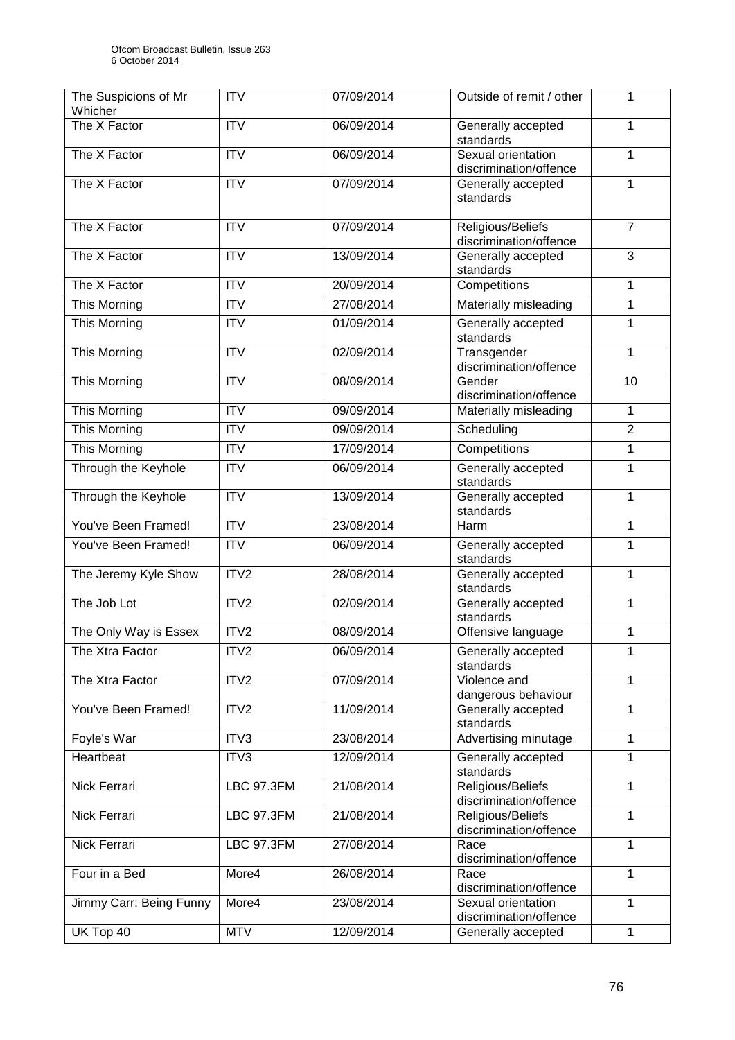| The Suspicions of Mr Whicher | ITV | 07/09/2014 | Outside of remit / other | 1 |
|---|---|---|---|---|
| The X Factor | ITV | 06/09/2014 | Generally accepted standards | 1 |
| The X Factor | ITV | 06/09/2014 | Sexual orientation discrimination/offence | 1 |
| The X Factor | ITV | 07/09/2014 | Generally accepted standards | 1 |
| The X Factor | ITV | 07/09/2014 | Religious/Beliefs discrimination/offence | 7 |
| The X Factor | ITV | 13/09/2014 | Generally accepted standards | 3 |
| The X Factor | ITV | 20/09/2014 | Competitions | 1 |
| This Morning | ITV | 27/08/2014 | Materially misleading | 1 |
| This Morning | ITV | 01/09/2014 | Generally accepted standards | 1 |
| This Morning | ITV | 02/09/2014 | Transgender discrimination/offence | 1 |
| This Morning | ITV | 08/09/2014 | Gender discrimination/offence | 10 |
| This Morning | ITV | 09/09/2014 | Materially misleading | 1 |
| This Morning | ITV | 09/09/2014 | Scheduling | 2 |
| This Morning | ITV | 17/09/2014 | Competitions | 1 |
| Through the Keyhole | ITV | 06/09/2014 | Generally accepted standards | 1 |
| Through the Keyhole | ITV | 13/09/2014 | Generally accepted standards | 1 |
| You've Been Framed! | ITV | 23/08/2014 | Harm | 1 |
| You've Been Framed! | ITV | 06/09/2014 | Generally accepted standards | 1 |
| The Jeremy Kyle Show | ITV2 | 28/08/2014 | Generally accepted standards | 1 |
| The Job Lot | ITV2 | 02/09/2014 | Generally accepted standards | 1 |
| The Only Way is Essex | ITV2 | 08/09/2014 | Offensive language | 1 |
| The Xtra Factor | ITV2 | 06/09/2014 | Generally accepted standards | 1 |
| The Xtra Factor | ITV2 | 07/09/2014 | Violence and dangerous behaviour | 1 |
| You've Been Framed! | ITV2 | 11/09/2014 | Generally accepted standards | 1 |
| Foyle's War | ITV3 | 23/08/2014 | Advertising minutage | 1 |
| Heartbeat | ITV3 | 12/09/2014 | Generally accepted standards | 1 |
| Nick Ferrari | LBC 97.3FM | 21/08/2014 | Religious/Beliefs discrimination/offence | 1 |
| Nick Ferrari | LBC 97.3FM | 21/08/2014 | Religious/Beliefs discrimination/offence | 1 |
| Nick Ferrari | LBC 97.3FM | 27/08/2014 | Race discrimination/offence | 1 |
| Four in a Bed | More4 | 26/08/2014 | Race discrimination/offence | 1 |
| Jimmy Carr: Being Funny | More4 | 23/08/2014 | Sexual orientation discrimination/offence | 1 |
| UK Top 40 | MTV | 12/09/2014 | Generally accepted | 1 |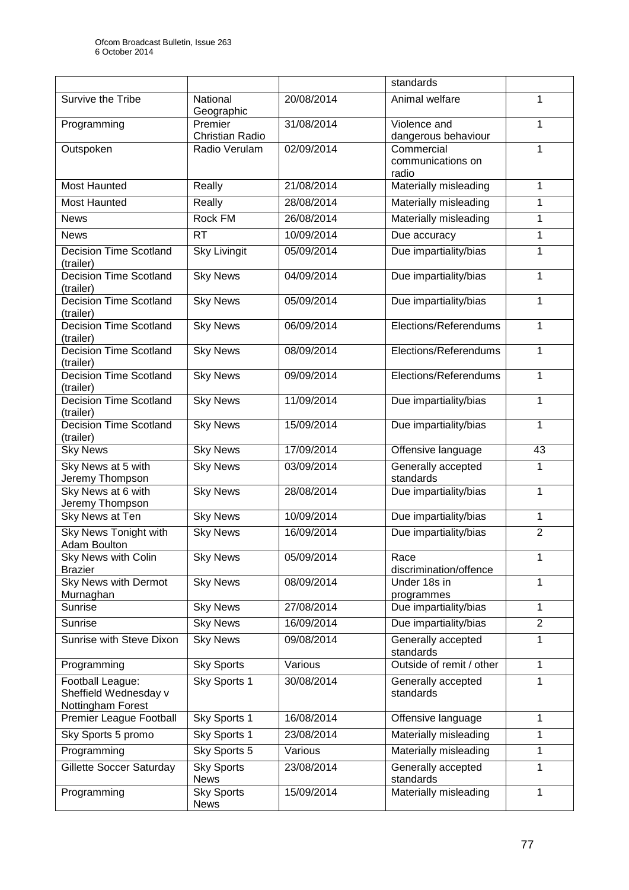| | | | standards | |
|---|---|---|---|---|
| Survive the Tribe | National Geographic | 20/08/2014 | Animal welfare | 1 |
| Programming | Premier Christian Radio | 31/08/2014 | Violence and dangerous behaviour | 1 |
| Outspoken | Radio Verulam | 02/09/2014 | Commercial communications on radio | 1 |
| Most Haunted | Really | 21/08/2014 | Materially misleading | 1 |
| Most Haunted | Really | 28/08/2014 | Materially misleading | 1 |
| News | Rock FM | 26/08/2014 | Materially misleading | 1 |
| News | RT | 10/09/2014 | Due accuracy | 1 |
| Decision Time Scotland (trailer) | Sky Livingit | 05/09/2014 | Due impartiality/bias | 1 |
| Decision Time Scotland (trailer) | Sky News | 04/09/2014 | Due impartiality/bias | 1 |
| Decision Time Scotland (trailer) | Sky News | 05/09/2014 | Due impartiality/bias | 1 |
| Decision Time Scotland (trailer) | Sky News | 06/09/2014 | Elections/Referendums | 1 |
| Decision Time Scotland (trailer) | Sky News | 08/09/2014 | Elections/Referendums | 1 |
| Decision Time Scotland (trailer) | Sky News | 09/09/2014 | Elections/Referendums | 1 |
| Decision Time Scotland (trailer) | Sky News | 11/09/2014 | Due impartiality/bias | 1 |
| Decision Time Scotland (trailer) | Sky News | 15/09/2014 | Due impartiality/bias | 1 |
| Sky News | Sky News | 17/09/2014 | Offensive language | 43 |
| Sky News at 5 with Jeremy Thompson | Sky News | 03/09/2014 | Generally accepted standards | 1 |
| Sky News at 6 with Jeremy Thompson | Sky News | 28/08/2014 | Due impartiality/bias | 1 |
| Sky News at Ten | Sky News | 10/09/2014 | Due impartiality/bias | 1 |
| Sky News Tonight with Adam Boulton | Sky News | 16/09/2014 | Due impartiality/bias | 2 |
| Sky News with Colin Brazier | Sky News | 05/09/2014 | Race discrimination/offence | 1 |
| Sky News with Dermot Murnaghan | Sky News | 08/09/2014 | Under 18s in programmes | 1 |
| Sunrise | Sky News | 27/08/2014 | Due impartiality/bias | 1 |
| Sunrise | Sky News | 16/09/2014 | Due impartiality/bias | 2 |
| Sunrise with Steve Dixon | Sky News | 09/08/2014 | Generally accepted standards | 1 |
| Programming | Sky Sports | Various | Outside of remit / other | 1 |
| Football League: Sheffield Wednesday v Nottingham Forest | Sky Sports 1 | 30/08/2014 | Generally accepted standards | 1 |
| Premier League Football | Sky Sports 1 | 16/08/2014 | Offensive language | 1 |
| Sky Sports 5 promo | Sky Sports 1 | 23/08/2014 | Materially misleading | 1 |
| Programming | Sky Sports 5 | Various | Materially misleading | 1 |
| Gillette Soccer Saturday | Sky Sports News | 23/08/2014 | Generally accepted standards | 1 |
| Programming | Sky Sports News | 15/09/2014 | Materially misleading | 1 |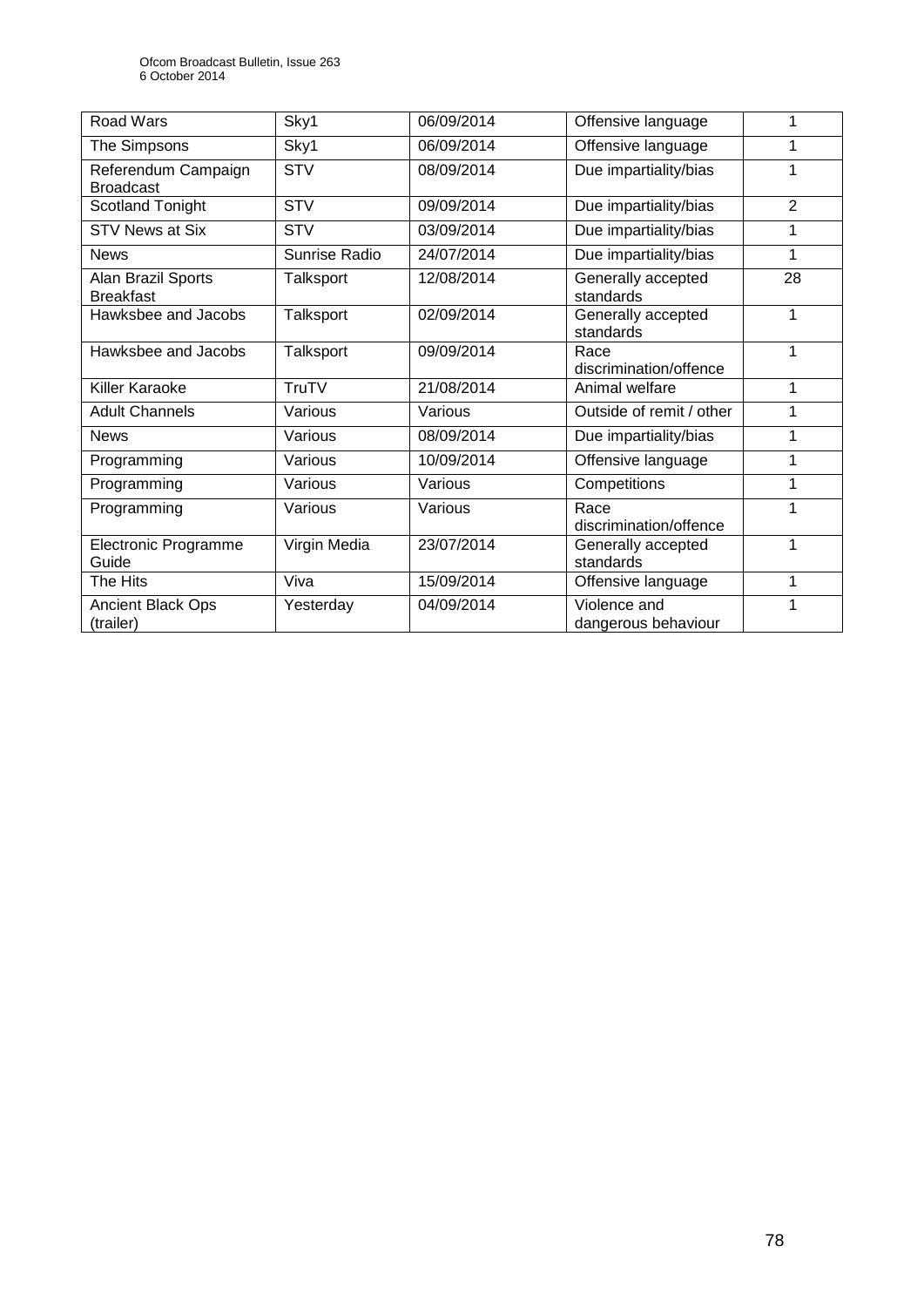| Road Wars | Sky1 | 06/09/2014 | Offensive language | 1 |
|---|---|---|---|---|
| The Simpsons | Sky1 | 06/09/2014 | Offensive language | 1 |
| Referendum Campaign Broadcast | STV | 08/09/2014 | Due impartiality/bias | 1 |
| Scotland Tonight | STV | 09/09/2014 | Due impartiality/bias | 2 |
| STV News at Six | STV | 03/09/2014 | Due impartiality/bias | 1 |
| News | Sunrise Radio | 24/07/2014 | Due impartiality/bias | 1 |
| Alan Brazil Sports Breakfast | Talksport | 12/08/2014 | Generally accepted standards | 28 |
| Hawksbee and Jacobs | Talksport | 02/09/2014 | Generally accepted standards | 1 |
| Hawksbee and Jacobs | Talksport | 09/09/2014 | Race discrimination/offence | 1 |
| Killer Karaoke | TruTV | 21/08/2014 | Animal welfare | 1 |
| Adult Channels | Various | Various | Outside of remit / other | 1 |
| News | Various | 08/09/2014 | Due impartiality/bias | 1 |
| Programming | Various | 10/09/2014 | Offensive language | 1 |
| Programming | Various | Various | Competitions | 1 |
| Programming | Various | Various | Race discrimination/offence | 1 |
| Electronic Programme Guide | Virgin Media | 23/07/2014 | Generally accepted standards | 1 |
| The Hits | Viva | 15/09/2014 | Offensive language | 1 |
| Ancient Black Ops (trailer) | Yesterday | 04/09/2014 | Violence and dangerous behaviour | 1 |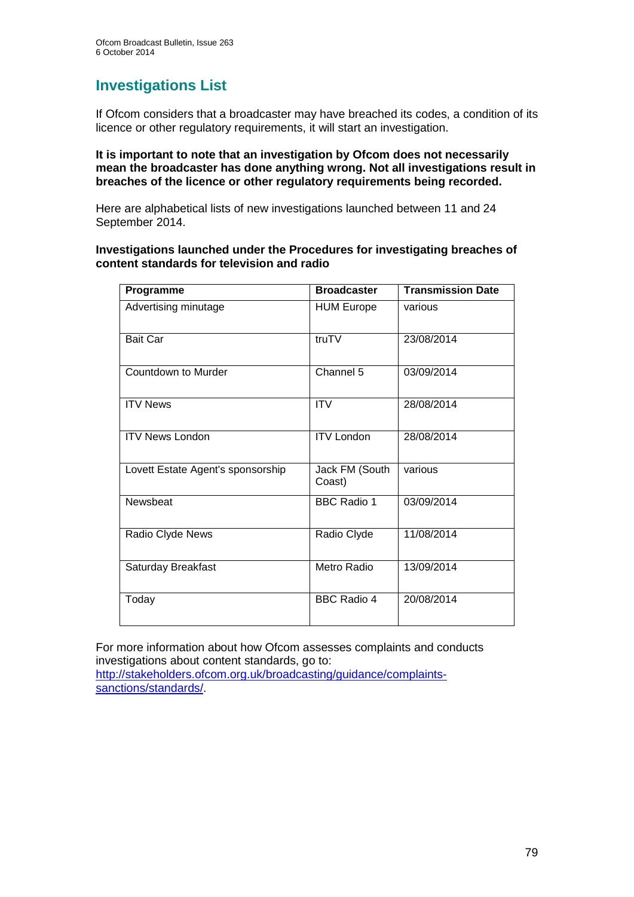# Investigations List

If Ofcom considers that a broadcaster may have breached its codes, a condition of its licence or other regulatory requirements, it will start an investigation.

**It is important to note that an investigation by Ofcom does not necessarily mean the broadcaster has done anything wrong. Not all investigations result in breaches of the licence or other regulatory requirements being recorded.**

Here are alphabetical lists of new investigations launched between 11 and 24 September 2014.

**Investigations launched under the Procedures for investigating breaches of content standards for television and radio**

| Programme | Broadcaster | Transmission Date |
|---|---|---|
| Advertising minutage | HUM Europe | various |
| Bait Car | truTV | 23/08/2014 |
| Countdown to Murder | Channel 5 | 03/09/2014 |
| ITV News | ITV | 28/08/2014 |
| ITV News London | ITV London | 28/08/2014 |
| Lovett Estate Agent's sponsorship | Jack FM (South Coast) | various |
| Newsbeat | BBC Radio 1 | 03/09/2014 |
| Radio Clyde News | Radio Clyde | 11/08/2014 |
| Saturday Breakfast | Metro Radio | 13/09/2014 |
| Today | BBC Radio 4 | 20/08/2014 |

For more information about how Ofcom assesses complaints and conducts investigations about content standards, go to: [http://stakeholders.ofcom.org.uk/broadcasting/guidance/complaints-sanctions/standards/](http://stakeholders.ofcom.org.uk/broadcasting/guidance/complaints-sanctions/standards/).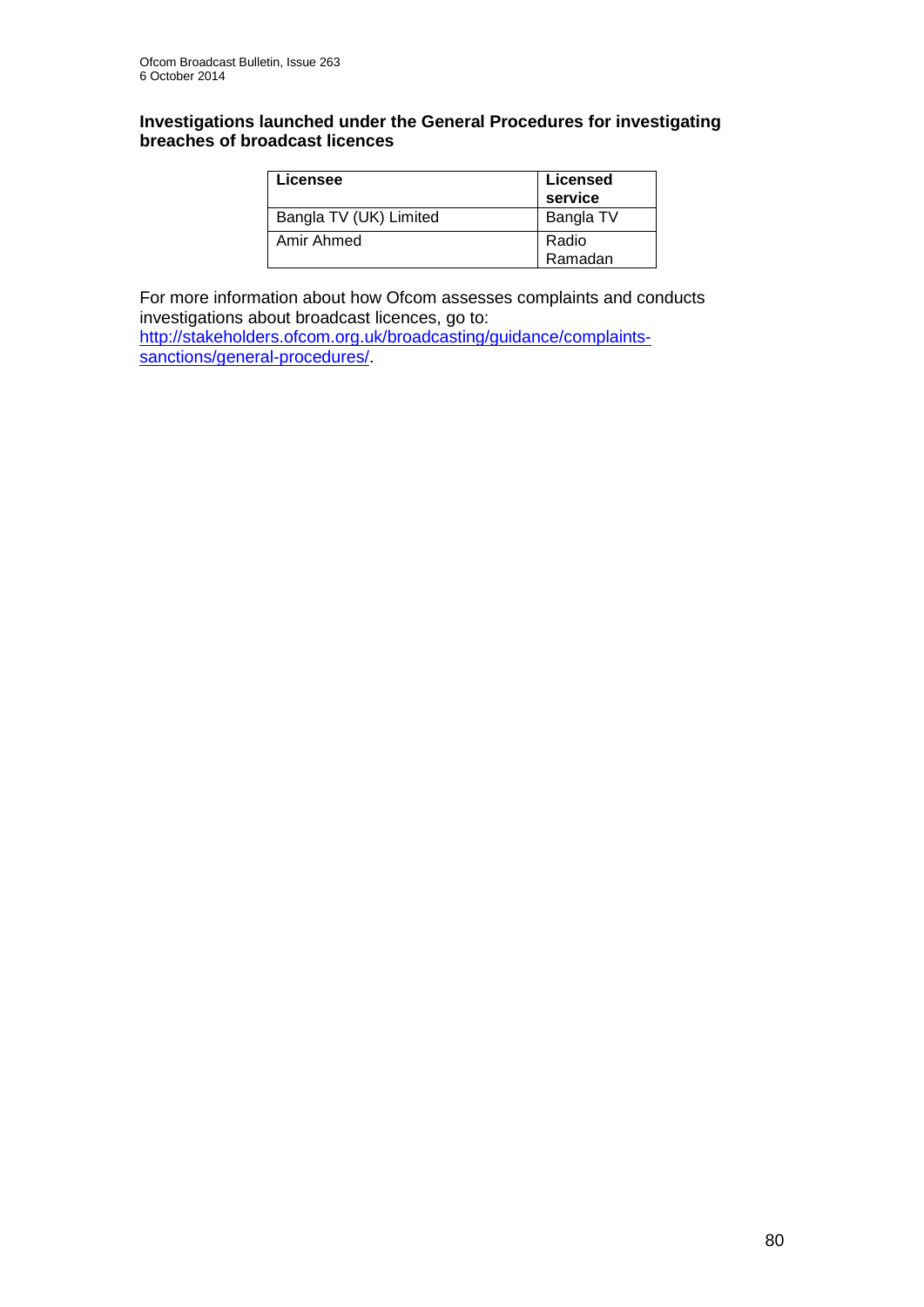**Investigations launched under the General Procedures for investigating breaches of broadcast licences**

| Licensee | Licensed service |
|---|---|
| Bangla TV (UK) Limited | Bangla TV |
| Amir Ahmed | Radio Ramadan |

For more information about how Ofcom assesses complaints and conducts investigations about broadcast licences, go to: [http://stakeholders.ofcom.org.uk/broadcasting/guidance/complaints-sanctions/general-procedures/](http://stakeholders.ofcom.org.uk/broadcasting/guidance/complaints-sanctions/general-procedures/).